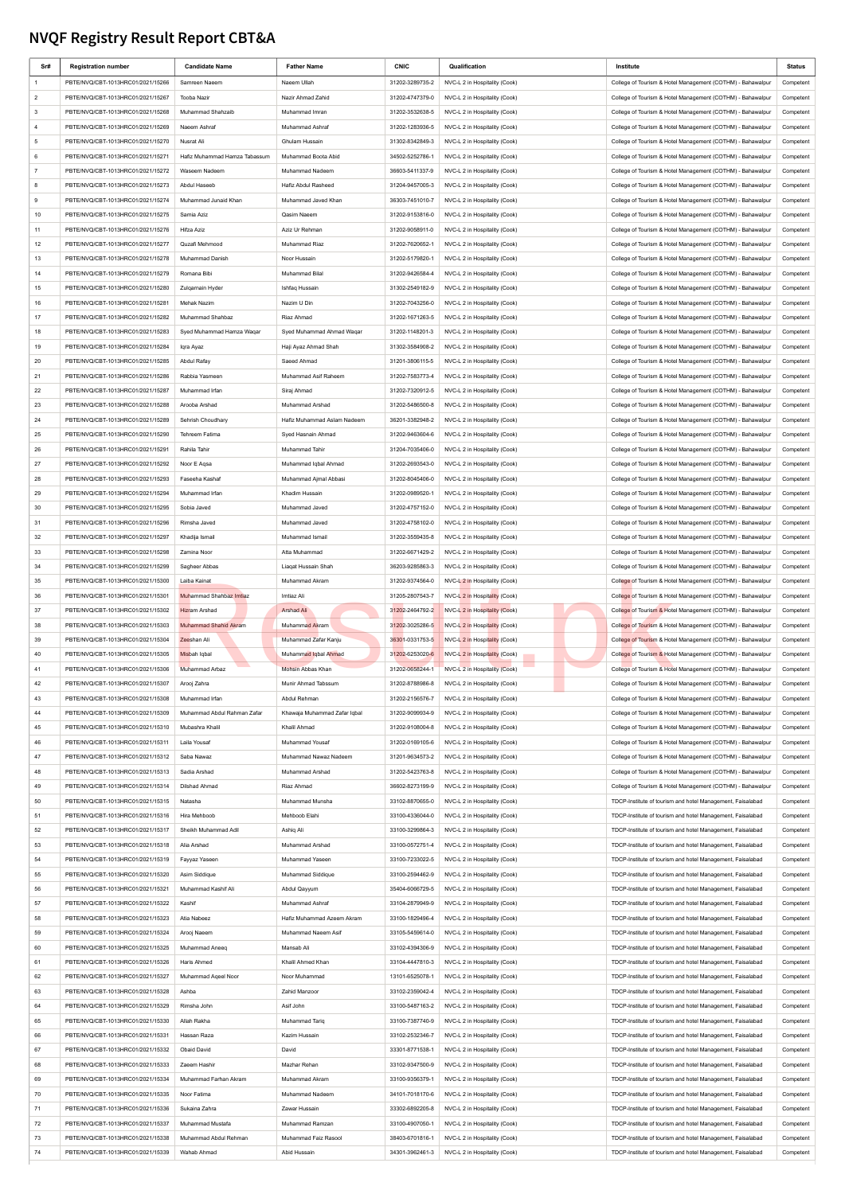# NVQF Registry Result Report CBT&A

| Sr# | Registration number | Candidate Name | Father Name | CNIC | Qualification | Institute | Status |
|---|---|---|---|---|---|---|---|
| 1 | PBTE/NVQ/CBT-1013HRC01/2021/15266 | Samreen Naeem | Naeem Ullah | 31202-3289735-2 | NVC-L 2 in Hospitality (Cook) | College of Tourism & Hotel Management (COTHM) - Bahawalpur | Competent |
| 2 | PBTE/NVQ/CBT-1013HRC01/2021/15267 | Tooba Nazir | Nazir Ahmad Zahid | 31202-4747379-0 | NVC-L 2 in Hospitality (Cook) | College of Tourism & Hotel Management (COTHM) - Bahawalpur | Competent |
| 3 | PBTE/NVQ/CBT-1013HRC01/2021/15268 | Muhammad Shahzaib | Muhammad Imran | 31202-3532638-5 | NVC-L 2 in Hospitality (Cook) | College of Tourism & Hotel Management (COTHM) - Bahawalpur | Competent |
| 4 | PBTE/NVQ/CBT-1013HRC01/2021/15269 | Naeem Ashraf | Muhammad Ashraf | 31202-1283936-5 | NVC-L 2 in Hospitality (Cook) | College of Tourism & Hotel Management (COTHM) - Bahawalpur | Competent |
| 5 | PBTE/NVQ/CBT-1013HRC01/2021/15270 | Nusrat Ali | Ghulam Hussain | 31302-8342849-3 | NVC-L 2 in Hospitality (Cook) | College of Tourism & Hotel Management (COTHM) - Bahawalpur | Competent |
| 6 | PBTE/NVQ/CBT-1013HRC01/2021/15271 | Hafiz Muhammad Hamza Tabassum | Muhammad Boota Abid | 34502-5252786-1 | NVC-L 2 in Hospitality (Cook) | College of Tourism & Hotel Management (COTHM) - Bahawalpur | Competent |
| 7 | PBTE/NVQ/CBT-1013HRC01/2021/15272 | Waseem Nadeem | Muhammad Nadeem | 36603-5411337-9 | NVC-L 2 in Hospitality (Cook) | College of Tourism & Hotel Management (COTHM) - Bahawalpur | Competent |
| 8 | PBTE/NVQ/CBT-1013HRC01/2021/15273 | Abdul Haseeb | Hafiz Abdul Rasheed | 31204-9457005-3 | NVC-L 2 in Hospitality (Cook) | College of Tourism & Hotel Management (COTHM) - Bahawalpur | Competent |
| 9 | PBTE/NVQ/CBT-1013HRC01/2021/15274 | Muhammad Junaid Khan | Muhammad Javed Khan | 36303-7451010-7 | NVC-L 2 in Hospitality (Cook) | College of Tourism & Hotel Management (COTHM) - Bahawalpur | Competent |
| 10 | PBTE/NVQ/CBT-1013HRC01/2021/15275 | Samia Aziz | Qasim Naeem | 31202-9153816-0 | NVC-L 2 in Hospitality (Cook) | College of Tourism & Hotel Management (COTHM) - Bahawalpur | Competent |
| 11 | PBTE/NVQ/CBT-1013HRC01/2021/15276 | Hifza Aziz | Aziz Ur Rehman | 31202-9058911-0 | NVC-L 2 in Hospitality (Cook) | College of Tourism & Hotel Management (COTHM) - Bahawalpur | Competent |
| 12 | PBTE/NVQ/CBT-1013HRC01/2021/15277 | Quzafi Mehmood | Muhammad Riaz | 31202-7620652-1 | NVC-L 2 in Hospitality (Cook) | College of Tourism & Hotel Management (COTHM) - Bahawalpur | Competent |
| 13 | PBTE/NVQ/CBT-1013HRC01/2021/15278 | Muhammad Danish | Noor Hussain | 31202-5179820-1 | NVC-L 2 in Hospitality (Cook) | College of Tourism & Hotel Management (COTHM) - Bahawalpur | Competent |
| 14 | PBTE/NVQ/CBT-1013HRC01/2021/15279 | Romana Bibi | Muhammad Bilal | 31202-9426584-4 | NVC-L 2 in Hospitality (Cook) | College of Tourism & Hotel Management (COTHM) - Bahawalpur | Competent |
| 15 | PBTE/NVQ/CBT-1013HRC01/2021/15280 | Zulqarnain Hyder | Ishfaq Hussain | 31302-2549182-9 | NVC-L 2 in Hospitality (Cook) | College of Tourism & Hotel Management (COTHM) - Bahawalpur | Competent |
| 16 | PBTE/NVQ/CBT-1013HRC01/2021/15281 | Mehak Nazim | Nazim U Din | 31202-7043256-0 | NVC-L 2 in Hospitality (Cook) | College of Tourism & Hotel Management (COTHM) - Bahawalpur | Competent |
| 17 | PBTE/NVQ/CBT-1013HRC01/2021/15282 | Muhammad Shahbaz | Riaz Ahmad | 31202-1671263-5 | NVC-L 2 in Hospitality (Cook) | College of Tourism & Hotel Management (COTHM) - Bahawalpur | Competent |
| 18 | PBTE/NVQ/CBT-1013HRC01/2021/15283 | Syed Muhammad Hamza Waqar | Syed Muhammad Ahmad Waqar | 31202-1148201-3 | NVC-L 2 in Hospitality (Cook) | College of Tourism & Hotel Management (COTHM) - Bahawalpur | Competent |
| 19 | PBTE/NVQ/CBT-1013HRC01/2021/15284 | Iqra Ayaz | Haji Ayaz Ahmad Shah | 31302-3584908-2 | NVC-L 2 in Hospitality (Cook) | College of Tourism & Hotel Management (COTHM) - Bahawalpur | Competent |
| 20 | PBTE/NVQ/CBT-1013HRC01/2021/15285 | Abdul Rafay | Saeed Ahmad | 31201-3806115-5 | NVC-L 2 in Hospitality (Cook) | College of Tourism & Hotel Management (COTHM) - Bahawalpur | Competent |
| 21 | PBTE/NVQ/CBT-1013HRC01/2021/15286 | Rabbia Yasmeen | Muhammad Asif Raheem | 31202-7583773-4 | NVC-L 2 in Hospitality (Cook) | College of Tourism & Hotel Management (COTHM) - Bahawalpur | Competent |
| 22 | PBTE/NVQ/CBT-1013HRC01/2021/15287 | Muhammad Irfan | Siraj Ahmad | 31202-7320912-5 | NVC-L 2 in Hospitality (Cook) | College of Tourism & Hotel Management (COTHM) - Bahawalpur | Competent |
| 23 | PBTE/NVQ/CBT-1013HRC01/2021/15288 | Arooba Arshad | Muhammad Arshad | 31202-5486500-8 | NVC-L 2 in Hospitality (Cook) | College of Tourism & Hotel Management (COTHM) - Bahawalpur | Competent |
| 24 | PBTE/NVQ/CBT-1013HRC01/2021/15289 | Sehrish Choudhary | Hafiz Muhammad Aslam Nadeem | 36201-3382948-2 | NVC-L 2 in Hospitality (Cook) | College of Tourism & Hotel Management (COTHM) - Bahawalpur | Competent |
| 25 | PBTE/NVQ/CBT-1013HRC01/2021/15290 | Tehreem Fatima | Syed Hasnain Ahmad | 31202-9463604-6 | NVC-L 2 in Hospitality (Cook) | College of Tourism & Hotel Management (COTHM) - Bahawalpur | Competent |
| 26 | PBTE/NVQ/CBT-1013HRC01/2021/15291 | Rahila Tahir | Muhammad Tahir | 31204-7035406-0 | NVC-L 2 in Hospitality (Cook) | College of Tourism & Hotel Management (COTHM) - Bahawalpur | Competent |
| 27 | PBTE/NVQ/CBT-1013HRC01/2021/15292 | Noor E Aqsa | Muhammad Iqbal Ahmad | 31202-2693543-0 | NVC-L 2 in Hospitality (Cook) | College of Tourism & Hotel Management (COTHM) - Bahawalpur | Competent |
| 28 | PBTE/NVQ/CBT-1013HRC01/2021/15293 | Faseeha Kashaf | Muhammad Ajmal Abbasi | 31202-8045406-0 | NVC-L 2 in Hospitality (Cook) | College of Tourism & Hotel Management (COTHM) - Bahawalpur | Competent |
| 29 | PBTE/NVQ/CBT-1013HRC01/2021/15294 | Muhammad Irfan | Khadim Hussain | 31202-0989520-1 | NVC-L 2 in Hospitality (Cook) | College of Tourism & Hotel Management (COTHM) - Bahawalpur | Competent |
| 30 | PBTE/NVQ/CBT-1013HRC01/2021/15295 | Sobia Javed | Muhammad Javed | 31202-4757152-0 | NVC-L 2 in Hospitality (Cook) | College of Tourism & Hotel Management (COTHM) - Bahawalpur | Competent |
| 31 | PBTE/NVQ/CBT-1013HRC01/2021/15296 | Rimsha Javed | Muhammad Javed | 31202-4758102-0 | NVC-L 2 in Hospitality (Cook) | College of Tourism & Hotel Management (COTHM) - Bahawalpur | Competent |
| 32 | PBTE/NVQ/CBT-1013HRC01/2021/15297 | Khadija Ismail | Muhammad Ismail | 31202-3559435-8 | NVC-L 2 in Hospitality (Cook) | College of Tourism & Hotel Management (COTHM) - Bahawalpur | Competent |
| 33 | PBTE/NVQ/CBT-1013HRC01/2021/15298 | Zamina Noor | Atta Muhammad | 31202-6671429-2 | NVC-L 2 in Hospitality (Cook) | College of Tourism & Hotel Management (COTHM) - Bahawalpur | Competent |
| 34 | PBTE/NVQ/CBT-1013HRC01/2021/15299 | Sagheer Abbas | Liaqat Hussain Shah | 36203-9285863-3 | NVC-L 2 in Hospitality (Cook) | College of Tourism & Hotel Management (COTHM) - Bahawalpur | Competent |
| 35 | PBTE/NVQ/CBT-1013HRC01/2021/15300 | Laiba Kainat | Muhammad Akram | 31202-9374564-0 | NVC-L 2 in Hospitality (Cook) | College of Tourism & Hotel Management (COTHM) - Bahawalpur | Competent |
| 36 | PBTE/NVQ/CBT-1013HRC01/2021/15301 | Muhammad Shahbaz Imtiaz | Imtiaz Ali | 31205-2807543-7 | NVC-L 2 in Hospitality (Cook) | College of Tourism & Hotel Management (COTHM) - Bahawalpur | Competent |
| 37 | PBTE/NVQ/CBT-1013HRC01/2021/15302 | Hizram Arshad | Arshad Ali | 31202-2464792-3 | NVC-L 2 in Hospitality (Cook) | College of Tourism & Hotel Management (COTHM) - Bahawalpur | Competent |
| 38 | PBTE/NVQ/CBT-1013HRC01/2021/15303 | Muhammad Shahid Akram | Muhammad Akram | 31202-3025286-5 | NVC-L 2 in Hospitality (Cook) | College of Tourism & Hotel Management (COTHM) - Bahawalpur | Competent |
| 39 | PBTE/NVQ/CBT-1013HRC01/2021/15304 | Zeeshan Ali | Muhammad Zafar Kanju | 36301-0331753-5 | NVC-L 2 in Hospitality (Cook) | College of Tourism & Hotel Management (COTHM) - Bahawalpur | Competent |
| 40 | PBTE/NVQ/CBT-1013HRC01/2021/15305 | Misbah Iqbal | Muhammad Iqbal Ahmad | 31202-6253020-6 | NVC-L 2 in Hospitality (Cook) | College of Tourism & Hotel Management (COTHM) - Bahawalpur | Competent |
| 41 | PBTE/NVQ/CBT-1013HRC01/2021/15306 | Muhammad Arbaz | Mohsin Abbas Khan | 31202-0658244-1 | NVC-L 2 in Hospitality (Cook) | College of Tourism & Hotel Management (COTHM) - Bahawalpur | Competent |
| 42 | PBTE/NVQ/CBT-1013HRC01/2021/15307 | Arooj Zahra | Munir Ahmad Tabssum | 31202-8788986-8 | NVC-L 2 in Hospitality (Cook) | College of Tourism & Hotel Management (COTHM) - Bahawalpur | Competent |
| 43 | PBTE/NVQ/CBT-1013HRC01/2021/15308 | Muhammad Irfan | Abdul Rehman | 31202-2156576-7 | NVC-L 2 in Hospitality (Cook) | College of Tourism & Hotel Management (COTHM) - Bahawalpur | Competent |
| 44 | PBTE/NVQ/CBT-1013HRC01/2021/15309 | Muhammad Abdul Rahman Zafar | Khawaja Muhammad Zafar Iqbal | 31202-9099934-9 | NVC-L 2 in Hospitality (Cook) | College of Tourism & Hotel Management (COTHM) - Bahawalpur | Competent |
| 45 | PBTE/NVQ/CBT-1013HRC01/2021/15310 | Mubashra Khalil | Khalil Ahmad | 31202-9108004-8 | NVC-L 2 in Hospitality (Cook) | College of Tourism & Hotel Management (COTHM) - Bahawalpur | Competent |
| 46 | PBTE/NVQ/CBT-1013HRC01/2021/15311 | Laila Yousaf | Muhammad Yousaf | 31202-0169105-6 | NVC-L 2 in Hospitality (Cook) | College of Tourism & Hotel Management (COTHM) - Bahawalpur | Competent |
| 47 | PBTE/NVQ/CBT-1013HRC01/2021/15312 | Saba Nawaz | Muhammad Nawaz Nadeem | 31201-9634573-2 | NVC-L 2 in Hospitality (Cook) | College of Tourism & Hotel Management (COTHM) - Bahawalpur | Competent |
| 48 | PBTE/NVQ/CBT-1013HRC01/2021/15313 | Sadia Arshad | Muhammad Arshad | 31202-5423763-8 | NVC-L 2 in Hospitality (Cook) | College of Tourism & Hotel Management (COTHM) - Bahawalpur | Competent |
| 49 | PBTE/NVQ/CBT-1013HRC01/2021/15314 | Dilshad Ahmad | Riaz Ahmad | 36602-8273199-9 | NVC-L 2 in Hospitality (Cook) | College of Tourism & Hotel Management (COTHM) - Bahawalpur | Competent |
| 50 | PBTE/NVQ/CBT-1013HRC01/2021/15315 | Natasha | Muhammad Munsha | 33102-8870665-0 | NVC-L 2 in Hospitality (Cook) | TDCP-Institute of tourism and hotel Management, Faisalabad | Competent |
| 51 | PBTE/NVQ/CBT-1013HRC01/2021/15316 | Hira Mehboob | Mehboob Elahi | 33100-4336044-0 | NVC-L 2 in Hospitality (Cook) | TDCP-Institute of tourism and hotel Management, Faisalabad | Competent |
| 52 | PBTE/NVQ/CBT-1013HRC01/2021/15317 | Sheikh Muhammad Adil | Ashiq Ali | 33100-3299864-3 | NVC-L 2 in Hospitality (Cook) | TDCP-Institute of tourism and hotel Management, Faisalabad | Competent |
| 53 | PBTE/NVQ/CBT-1013HRC01/2021/15318 | Alia Arshad | Muhammad Arshad | 33100-0572751-4 | NVC-L 2 in Hospitality (Cook) | TDCP-Institute of tourism and hotel Management, Faisalabad | Competent |
| 54 | PBTE/NVQ/CBT-1013HRC01/2021/15319 | Fayyaz Yaseen | Muhammad Yaseen | 33100-7233022-5 | NVC-L 2 in Hospitality (Cook) | TDCP-Institute of tourism and hotel Management, Faisalabad | Competent |
| 55 | PBTE/NVQ/CBT-1013HRC01/2021/15320 | Asim Siddique | Muhammad Siddique | 33100-2594462-9 | NVC-L 2 in Hospitality (Cook) | TDCP-Institute of tourism and hotel Management, Faisalabad | Competent |
| 56 | PBTE/NVQ/CBT-1013HRC01/2021/15321 | Muhammad Kashif Ali | Abdul Qayyum | 35404-6066729-5 | NVC-L 2 in Hospitality (Cook) | TDCP-Institute of tourism and hotel Management, Faisalabad | Competent |
| 57 | PBTE/NVQ/CBT-1013HRC01/2021/15322 | Kashif | Muhammad Ashraf | 33104-2879949-9 | NVC-L 2 in Hospitality (Cook) | TDCP-Institute of tourism and hotel Management, Faisalabad | Competent |
| 58 | PBTE/NVQ/CBT-1013HRC01/2021/15323 | Atia Nabeez | Hafiz Muhammad Azeem Akram | 33100-1829496-4 | NVC-L 2 in Hospitality (Cook) | TDCP-Institute of tourism and hotel Management, Faisalabad | Competent |
| 59 | PBTE/NVQ/CBT-1013HRC01/2021/15324 | Arooj Naeem | Muhammad Naeem Asif | 33105-5459614-0 | NVC-L 2 in Hospitality (Cook) | TDCP-Institute of tourism and hotel Management, Faisalabad | Competent |
| 60 | PBTE/NVQ/CBT-1013HRC01/2021/15325 | Muhammad Aneeq | Mansab Ali | 33102-4394306-9 | NVC-L 2 in Hospitality (Cook) | TDCP-Institute of tourism and hotel Management, Faisalabad | Competent |
| 61 | PBTE/NVQ/CBT-1013HRC01/2021/15326 | Haris Ahmed | Khalil Ahmed Khan | 33104-4447810-3 | NVC-L 2 in Hospitality (Cook) | TDCP-Institute of tourism and hotel Management, Faisalabad | Competent |
| 62 | PBTE/NVQ/CBT-1013HRC01/2021/15327 | Muhammad Aqeel Noor | Noor Muhammad | 13101-6525078-1 | NVC-L 2 in Hospitality (Cook) | TDCP-Institute of tourism and hotel Management, Faisalabad | Competent |
| 63 | PBTE/NVQ/CBT-1013HRC01/2021/15328 | Ashba | Zahid Manzoor | 33102-2359042-4 | NVC-L 2 in Hospitality (Cook) | TDCP-Institute of tourism and hotel Management, Faisalabad | Competent |
| 64 | PBTE/NVQ/CBT-1013HRC01/2021/15329 | Rimsha John | Asif John | 33100-5487163-2 | NVC-L 2 in Hospitality (Cook) | TDCP-Institute of tourism and hotel Management, Faisalabad | Competent |
| 65 | PBTE/NVQ/CBT-1013HRC01/2021/15330 | Allah Rakha | Muhammad Tariq | 33100-7387740-9 | NVC-L 2 in Hospitality (Cook) | TDCP-Institute of tourism and hotel Management, Faisalabad | Competent |
| 66 | PBTE/NVQ/CBT-1013HRC01/2021/15331 | Hassan Raza | Kazim Hussain | 33102-2532346-7 | NVC-L 2 in Hospitality (Cook) | TDCP-Institute of tourism and hotel Management, Faisalabad | Competent |
| 67 | PBTE/NVQ/CBT-1013HRC01/2021/15332 | Obaid David | David | 33301-8771538-1 | NVC-L 2 in Hospitality (Cook) | TDCP-Institute of tourism and hotel Management, Faisalabad | Competent |
| 68 | PBTE/NVQ/CBT-1013HRC01/2021/15333 | Zaeem Hashir | Mazhar Rehan | 33102-9347500-9 | NVC-L 2 in Hospitality (Cook) | TDCP-Institute of tourism and hotel Management, Faisalabad | Competent |
| 69 | PBTE/NVQ/CBT-1013HRC01/2021/15334 | Muhammad Farhan Akram | Muhammad Akram | 33100-9356379-1 | NVC-L 2 in Hospitality (Cook) | TDCP-Institute of tourism and hotel Management, Faisalabad | Competent |
| 70 | PBTE/NVQ/CBT-1013HRC01/2021/15335 | Noor Fatima | Muhammad Nadeem | 34101-7018170-6 | NVC-L 2 in Hospitality (Cook) | TDCP-Institute of tourism and hotel Management, Faisalabad | Competent |
| 71 | PBTE/NVQ/CBT-1013HRC01/2021/15336 | Sukaina Zahra | Zawar Hussain | 33302-6892205-8 | NVC-L 2 in Hospitality (Cook) | TDCP-Institute of tourism and hotel Management, Faisalabad | Competent |
| 72 | PBTE/NVQ/CBT-1013HRC01/2021/15337 | Muhammad Mustafa | Muhammad Ramzan | 33100-4907050-1 | NVC-L 2 in Hospitality (Cook) | TDCP-Institute of tourism and hotel Management, Faisalabad | Competent |
| 73 | PBTE/NVQ/CBT-1013HRC01/2021/15338 | Muhammad Abdul Rehman | Muhammad Faiz Rasool | 38403-6701816-1 | NVC-L 2 in Hospitality (Cook) | TDCP-Institute of tourism and hotel Management, Faisalabad | Competent |
| 74 | PBTE/NVQ/CBT-1013HRC01/2021/15339 | Wahab Ahmad | Abid Hussain | 34301-3962461-3 | NVC-L 2 in Hospitality (Cook) | TDCP-Institute of tourism and hotel Management, Faisalabad | Competent |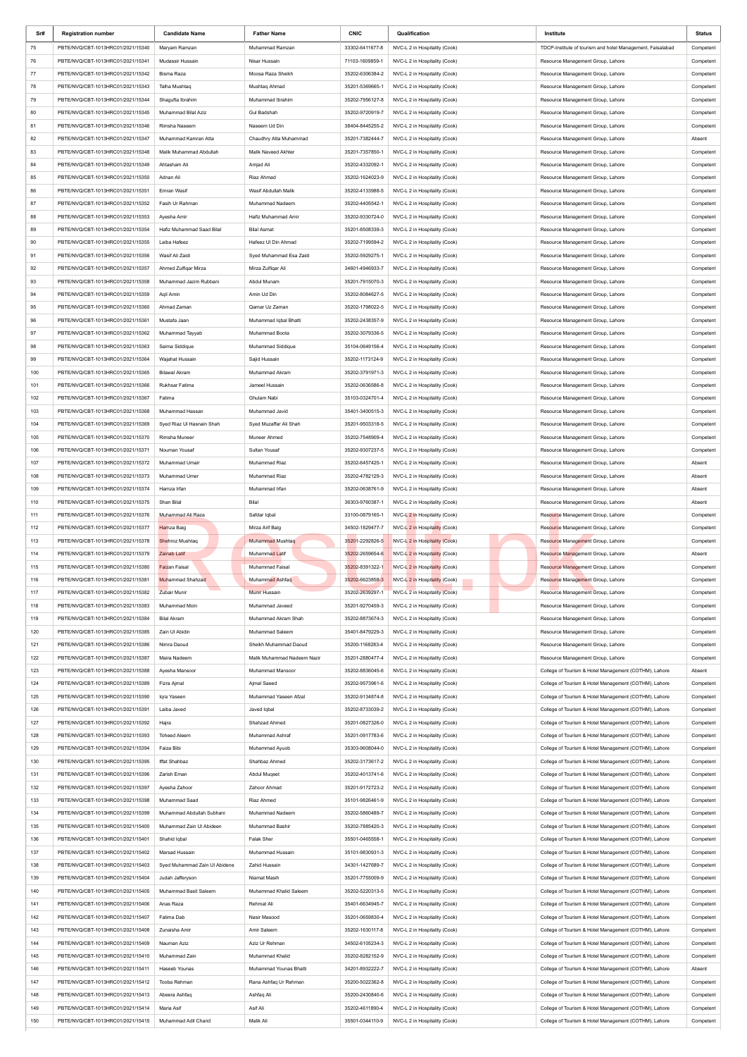| Sr# | Registration number | Candidate Name | Father Name | CNIC | Qualification | Institute | Status |
|---|---|---|---|---|---|---|---|
| 75 | PBTE/NVQ/CBT-1013HRC01/2021/15340 | Maryam Ramzan | Muhammad Ramzan | 33302-6411677-8 | NVC-L 2 in Hospitality (Cook) | TDCP-Institute of tourism and hotel Management, Faisalabad | Competent |
| 76 | PBTE/NVQ/CBT-1013HRC01/2021/15341 | Mudassir Hussain | Nisar Hussain | 71103-1609859-1 | NVC-L 2 in Hospitality (Cook) | Resource Management Group, Lahore | Competent |
| 77 | PBTE/NVQ/CBT-1013HRC01/2021/15342 | Bisma Raza | Moosa Raza Sheikh | 35202-6306384-2 | NVC-L 2 in Hospitality (Cook) | Resource Management Group, Lahore | Competent |
| 78 | PBTE/NVQ/CBT-1013HRC01/2021/15343 | Talha Mushtaq | Mushtaq Ahmad | 35201-5369665-1 | NVC-L 2 in Hospitality (Cook) | Resource Management Group, Lahore | Competent |
| 79 | PBTE/NVQ/CBT-1013HRC01/2021/15344 | Shagufta Ibrahim | Muhammad Ibrahim | 35202-7956127-8 | NVC-L 2 in Hospitality (Cook) | Resource Management Group, Lahore | Competent |
| 80 | PBTE/NVQ/CBT-1013HRC01/2021/15345 | Muhammad Bilal Aziz | Gul Badshah | 35202-9720919-7 | NVC-L 2 in Hospitality (Cook) | Resource Management Group, Lahore | Competent |
| 81 | PBTE/NVQ/CBT-1013HRC01/2021/15346 | Rimsha Naseem | Naseem Ud Din | 38404-8445255-2 | NVC-L 2 in Hospitality (Cook) | Resource Management Group, Lahore | Competent |
| 82 | PBTE/NVQ/CBT-1013HRC01/2021/15347 | Muhammad Kamran Atta | Chaudhry Atta Muhammad | 35201-7382444-7 | NVC-L 2 in Hospitality (Cook) | Resource Management Group, Lahore | Absent |
| 83 | PBTE/NVQ/CBT-1013HRC01/2021/15348 | Malik Muhammad Abdullah | Malik Naveed Akhter | 35201-7357850-1 | NVC-L 2 in Hospitality (Cook) | Resource Management Group, Lahore | Competent |
| 84 | PBTE/NVQ/CBT-1013HRC01/2021/15349 | Ahtasham Ali | Amjad Ali | 35202-4332092-1 | NVC-L 2 in Hospitality (Cook) | Resource Management Group, Lahore | Competent |
| 85 | PBTE/NVQ/CBT-1013HRC01/2021/15350 | Adnan Ali | Riaz Ahmad | 35202-1624023-9 | NVC-L 2 in Hospitality (Cook) | Resource Management Group, Lahore | Competent |
| 86 | PBTE/NVQ/CBT-1013HRC01/2021/15351 | Emran Wasif | Wasif Abdullah Malik | 35202-4133988-5 | NVC-L 2 in Hospitality (Cook) | Resource Management Group, Lahore | Competent |
| 87 | PBTE/NVQ/CBT-1013HRC01/2021/15352 | Fasih Ur Rahman | Muhammad Nadeem | 35202-4405542-1 | NVC-L 2 in Hospitality (Cook) | Resource Management Group, Lahore | Competent |
| 88 | PBTE/NVQ/CBT-1013HRC01/2021/15353 | Ayesha Amir | Hafiz Muhammad Amir | 35202-9330724-0 | NVC-L 2 in Hospitality (Cook) | Resource Management Group, Lahore | Competent |
| 89 | PBTE/NVQ/CBT-1013HRC01/2021/15354 | Hafiz Muhammad Saad Bilal | Bilal Asmat | 35201-8508339-3 | NVC-L 2 in Hospitality (Cook) | Resource Management Group, Lahore | Competent |
| 90 | PBTE/NVQ/CBT-1013HRC01/2021/15355 | Laiba Hafeez | Hafeez Ul Din Ahmad | 35202-7199594-2 | NVC-L 2 in Hospitality (Cook) | Resource Management Group, Lahore | Competent |
| 91 | PBTE/NVQ/CBT-1013HRC01/2021/15356 | Wasif Ali Zaidi | Syed Muhammad Esa Zaidi | 35202-5929275-1 | NVC-L 2 in Hospitality (Cook) | Resource Management Group, Lahore | Competent |
| 92 | PBTE/NVQ/CBT-1013HRC01/2021/15357 | Ahmed Zulfiqar Mirza | Mirza Zulfiqar Ali | 34601-4946933-7 | NVC-L 2 in Hospitality (Cook) | Resource Management Group, Lahore | Competent |
| 93 | PBTE/NVQ/CBT-1013HRC01/2021/15358 | Muhammad Jazim Rubbani | Abdul Munam | 35201-7915070-3 | NVC-L 2 in Hospitality (Cook) | Resource Management Group, Lahore | Competent |
| 94 | PBTE/NVQ/CBT-1013HRC01/2021/15359 | Aqil Amin | Amin Ud Din | 35202-8084627-5 | NVC-L 2 in Hospitality (Cook) | Resource Management Group, Lahore | Competent |
| 95 | PBTE/NVQ/CBT-1013HRC01/2021/15360 | Ahmad Zaman | Qamar Uz Zaman | 35202-1798022-5 | NVC-L 2 in Hospitality (Cook) | Resource Management Group, Lahore | Competent |
| 96 | PBTE/NVQ/CBT-1013HRC01/2021/15361 | Mustafa Jaan | Muhammad Iqbal Bhatti | 35202-2438357-9 | NVC-L 2 in Hospitality (Cook) | Resource Management Group, Lahore | Competent |
| 97 | PBTE/NVQ/CBT-1013HRC01/2021/15362 | Muhammad Tayyab | Muhammad Boota | 35202-3079336-5 | NVC-L 2 in Hospitality (Cook) | Resource Management Group, Lahore | Competent |
| 98 | PBTE/NVQ/CBT-1013HRC01/2021/15363 | Saima Siddique | Muhammad Siddique | 35104-0649156-4 | NVC-L 2 in Hospitality (Cook) | Resource Management Group, Lahore | Competent |
| 99 | PBTE/NVQ/CBT-1013HRC01/2021/15364 | Wajahat Hussain | Sajid Hussain | 35202-1173124-9 | NVC-L 2 in Hospitality (Cook) | Resource Management Group, Lahore | Competent |
| 100 | PBTE/NVQ/CBT-1013HRC01/2021/15365 | Bilawal Akram | Muhammad Akram | 35202-3791971-3 | NVC-L 2 in Hospitality (Cook) | Resource Management Group, Lahore | Competent |
| 101 | PBTE/NVQ/CBT-1013HRC01/2021/15366 | Rukhsar Fatima | Jameel Hussain | 35202-0636586-8 | NVC-L 2 in Hospitality (Cook) | Resource Management Group, Lahore | Competent |
| 102 | PBTE/NVQ/CBT-1013HRC01/2021/15367 | Fatima | Ghulam Nabi | 35103-0324701-4 | NVC-L 2 in Hospitality (Cook) | Resource Management Group, Lahore | Competent |
| 103 | PBTE/NVQ/CBT-1013HRC01/2021/15368 | Muhammad Hassan | Muhammad Javid | 35401-3400515-3 | NVC-L 2 in Hospitality (Cook) | Resource Management Group, Lahore | Competent |
| 104 | PBTE/NVQ/CBT-1013HRC01/2021/15369 | Syed Riaz Ul Hasnain Shah | Syed Muzaffar Ali Shah | 35201-9503318-5 | NVC-L 2 in Hospitality (Cook) | Resource Management Group, Lahore | Competent |
| 105 | PBTE/NVQ/CBT-1013HRC01/2021/15370 | Rimsha Muneer | Muneer Ahmed | 35202-7548909-4 | NVC-L 2 in Hospitality (Cook) | Resource Management Group, Lahore | Competent |
| 106 | PBTE/NVQ/CBT-1013HRC01/2021/15371 | Nouman Yousaf | Sultan Yousaf | 35202-9307237-5 | NVC-L 2 in Hospitality (Cook) | Resource Management Group, Lahore | Competent |
| 107 | PBTE/NVQ/CBT-1013HRC01/2021/15372 | Muhammad Umair | Muhammad Riaz | 35202-6457425-1 | NVC-L 2 in Hospitality (Cook) | Resource Management Group, Lahore | Absent |
| 108 | PBTE/NVQ/CBT-1013HRC01/2021/15373 | Muhammad Umer | Muhammad Riaz | 35202-4782129-3 | NVC-L 2 in Hospitality (Cook) | Resource Management Group, Lahore | Absent |
| 109 | PBTE/NVQ/CBT-1013HRC01/2021/15374 | Hamza Irfan | Muhammad Irfan | 35202-0638761-9 | NVC-L 2 in Hospitality (Cook) | Resource Management Group, Lahore | Absent |
| 110 | PBTE/NVQ/CBT-1013HRC01/2021/15375 | Shan Bilal | Bilal | 36303-9760387-1 | NVC-L 2 in Hospitality (Cook) | Resource Management Group, Lahore | Absent |
| 111 | PBTE/NVQ/CBT-1013HRC01/2021/15376 | Muhammad Ali Raza | Safdar Iqbal | 33100-0879165-1 | NVC-L 2 in Hospitality (Cook) | Resource Management Group, Lahore | Competent |
| 112 | PBTE/NVQ/CBT-1013HRC01/2021/15377 | Hamza Baig | Mirza Arif Baig | 34502-1829477-7 | NVC-L 2 in Hospitality (Cook) | Resource Management Group, Lahore | Competent |
| 113 | PBTE/NVQ/CBT-1013HRC01/2021/15378 | Shehroz Mushtaq | Muhammad Mushtaq | 35201-2292826-5 | NVC-L 2 in Hospitality (Cook) | Resource Management Group, Lahore | Competent |
| 114 | PBTE/NVQ/CBT-1013HRC01/2021/15379 | Zainab Latif | Muhammad Latif | 35202-2659654-6 | NVC-L 2 in Hospitality (Cook) | Resource Management Group, Lahore | Absent |
| 115 | PBTE/NVQ/CBT-1013HRC01/2021/15380 | Faizan Faisal | Muhammad Faisal | 35202-8391322-1 | NVC-L 2 in Hospitality (Cook) | Resource Management Group, Lahore | Competent |
| 116 | PBTE/NVQ/CBT-1013HRC01/2021/15381 | Muhammad Shahzad | Muhammad Ashfaq | 35202-6623858-3 | NVC-L 2 in Hospitality (Cook) | Resource Management Group, Lahore | Competent |
| 117 | PBTE/NVQ/CBT-1013HRC01/2021/15382 | Zubair Munir | Munir Hussain | 35202-2639297-1 | NVC-L 2 in Hospitality (Cook) | Resource Management Group, Lahore | Competent |
| 118 | PBTE/NVQ/CBT-1013HRC01/2021/15383 | Muhammad Moin | Muhammad Javeed | 35201-9270459-3 | NVC-L 2 in Hospitality (Cook) | Resource Management Group, Lahore | Competent |
| 119 | PBTE/NVQ/CBT-1013HRC01/2021/15384 | Bilal Akram | Muhammad Akram Shah | 35202-8873674-3 | NVC-L 2 in Hospitality (Cook) | Resource Management Group, Lahore | Competent |
| 120 | PBTE/NVQ/CBT-1013HRC01/2021/15385 | Zain Ul Abidin | Muhammad Saleem | 35401-8479229-3 | NVC-L 2 in Hospitality (Cook) | Resource Management Group, Lahore | Competent |
| 121 | PBTE/NVQ/CBT-1013HRC01/2021/15386 | Nimra Daoud | Sheikh Muhammad Daoud | 35200-1168283-4 | NVC-L 2 in Hospitality (Cook) | Resource Management Group, Lahore | Competent |
| 122 | PBTE/NVQ/CBT-1013HRC01/2021/15387 | Maira Nadeem | Malik Muhammad Nadeem Nazir | 35201-2880477-4 | NVC-L 2 in Hospitality (Cook) | Resource Management Group, Lahore | Competent |
| 123 | PBTE/NVQ/CBT-1013HRC01/2021/15388 | Ayesha Mansoor | Muhammad Mansoor | 35202-8836045-6 | NVC-L 2 in Hospitality (Cook) | College of Tourism & Hotel Management (COTHM), Lahore | Absent |
| 124 | PBTE/NVQ/CBT-1013HRC01/2021/15389 | Fizra Ajmal | Ajmal Saeed | 35202-9573961-6 | NVC-L 2 in Hospitality (Cook) | College of Tourism & Hotel Management (COTHM), Lahore | Competent |
| 125 | PBTE/NVQ/CBT-1013HRC01/2021/15390 | Iqra Yaseen | Muhammad Yaseen Afzal | 35202-9134874-8 | NVC-L 2 in Hospitality (Cook) | College of Tourism & Hotel Management (COTHM), Lahore | Competent |
| 126 | PBTE/NVQ/CBT-1013HRC01/2021/15391 | Laiba Javed | Javed Iqbal | 35202-8733039-2 | NVC-L 2 in Hospitality (Cook) | College of Tourism & Hotel Management (COTHM), Lahore | Competent |
| 127 | PBTE/NVQ/CBT-1013HRC01/2021/15392 | Hajra | Shahzad Ahmed | 35201-0827326-0 | NVC-L 2 in Hospitality (Cook) | College of Tourism & Hotel Management (COTHM), Lahore | Competent |
| 128 | PBTE/NVQ/CBT-1013HRC01/2021/15393 | Toheed Aleem | Muhammad Ashraf | 35201-0917783-6 | NVC-L 2 in Hospitality (Cook) | College of Tourism & Hotel Management (COTHM), Lahore | Competent |
| 129 | PBTE/NVQ/CBT-1013HRC01/2021/15394 | Faiza Bibi | Muhammad Ayuob | 35303-9608044-0 | NVC-L 2 in Hospitality (Cook) | College of Tourism & Hotel Management (COTHM), Lahore | Competent |
| 130 | PBTE/NVQ/CBT-1013HRC01/2021/15395 | Iffat Shahbaz | Shahbaz Ahmed | 35202-3173617-2 | NVC-L 2 in Hospitality (Cook) | College of Tourism & Hotel Management (COTHM), Lahore | Competent |
| 131 | PBTE/NVQ/CBT-1013HRC01/2021/15396 | Zarish Eman | Abdul Muqeet | 35202-4013741-6 | NVC-L 2 in Hospitality (Cook) | College of Tourism & Hotel Management (COTHM), Lahore | Competent |
| 132 | PBTE/NVQ/CBT-1013HRC01/2021/15397 | Ayesha Zahoor | Zahoor Ahmad | 35201-9172723-2 | NVC-L 2 in Hospitality (Cook) | College of Tourism & Hotel Management (COTHM), Lahore | Competent |
| 133 | PBTE/NVQ/CBT-1013HRC01/2021/15398 | Muhammad Saad | Riaz Ahmed | 35101-9826461-9 | NVC-L 2 in Hospitality (Cook) | College of Tourism & Hotel Management (COTHM), Lahore | Competent |
| 134 | PBTE/NVQ/CBT-1013HRC01/2021/15399 | Muhammad Abdullah Subhani | Muhammad Nadeem | 35202-5860489-7 | NVC-L 2 in Hospitality (Cook) | College of Tourism & Hotel Management (COTHM), Lahore | Competent |
| 135 | PBTE/NVQ/CBT-1013HRC01/2021/15400 | Muhammad Zain Ul Abideen | Muhammad Bashir | 35202-7885420-3 | NVC-L 2 in Hospitality (Cook) | College of Tourism & Hotel Management (COTHM), Lahore | Competent |
| 136 | PBTE/NVQ/CBT-1013HRC01/2021/15401 | Shahid Iqbal | Falak Sher | 35501-0465558-1 | NVC-L 2 in Hospitality (Cook) | College of Tourism & Hotel Management (COTHM), Lahore | Competent |
| 137 | PBTE/NVQ/CBT-1013HRC01/2021/15402 | Marsad Hussain | Muhammad Hussain | 35101-9830931-3 | NVC-L 2 in Hospitality (Cook) | College of Tourism & Hotel Management (COTHM), Lahore | Competent |
| 138 | PBTE/NVQ/CBT-1013HRC01/2021/15403 | Syed Muhammad Zain Ul Abidene | Zahid Hussain | 34301-1427689-7 | NVC-L 2 in Hospitality (Cook) | College of Tourism & Hotel Management (COTHM), Lahore | Competent |
| 139 | PBTE/NVQ/CBT-1013HRC01/2021/15404 | Judah Jafferyson | Niamat Masih | 35201-7755009-9 | NVC-L 2 in Hospitality (Cook) | College of Tourism & Hotel Management (COTHM), Lahore | Competent |
| 140 | PBTE/NVQ/CBT-1013HRC01/2021/15405 | Muhammad Basit Saleem | Muhammad Khalid Saleem | 35202-5220313-5 | NVC-L 2 in Hospitality (Cook) | College of Tourism & Hotel Management (COTHM), Lahore | Competent |
| 141 | PBTE/NVQ/CBT-1013HRC01/2021/15406 | Anas Raza | Rehmat Ali | 35401-6634945-7 | NVC-L 2 in Hospitality (Cook) | College of Tourism & Hotel Management (COTHM), Lahore | Competent |
| 142 | PBTE/NVQ/CBT-1013HRC01/2021/15407 | Fatima Dab | Nasir Masood | 35201-0659830-4 | NVC-L 2 in Hospitality (Cook) | College of Tourism & Hotel Management (COTHM), Lahore | Competent |
| 143 | PBTE/NVQ/CBT-1013HRC01/2021/15408 | Zunaisha Amir | Amir Saleem | 35202-1630117-8 | NVC-L 2 in Hospitality (Cook) | College of Tourism & Hotel Management (COTHM), Lahore | Competent |
| 144 | PBTE/NVQ/CBT-1013HRC01/2021/15409 | Nauman Aziz | Aziz Ur Rehman | 34502-6105234-3 | NVC-L 2 in Hospitality (Cook) | College of Tourism & Hotel Management (COTHM), Lahore | Competent |
| 145 | PBTE/NVQ/CBT-1013HRC01/2021/15410 | Muhammad Zain | Muhammad Khalid | 35202-8282152-9 | NVC-L 2 in Hospitality (Cook) | College of Tourism & Hotel Management (COTHM), Lahore | Competent |
| 146 | PBTE/NVQ/CBT-1013HRC01/2021/15411 | Haseeb Younas | Muhammad Younas Bhatti | 34201-8932222-7 | NVC-L 2 in Hospitality (Cook) | College of Tourism & Hotel Management (COTHM), Lahore | Absent |
| 147 | PBTE/NVQ/CBT-1013HRC01/2021/15412 | Tooba Rehman | Rana Ashfaq Ur Rehman | 35200-5022362-8 | NVC-L 2 in Hospitality (Cook) | College of Tourism & Hotel Management (COTHM), Lahore | Competent |
| 148 | PBTE/NVQ/CBT-1013HRC01/2021/15413 | Abeera Ashfaq | Ashfaq Ali | 35200-2430840-6 | NVC-L 2 in Hospitality (Cook) | College of Tourism & Hotel Management (COTHM), Lahore | Competent |
| 149 | PBTE/NVQ/CBT-1013HRC01/2021/15414 | Maria Asif | Asif Ali | 35202-4611890-4 | NVC-L 2 in Hospitality (Cook) | College of Tourism & Hotel Management (COTHM), Lahore | Competent |
| 150 | PBTE/NVQ/CBT-1013HRC01/2021/15415 | Muhammad Adil Chand | Malik Ali | 35501-0344110-9 | NVC-L 2 in Hospitality (Cook) | College of Tourism & Hotel Management (COTHM), Lahore | Competent |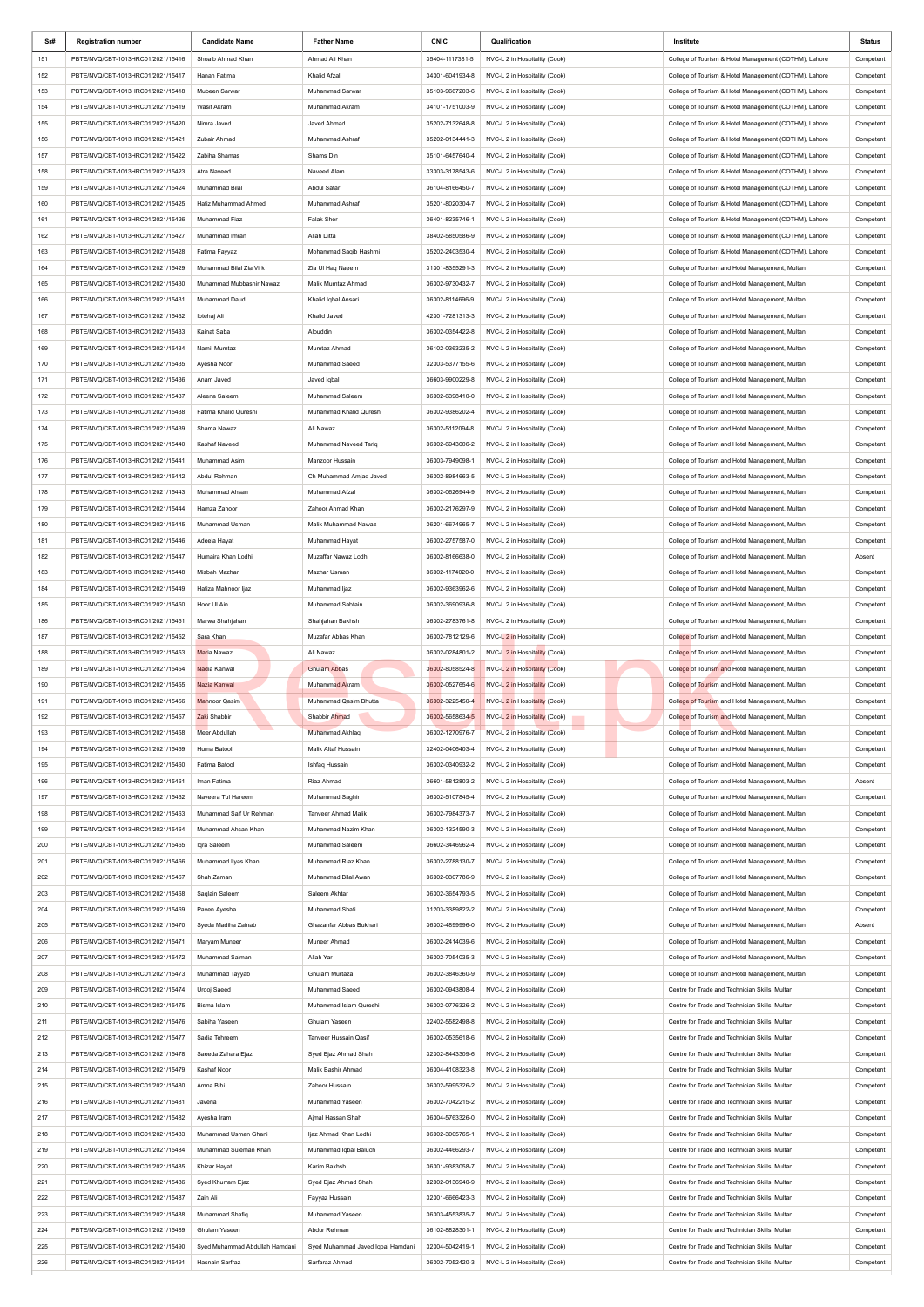| Sr# | Registration number | Candidate Name | Father Name | CNIC | Qualification | Institute | Status |
|---|---|---|---|---|---|---|---|
| 151 | PBTE/NVQ/CBT-1013HRC01/2021/15416 | Shoaib Ahmad Khan | Ahmad Ali Khan | 35404-1117381-5 | NVC-L 2 in Hospitality (Cook) | College of Tourism & Hotel Management (COTHM), Lahore | Competent |
| 152 | PBTE/NVQ/CBT-1013HRC01/2021/15417 | Hanan Fatima | Khalid Afzal | 34301-6041934-8 | NVC-L 2 in Hospitality (Cook) | College of Tourism & Hotel Management (COTHM), Lahore | Competent |
| 153 | PBTE/NVQ/CBT-1013HRC01/2021/15418 | Mubeen Sarwar | Muhammad Sarwar | 35103-9667203-6 | NVC-L 2 in Hospitality (Cook) | College of Tourism & Hotel Management (COTHM), Lahore | Competent |
| 154 | PBTE/NVQ/CBT-1013HRC01/2021/15419 | Wasif Akram | Muhammad Akram | 34101-1751003-9 | NVC-L 2 in Hospitality (Cook) | College of Tourism & Hotel Management (COTHM), Lahore | Competent |
| 155 | PBTE/NVQ/CBT-1013HRC01/2021/15420 | Nimra Javed | Javed Ahmad | 35202-7132648-8 | NVC-L 2 in Hospitality (Cook) | College of Tourism & Hotel Management (COTHM), Lahore | Competent |
| 156 | PBTE/NVQ/CBT-1013HRC01/2021/15421 | Zubair Ahmad | Muhammad Ashraf | 35202-0134441-3 | NVC-L 2 in Hospitality (Cook) | College of Tourism & Hotel Management (COTHM), Lahore | Competent |
| 157 | PBTE/NVQ/CBT-1013HRC01/2021/15422 | Zabiha Shamas | Shams Din | 35101-6457640-4 | NVC-L 2 in Hospitality (Cook) | College of Tourism & Hotel Management (COTHM), Lahore | Competent |
| 158 | PBTE/NVQ/CBT-1013HRC01/2021/15423 | Atra Naveed | Naveed Alam | 33303-3178543-6 | NVC-L 2 in Hospitality (Cook) | College of Tourism & Hotel Management (COTHM), Lahore | Competent |
| 159 | PBTE/NVQ/CBT-1013HRC01/2021/15424 | Muhammad Bilal | Abdul Satar | 36104-8166450-7 | NVC-L 2 in Hospitality (Cook) | College of Tourism & Hotel Management (COTHM), Lahore | Competent |
| 160 | PBTE/NVQ/CBT-1013HRC01/2021/15425 | Hafiz Muhammad Ahmed | Muhammad Ashraf | 35201-8020304-7 | NVC-L 2 in Hospitality (Cook) | College of Tourism & Hotel Management (COTHM), Lahore | Competent |
| 161 | PBTE/NVQ/CBT-1013HRC01/2021/15426 | Muhammad Fiaz | Falak Sher | 36401-8235746-1 | NVC-L 2 in Hospitality (Cook) | College of Tourism & Hotel Management (COTHM), Lahore | Competent |
| 162 | PBTE/NVQ/CBT-1013HRC01/2021/15427 | Muhammad Imran | Allah Ditta | 38402-5850586-9 | NVC-L 2 in Hospitality (Cook) | College of Tourism & Hotel Management (COTHM), Lahore | Competent |
| 163 | PBTE/NVQ/CBT-1013HRC01/2021/15428 | Fatima Fayyaz | Mohammad Saqib Hashmi | 35202-2403530-4 | NVC-L 2 in Hospitality (Cook) | College of Tourism & Hotel Management (COTHM), Lahore | Competent |
| 164 | PBTE/NVQ/CBT-1013HRC01/2021/15429 | Muhammad Bilal Zia Virk | Zia Ul Haq Naeem | 31301-8355291-3 | NVC-L 2 in Hospitality (Cook) | College of Tourism and Hotel Management, Multan | Competent |
| 165 | PBTE/NVQ/CBT-1013HRC01/2021/15430 | Muhammad Mubbashir Nawaz | Malik Mumtaz Ahmad | 36302-9730432-7 | NVC-L 2 in Hospitality (Cook) | College of Tourism and Hotel Management, Multan | Competent |
| 166 | PBTE/NVQ/CBT-1013HRC01/2021/15431 | Muhammad Daud | Khalid Iqbal Ansari | 36302-8114696-9 | NVC-L 2 in Hospitality (Cook) | College of Tourism and Hotel Management, Multan | Competent |
| 167 | PBTE/NVQ/CBT-1013HRC01/2021/15432 | Ibtehaj Ali | Khalid Javed | 42301-7281313-3 | NVC-L 2 in Hospitality (Cook) | College of Tourism and Hotel Management, Multan | Competent |
| 168 | PBTE/NVQ/CBT-1013HRC01/2021/15433 | Kainat Saba | Alouddin | 36302-0354422-8 | NVC-L 2 in Hospitality (Cook) | College of Tourism and Hotel Management, Multan | Competent |
| 169 | PBTE/NVQ/CBT-1013HRC01/2021/15434 | Namil Mumtaz | Mumtaz Ahmad | 36102-0363235-2 | NVC-L 2 in Hospitality (Cook) | College of Tourism and Hotel Management, Multan | Competent |
| 170 | PBTE/NVQ/CBT-1013HRC01/2021/15435 | Ayesha Noor | Muhammad Saeed | 32303-5377155-6 | NVC-L 2 in Hospitality (Cook) | College of Tourism and Hotel Management, Multan | Competent |
| 171 | PBTE/NVQ/CBT-1013HRC01/2021/15436 | Anam Javed | Javed Iqbal | 36603-9900229-8 | NVC-L 2 in Hospitality (Cook) | College of Tourism and Hotel Management, Multan | Competent |
| 172 | PBTE/NVQ/CBT-1013HRC01/2021/15437 | Aleena Saleem | Muhammad Saleem | 36302-6398410-0 | NVC-L 2 in Hospitality (Cook) | College of Tourism and Hotel Management, Multan | Competent |
| 173 | PBTE/NVQ/CBT-1013HRC01/2021/15438 | Fatima Khalid Qureshi | Muhammad Khalid Qureshi | 36302-9386202-4 | NVC-L 2 in Hospitality (Cook) | College of Tourism and Hotel Management, Multan | Competent |
| 174 | PBTE/NVQ/CBT-1013HRC01/2021/15439 | Shama Nawaz | Ali Nawaz | 36302-5112094-8 | NVC-L 2 in Hospitality (Cook) | College of Tourism and Hotel Management, Multan | Competent |
| 175 | PBTE/NVQ/CBT-1013HRC01/2021/15440 | Kashaf Naveed | Muhammad Naveed Tariq | 36302-6943006-2 | NVC-L 2 in Hospitality (Cook) | College of Tourism and Hotel Management, Multan | Competent |
| 176 | PBTE/NVQ/CBT-1013HRC01/2021/15441 | Muhammad Asim | Manzoor Hussain | 36303-7949098-1 | NVC-L 2 in Hospitality (Cook) | College of Tourism and Hotel Management, Multan | Competent |
| 177 | PBTE/NVQ/CBT-1013HRC01/2021/15442 | Abdul Rehman | Ch Muhammad Amjad Javed | 36302-8984663-5 | NVC-L 2 in Hospitality (Cook) | College of Tourism and Hotel Management, Multan | Competent |
| 178 | PBTE/NVQ/CBT-1013HRC01/2021/15443 | Muhammad Ahsan | Muhammad Afzal | 36302-0626944-9 | NVC-L 2 in Hospitality (Cook) | College of Tourism and Hotel Management, Multan | Competent |
| 179 | PBTE/NVQ/CBT-1013HRC01/2021/15444 | Hamza Zahoor | Zahoor Ahmad Khan | 36302-2176297-9 | NVC-L 2 in Hospitality (Cook) | College of Tourism and Hotel Management, Multan | Competent |
| 180 | PBTE/NVQ/CBT-1013HRC01/2021/15445 | Muhammad Usman | Malik Muhammad Nawaz | 36201-6674965-7 | NVC-L 2 in Hospitality (Cook) | College of Tourism and Hotel Management, Multan | Competent |
| 181 | PBTE/NVQ/CBT-1013HRC01/2021/15446 | Adeela Hayat | Muhammad Hayat | 36302-2757587-0 | NVC-L 2 in Hospitality (Cook) | College of Tourism and Hotel Management, Multan | Competent |
| 182 | PBTE/NVQ/CBT-1013HRC01/2021/15447 | Humaira Khan Lodhi | Muzaffar Nawaz Lodhi | 36302-8166638-0 | NVC-L 2 in Hospitality (Cook) | College of Tourism and Hotel Management, Multan | Absent |
| 183 | PBTE/NVQ/CBT-1013HRC01/2021/15448 | Misbah Mazhar | Mazhar Usman | 36302-1174020-0 | NVC-L 2 in Hospitality (Cook) | College of Tourism and Hotel Management, Multan | Competent |
| 184 | PBTE/NVQ/CBT-1013HRC01/2021/15449 | Hafiza Mahnoor Ijaz | Muhammad Ijaz | 36302-9363962-6 | NVC-L 2 in Hospitality (Cook) | College of Tourism and Hotel Management, Multan | Competent |
| 185 | PBTE/NVQ/CBT-1013HRC01/2021/15450 | Hoor Ul Ain | Muhammad Sabtain | 36302-3690936-8 | NVC-L 2 in Hospitality (Cook) | College of Tourism and Hotel Management, Multan | Competent |
| 186 | PBTE/NVQ/CBT-1013HRC01/2021/15451 | Marwa Shahjahan | Shahjahan Bakhsh | 36302-2783761-8 | NVC-L 2 in Hospitality (Cook) | College of Tourism and Hotel Management, Multan | Competent |
| 187 | PBTE/NVQ/CBT-1013HRC01/2021/15452 | Sara Khan | Muzafar Abbas Khan | 36302-7812129-6 | NVC-L 2 in Hospitality (Cook) | College of Tourism and Hotel Management, Multan | Competent |
| 188 | PBTE/NVQ/CBT-1013HRC01/2021/15453 | Maria Nawaz | Ali Nawaz | 36302-0284801-2 | NVC-L 2 in Hospitality (Cook) | College of Tourism and Hotel Management, Multan | Competent |
| 189 | PBTE/NVQ/CBT-1013HRC01/2021/15454 | Nadia Kanwal | Ghulam Abbas | 36302-8058524-8 | NVC-L 2 in Hospitality (Cook) | College of Tourism and Hotel Management, Multan | Competent |
| 190 | PBTE/NVQ/CBT-1013HRC01/2021/15455 | Nazia Kanwal | Muhammad Akram | 36302-0527654-6 | NVC-L 2 in Hospitality (Cook) | College of Tourism and Hotel Management, Multan | Competent |
| 191 | PBTE/NVQ/CBT-1013HRC01/2021/15456 | Mahnoor Qasim | Muhammad Qasim Bhutta | 36302-3225450-4 | NVC-L 2 in Hospitality (Cook) | College of Tourism and Hotel Management, Multan | Competent |
| 192 | PBTE/NVQ/CBT-1013HRC01/2021/15457 | Zaki Shabbir | Shabbir Ahmad | 36302-5658634-5 | NVC-L 2 in Hospitality (Cook) | College of Tourism and Hotel Management, Multan | Competent |
| 193 | PBTE/NVQ/CBT-1013HRC01/2021/15458 | Meer Abdullah | Muhammad Akhlaq | 36302-1270976-7 | NVC-L 2 in Hospitality (Cook) | College of Tourism and Hotel Management, Multan | Competent |
| 194 | PBTE/NVQ/CBT-1013HRC01/2021/15459 | Huma Batool | Malik Altaf Hussain | 32402-0406403-4 | NVC-L 2 in Hospitality (Cook) | College of Tourism and Hotel Management, Multan | Competent |
| 195 | PBTE/NVQ/CBT-1013HRC01/2021/15460 | Fatima Batool | Ishfaq Hussain | 36302-0340932-2 | NVC-L 2 in Hospitality (Cook) | College of Tourism and Hotel Management, Multan | Competent |
| 196 | PBTE/NVQ/CBT-1013HRC01/2021/15461 | Iman Fatima | Riaz Ahmad | 36601-5812803-2 | NVC-L 2 in Hospitality (Cook) | College of Tourism and Hotel Management, Multan | Absent |
| 197 | PBTE/NVQ/CBT-1013HRC01/2021/15462 | Naveera Tul Hareem | Muhammad Saghir | 36302-5107845-4 | NVC-L 2 in Hospitality (Cook) | College of Tourism and Hotel Management, Multan | Competent |
| 198 | PBTE/NVQ/CBT-1013HRC01/2021/15463 | Muhammad Saif Ur Rehman | Tanveer Ahmad Malik | 36302-7984373-7 | NVC-L 2 in Hospitality (Cook) | College of Tourism and Hotel Management, Multan | Competent |
| 199 | PBTE/NVQ/CBT-1013HRC01/2021/15464 | Muhammad Ahsan Khan | Muhammad Nazim Khan | 36302-1324590-3 | NVC-L 2 in Hospitality (Cook) | College of Tourism and Hotel Management, Multan | Competent |
| 200 | PBTE/NVQ/CBT-1013HRC01/2021/15465 | Iqra Saleem | Muhammad Saleem | 36602-3446962-4 | NVC-L 2 in Hospitality (Cook) | College of Tourism and Hotel Management, Multan | Competent |
| 201 | PBTE/NVQ/CBT-1013HRC01/2021/15466 | Muhammad Ilyas Khan | Muhammad Riaz Khan | 36302-2788130-7 | NVC-L 2 in Hospitality (Cook) | College of Tourism and Hotel Management, Multan | Competent |
| 202 | PBTE/NVQ/CBT-1013HRC01/2021/15467 | Shah Zaman | Muhammad Bilal Awan | 36302-0307786-9 | NVC-L 2 in Hospitality (Cook) | College of Tourism and Hotel Management, Multan | Competent |
| 203 | PBTE/NVQ/CBT-1013HRC01/2021/15468 | Saqlain Saleem | Saleem Akhtar | 36302-3654793-5 | NVC-L 2 in Hospitality (Cook) | College of Tourism and Hotel Management, Multan | Competent |
| 204 | PBTE/NVQ/CBT-1013HRC01/2021/15469 | Paven Ayesha | Muhammad Shafi | 31203-3389822-2 | NVC-L 2 in Hospitality (Cook) | College of Tourism and Hotel Management, Multan | Competent |
| 205 | PBTE/NVQ/CBT-1013HRC01/2021/15470 | Syeda Madiha Zainab | Ghazanfar Abbas Bukhari | 36302-4899996-0 | NVC-L 2 in Hospitality (Cook) | College of Tourism and Hotel Management, Multan | Absent |
| 206 | PBTE/NVQ/CBT-1013HRC01/2021/15471 | Maryam Muneer | Muneer Ahmad | 36302-2414039-6 | NVC-L 2 in Hospitality (Cook) | College of Tourism and Hotel Management, Multan | Competent |
| 207 | PBTE/NVQ/CBT-1013HRC01/2021/15472 | Muhammad Salman | Allah Yar | 36302-7054035-3 | NVC-L 2 in Hospitality (Cook) | College of Tourism and Hotel Management, Multan | Competent |
| 208 | PBTE/NVQ/CBT-1013HRC01/2021/15473 | Muhammad Tayyab | Ghulam Murtaza | 36302-3846360-9 | NVC-L 2 in Hospitality (Cook) | College of Tourism and Hotel Management, Multan | Competent |
| 209 | PBTE/NVQ/CBT-1013HRC01/2021/15474 | Urooj Saeed | Muhammad Saeed | 36302-0943808-4 | NVC-L 2 in Hospitality (Cook) | Centre for Trade and Technician Skills, Multan | Competent |
| 210 | PBTE/NVQ/CBT-1013HRC01/2021/15475 | Bisma Islam | Muhammad Islam Qureshi | 36302-0776326-2 | NVC-L 2 in Hospitality (Cook) | Centre for Trade and Technician Skills, Multan | Competent |
| 211 | PBTE/NVQ/CBT-1013HRC01/2021/15476 | Sabiha Yaseen | Ghulam Yaseen | 32402-5582498-8 | NVC-L 2 in Hospitality (Cook) | Centre for Trade and Technician Skills, Multan | Competent |
| 212 | PBTE/NVQ/CBT-1013HRC01/2021/15477 | Sadia Tehreem | Tanveer Hussain Qasif | 36302-0535618-6 | NVC-L 2 in Hospitality (Cook) | Centre for Trade and Technician Skills, Multan | Competent |
| 213 | PBTE/NVQ/CBT-1013HRC01/2021/15478 | Saeeda Zahara Ejaz | Syed Ejaz Ahmad Shah | 32302-8443309-6 | NVC-L 2 in Hospitality (Cook) | Centre for Trade and Technician Skills, Multan | Competent |
| 214 | PBTE/NVQ/CBT-1013HRC01/2021/15479 | Kashaf Noor | Malik Bashir Ahmad | 36304-4108323-8 | NVC-L 2 in Hospitality (Cook) | Centre for Trade and Technician Skills, Multan | Competent |
| 215 | PBTE/NVQ/CBT-1013HRC01/2021/15480 | Amna Bibi | Zahoor Hussain | 36302-5995326-2 | NVC-L 2 in Hospitality (Cook) | Centre for Trade and Technician Skills, Multan | Competent |
| 216 | PBTE/NVQ/CBT-1013HRC01/2021/15481 | Javeria | Muhammad Yaseen | 36302-7042215-2 | NVC-L 2 in Hospitality (Cook) | Centre for Trade and Technician Skills, Multan | Competent |
| 217 | PBTE/NVQ/CBT-1013HRC01/2021/15482 | Ayesha Iram | Ajmal Hassan Shah | 36304-5763326-0 | NVC-L 2 in Hospitality (Cook) | Centre for Trade and Technician Skills, Multan | Competent |
| 218 | PBTE/NVQ/CBT-1013HRC01/2021/15483 | Muhammad Usman Ghani | Ijaz Ahmad Khan Lodhi | 36302-3005765-1 | NVC-L 2 in Hospitality (Cook) | Centre for Trade and Technician Skills, Multan | Competent |
| 219 | PBTE/NVQ/CBT-1013HRC01/2021/15484 | Muhammad Suleman Khan | Muhammad Iqbal Baluch | 36302-4466293-7 | NVC-L 2 in Hospitality (Cook) | Centre for Trade and Technician Skills, Multan | Competent |
| 220 | PBTE/NVQ/CBT-1013HRC01/2021/15485 | Khizar Hayat | Karim Bakhsh | 36301-9383058-7 | NVC-L 2 in Hospitality (Cook) | Centre for Trade and Technician Skills, Multan | Competent |
| 221 | PBTE/NVQ/CBT-1013HRC01/2021/15486 | Syed Khurram Ejaz | Syed Ejaz Ahmad Shah | 32302-0136940-9 | NVC-L 2 in Hospitality (Cook) | Centre for Trade and Technician Skills, Multan | Competent |
| 222 | PBTE/NVQ/CBT-1013HRC01/2021/15487 | Zain Ali | Fayyaz Hussain | 32301-6666423-3 | NVC-L 2 in Hospitality (Cook) | Centre for Trade and Technician Skills, Multan | Competent |
| 223 | PBTE/NVQ/CBT-1013HRC01/2021/15488 | Muhammad Shafiq | Muhammad Yaseen | 36303-4553835-7 | NVC-L 2 in Hospitality (Cook) | Centre for Trade and Technician Skills, Multan | Competent |
| 224 | PBTE/NVQ/CBT-1013HRC01/2021/15489 | Ghulam Yaseen | Abdur Rehman | 36102-8828301-1 | NVC-L 2 in Hospitality (Cook) | Centre for Trade and Technician Skills, Multan | Competent |
| 225 | PBTE/NVQ/CBT-1013HRC01/2021/15490 | Syed Muhammad Abdullah Hamdani | Syed Muhammad Javed Iqbal Hamdani | 32304-5042419-1 | NVC-L 2 in Hospitality (Cook) | Centre for Trade and Technician Skills, Multan | Competent |
| 226 | PBTE/NVQ/CBT-1013HRC01/2021/15491 | Hasnain Sarfraz | Sarfaraz Ahmad | 36302-7052420-3 | NVC-L 2 in Hospitality (Cook) | Centre for Trade and Technician Skills, Multan | Competent |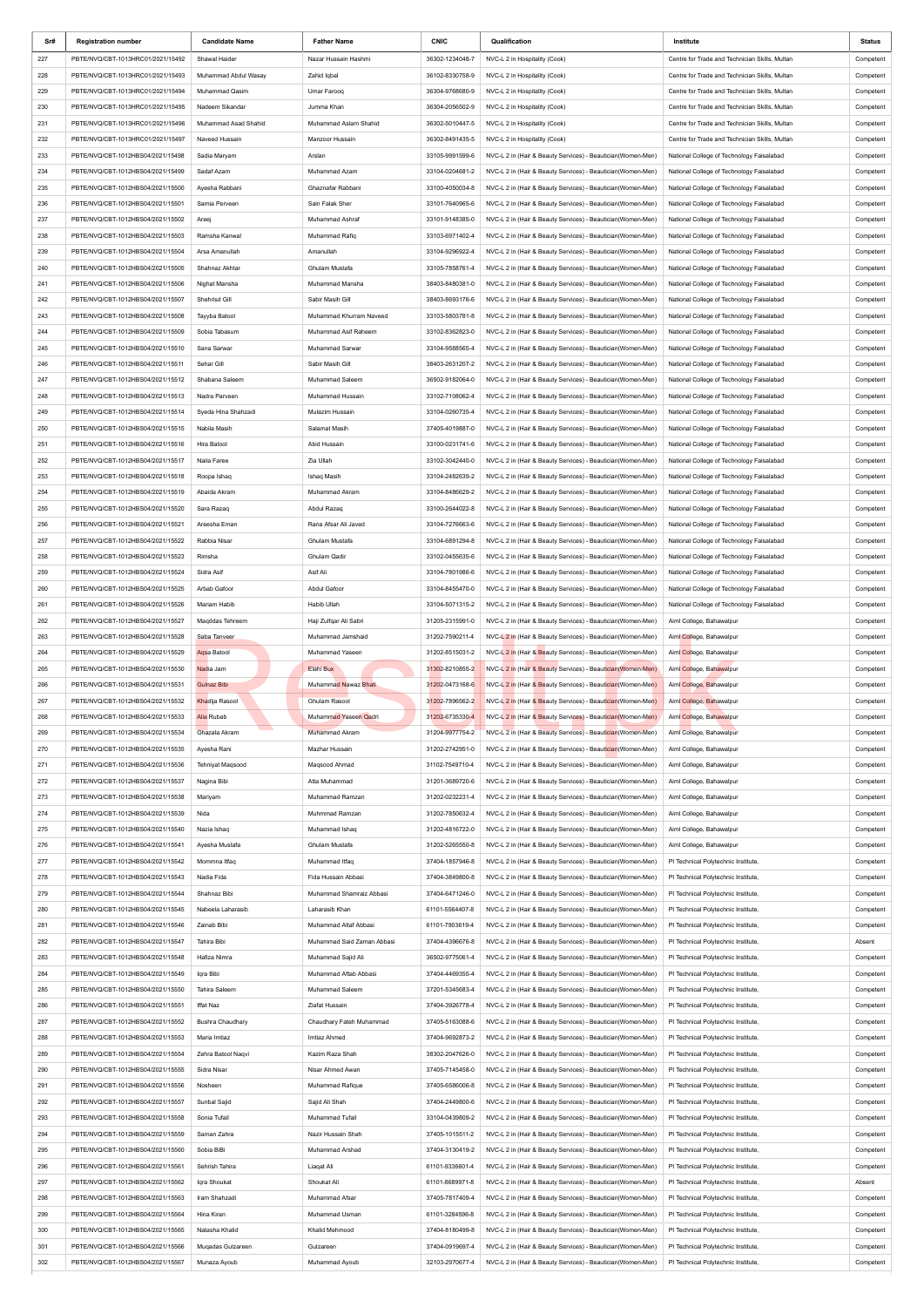| Sr# | Registration number | Candidate Name | Father Name | CNIC | Qualification | Institute | Status |
|---|---|---|---|---|---|---|---|
| 227 | PBTE/NVQ/CBT-1013HRC01/2021/15492 | Shawal Haider | Nazar Hussain Hashmi | 36302-1234048-7 | NVC-L 2 in Hospitality (Cook) | Centre for Trade and Technician Skills, Multan | Competent |
| 228 | PBTE/NVQ/CBT-1013HRC01/2021/15493 | Muhammad Abdul Wasay | Zahid Iqbal | 36102-8330758-9 | NVC-L 2 in Hospitality (Cook) | Centre for Trade and Technician Skills, Multan | Competent |
| 229 | PBTE/NVQ/CBT-1013HRC01/2021/15494 | Muhammad Qasim | Umar Farooq | 36304-9768680-9 | NVC-L 2 in Hospitality (Cook) | Centre for Trade and Technician Skills, Multan | Competent |
| 230 | PBTE/NVQ/CBT-1013HRC01/2021/15495 | Nadeem Sikandar | Jumma Khan | 36304-2056502-9 | NVC-L 2 in Hospitality (Cook) | Centre for Trade and Technician Skills, Multan | Competent |
| 231 | PBTE/NVQ/CBT-1013HRC01/2021/15496 | Muhammad Asad Shahid | Muhammad Aslam Shahid | 36302-5010447-5 | NVC-L 2 in Hospitality (Cook) | Centre for Trade and Technician Skills, Multan | Competent |
| 232 | PBTE/NVQ/CBT-1013HRC01/2021/15497 | Naveed Hussain | Manzoor Hussain | 36302-8491435-5 | NVC-L 2 in Hospitality (Cook) | Centre for Trade and Technician Skills, Multan | Competent |
| 233 | PBTE/NVQ/CBT-1012HBS04/2021/15498 | Sadia Maryam | Arslan | 33105-9991599-6 | NVC-L 2 in (Hair & Beauty Services) - Beautician(Women-Men) | National College of Technology Faisalabad | Competent |
| 234 | PBTE/NVQ/CBT-1012HBS04/2021/15499 | Sadaf Azam | Muhammad Azam | 33104-0204681-2 | NVC-L 2 in (Hair & Beauty Services) - Beautician(Women-Men) | National College of Technology Faisalabad | Competent |
| 235 | PBTE/NVQ/CBT-1012HBS04/2021/15500 | Ayesha Rabbani | Ghaznafar Rabbani | 33100-4050034-8 | NVC-L 2 in (Hair & Beauty Services) - Beautician(Women-Men) | National College of Technology Faisalabad | Competent |
| 236 | PBTE/NVQ/CBT-1012HBS04/2021/15501 | Samia Perveen | Sain Falak Sher | 33101-7640965-6 | NVC-L 2 in (Hair & Beauty Services) - Beautician(Women-Men) | National College of Technology Faisalabad | Competent |
| 237 | PBTE/NVQ/CBT-1012HBS04/2021/15502 | Areej | Muhammad Ashraf | 33101-9148385-0 | NVC-L 2 in (Hair & Beauty Services) - Beautician(Women-Men) | National College of Technology Faisalabad | Competent |
| 238 | PBTE/NVQ/CBT-1012HBS04/2021/15503 | Ramsha Kanwal | Muhammad Rafiq | 33103-6971402-4 | NVC-L 2 in (Hair & Beauty Services) - Beautician(Women-Men) | National College of Technology Faisalabad | Competent |
| 239 | PBTE/NVQ/CBT-1012HBS04/2021/15504 | Arsa Amanullah | Amanullah | 33104-9296922-4 | NVC-L 2 in (Hair & Beauty Services) - Beautician(Women-Men) | National College of Technology Faisalabad | Competent |
| 240 | PBTE/NVQ/CBT-1012HBS04/2021/15505 | Shahnaz Akhtar | Ghulam Mustafa | 33105-7858761-4 | NVC-L 2 in (Hair & Beauty Services) - Beautician(Women-Men) | National College of Technology Faisalabad | Competent |
| 241 | PBTE/NVQ/CBT-1012HBS04/2021/15506 | Nighat Mansha | Muhammad Mansha | 38403-8480381-0 | NVC-L 2 in (Hair & Beauty Services) - Beautician(Women-Men) | National College of Technology Faisalabad | Competent |
| 242 | PBTE/NVQ/CBT-1012HBS04/2021/15507 | Shehrisd Gill | Sabir Masih Gill | 38403-8693176-6 | NVC-L 2 in (Hair & Beauty Services) - Beautician(Women-Men) | National College of Technology Faisalabad | Competent |
| 243 | PBTE/NVQ/CBT-1012HBS04/2021/15508 | Tayyba Batool | Muhammad Khurram Naveed | 33103-5803781-8 | NVC-L 2 in (Hair & Beauty Services) - Beautician(Women-Men) | National College of Technology Faisalabad | Competent |
| 244 | PBTE/NVQ/CBT-1012HBS04/2021/15509 | Sobia Tabasum | Muhammad Asif Raheem | 33102-8362823-0 | NVC-L 2 in (Hair & Beauty Services) - Beautician(Women-Men) | National College of Technology Faisalabad | Competent |
| 245 | PBTE/NVQ/CBT-1012HBS04/2021/15510 | Sana Sarwar | Muhammad Sarwar | 33104-9588565-4 | NVC-L 2 in (Hair & Beauty Services) - Beautician(Women-Men) | National College of Technology Faisalabad | Competent |
| 246 | PBTE/NVQ/CBT-1012HBS04/2021/15511 | Sehar Gill | Sabir Masih Gill | 38403-2631207-2 | NVC-L 2 in (Hair & Beauty Services) - Beautician(Women-Men) | National College of Technology Faisalabad | Competent |
| 247 | PBTE/NVQ/CBT-1012HBS04/2021/15512 | Shabana Saleem | Muhammad Saleem | 36502-9182064-0 | NVC-L 2 in (Hair & Beauty Services) - Beautician(Women-Men) | National College of Technology Faisalabad | Competent |
| 248 | PBTE/NVQ/CBT-1012HBS04/2021/15513 | Nadra Parveen | Muhammad Hussain | 33102-7108062-4 | NVC-L 2 in (Hair & Beauty Services) - Beautician(Women-Men) | National College of Technology Faisalabad | Competent |
| 249 | PBTE/NVQ/CBT-1012HBS04/2021/15514 | Syeda Hina Shahzadi | Mulazim Hussain | 33104-0260735-4 | NVC-L 2 in (Hair & Beauty Services) - Beautician(Women-Men) | National College of Technology Faisalabad | Competent |
| 250 | PBTE/NVQ/CBT-1012HBS04/2021/15515 | Nabila Masih | Salamat Masih | 37405-4019887-0 | NVC-L 2 in (Hair & Beauty Services) - Beautician(Women-Men) | National College of Technology Faisalabad | Competent |
| 251 | PBTE/NVQ/CBT-1012HBS04/2021/15516 | Hira Batool | Abid Hussain | 33100-0231741-6 | NVC-L 2 in (Hair & Beauty Services) - Beautician(Women-Men) | National College of Technology Faisalabad | Competent |
| 252 | PBTE/NVQ/CBT-1012HBS04/2021/15517 | Naila Faree | Zia Ullah | 33102-3042440-0 | NVC-L 2 in (Hair & Beauty Services) - Beautician(Women-Men) | National College of Technology Faisalabad | Competent |
| 253 | PBTE/NVQ/CBT-1012HBS04/2021/15518 | Roopa Ishaq | Ishaq Masih | 33104-2482639-2 | NVC-L 2 in (Hair & Beauty Services) - Beautician(Women-Men) | National College of Technology Faisalabad | Competent |
| 254 | PBTE/NVQ/CBT-1012HBS04/2021/15519 | Abaida Akram | Muhammad Akram | 33104-8486629-2 | NVC-L 2 in (Hair & Beauty Services) - Beautician(Women-Men) | National College of Technology Faisalabad | Competent |
| 255 | PBTE/NVQ/CBT-1012HBS04/2021/15520 | Sara Razaq | Abdul Razaq | 33100-2644022-8 | NVC-L 2 in (Hair & Beauty Services) - Beautician(Women-Men) | National College of Technology Faisalabad | Competent |
| 256 | PBTE/NVQ/CBT-1012HBS04/2021/15521 | Areesha Eman | Rana Afsar Ali Javed | 33104-7276663-6 | NVC-L 2 in (Hair & Beauty Services) - Beautician(Women-Men) | National College of Technology Faisalabad | Competent |
| 257 | PBTE/NVQ/CBT-1012HBS04/2021/15522 | Rabbia Nisar | Ghulam Mustafa | 33104-6891294-8 | NVC-L 2 in (Hair & Beauty Services) - Beautician(Women-Men) | National College of Technology Faisalabad | Competent |
| 258 | PBTE/NVQ/CBT-1012HBS04/2021/15523 | Rimsha | Ghulam Qadir | 33102-0455635-6 | NVC-L 2 in (Hair & Beauty Services) - Beautician(Women-Men) | National College of Technology Faisalabad | Competent |
| 259 | PBTE/NVQ/CBT-1012HBS04/2021/15524 | Sidra Asif | Asif Ali | 33104-7801986-6 | NVC-L 2 in (Hair & Beauty Services) - Beautician(Women-Men) | National College of Technology Faisalabad | Competent |
| 260 | PBTE/NVQ/CBT-1012HBS04/2021/15525 | Arbab Gafoor | Abdul Gafoor | 33104-8455470-0 | NVC-L 2 in (Hair & Beauty Services) - Beautician(Women-Men) | National College of Technology Faisalabad | Competent |
| 261 | PBTE/NVQ/CBT-1012HBS04/2021/15526 | Mariam Habib | Habib Ullah | 33104-5071315-2 | NVC-L 2 in (Hair & Beauty Services) - Beautician(Women-Men) | National College of Technology Faisalabad | Competent |
| 262 | PBTE/NVQ/CBT-1012HBS04/2021/15527 | Maqddas Tehreem | Haji Zulfqar Ali Sabri | 31205-2315991-0 | NVC-L 2 in (Hair & Beauty Services) - Beautician(Women-Men) | Aiml College, Bahawalpur | Competent |
| 263 | PBTE/NVQ/CBT-1012HBS04/2021/15528 | Saba Tanveer | Muhammad Jamshaid | 31202-7590211-4 | NVC-L 2 in (Hair & Beauty Services) - Beautician(Women-Men) | Aiml College, Bahawalpur | Competent |
| 264 | PBTE/NVQ/CBT-1012HBS04/2021/15529 | Aqsa Batool | Muhammad Yaseen | 31202-8515031-2 | NVC-L 2 in (Hair & Beauty Services) - Beautician(Women-Men) | Aiml College, Bahawalpur | Competent |
| 265 | PBTE/NVQ/CBT-1012HBS04/2021/15530 | Nadia Jam | Elahi Bux | 31302-8210855-2 | NVC-L 2 in (Hair & Beauty Services) - Beautician(Women-Men) | Aiml College, Bahawalpur | Competent |
| 266 | PBTE/NVQ/CBT-1012HBS04/2021/15531 | Gulnaz Bibi | Muhammad Nawaz Bhati | 31202-0473168-6 | NVC-L 2 in (Hair & Beauty Services) - Beautician(Women-Men) | Aiml College, Bahawalpur | Competent |
| 267 | PBTE/NVQ/CBT-1012HBS04/2021/15532 | Khadija Rasool | Ghulam Rasool | 31202-7896562-2 | NVC-L 2 in (Hair & Beauty Services) - Beautician(Women-Men) | Aiml College, Bahawalpur | Competent |
| 268 | PBTE/NVQ/CBT-1012HBS04/2021/15533 | Alia Rubab | Muhammad Yaseen Qadri | 31202-6735330-4 | NVC-L 2 in (Hair & Beauty Services) - Beautician(Women-Men) | Aiml College, Bahawalpur | Competent |
| 269 | PBTE/NVQ/CBT-1012HBS04/2021/15534 | Ghazala Akram | Muhammad Akram | 31204-9977754-2 | NVC-L 2 in (Hair & Beauty Services) - Beautician(Women-Men) | Aiml College, Bahawalpur | Competent |
| 270 | PBTE/NVQ/CBT-1012HBS04/2021/15535 | Ayesha Rani | Mazhar Hussain | 31202-2742951-0 | NVC-L 2 in (Hair & Beauty Services) - Beautician(Women-Men) | Aiml College, Bahawalpur | Competent |
| 271 | PBTE/NVQ/CBT-1012HBS04/2021/15536 | Tehniyat Maqsood | Maqsood Ahmad | 31102-7549710-4 | NVC-L 2 in (Hair & Beauty Services) - Beautician(Women-Men) | Aiml College, Bahawalpur | Competent |
| 272 | PBTE/NVQ/CBT-1012HBS04/2021/15537 | Nagina Bibi | Atta Muhammad | 31201-3689720-6 | NVC-L 2 in (Hair & Beauty Services) - Beautician(Women-Men) | Aiml College, Bahawalpur | Competent |
| 273 | PBTE/NVQ/CBT-1012HBS04/2021/15538 | Mariyam | Muhammad Ramzan | 31202-0232231-4 | NVC-L 2 in (Hair & Beauty Services) - Beautician(Women-Men) | Aiml College, Bahawalpur | Competent |
| 274 | PBTE/NVQ/CBT-1012HBS04/2021/15539 | Nida | Muhmmad Ramzan | 31202-7850632-4 | NVC-L 2 in (Hair & Beauty Services) - Beautician(Women-Men) | Aiml College, Bahawalpur | Competent |
| 275 | PBTE/NVQ/CBT-1012HBS04/2021/15540 | Nazia Ishaq | Muhammad Ishaq | 31202-4816722-0 | NVC-L 2 in (Hair & Beauty Services) - Beautician(Women-Men) | Aiml College, Bahawalpur | Competent |
| 276 | PBTE/NVQ/CBT-1012HBS04/2021/15541 | Ayesha Mustafa | Ghulam Mustafa | 31202-5265550-8 | NVC-L 2 in (Hair & Beauty Services) - Beautician(Women-Men) | Aiml College, Bahawalpur | Competent |
| 277 | PBTE/NVQ/CBT-1012HBS04/2021/15542 | Mommna Itfaq | Muhammad Itfaq | 37404-1857946-8 | NVC-L 2 in (Hair & Beauty Services) - Beautician(Women-Men) | PI Technical Polytechnic Institute, | Competent |
| 278 | PBTE/NVQ/CBT-1012HBS04/2021/15543 | Nadia Fida | Fida Hussain Abbasi | 37404-3849800-8 | NVC-L 2 in (Hair & Beauty Services) - Beautician(Women-Men) | PI Technical Polytechnic Institute, | Competent |
| 279 | PBTE/NVQ/CBT-1012HBS04/2021/15544 | Shahnaz Bibi | Muhammad Shamraiz Abbasi | 37404-6471246-0 | NVC-L 2 in (Hair & Beauty Services) - Beautician(Women-Men) | PI Technical Polytechnic Institute, | Competent |
| 280 | PBTE/NVQ/CBT-1012HBS04/2021/15545 | Nabeela Laharasib | Laharasib Khan | 61101-5564407-8 | NVC-L 2 in (Hair & Beauty Services) - Beautician(Women-Men) | PI Technical Polytechnic Institute, | Competent |
| 281 | PBTE/NVQ/CBT-1012HBS04/2021/15546 | Zainab Bibi | Muhammad Altaf Abbasi | 61101-7903619-4 | NVC-L 2 in (Hair & Beauty Services) - Beautician(Women-Men) | PI Technical Polytechnic Institute, | Competent |
| 282 | PBTE/NVQ/CBT-1012HBS04/2021/15547 | Tahira Bibi | Muhammad Said Zaman Abbasi | 37404-4396676-8 | NVC-L 2 in (Hair & Beauty Services) - Beautician(Women-Men) | PI Technical Polytechnic Institute, | Absent |
| 283 | PBTE/NVQ/CBT-1012HBS04/2021/15548 | Hafiza Nimra | Muhammad Sajid Ali | 36502-9775061-4 | NVC-L 2 in (Hair & Beauty Services) - Beautician(Women-Men) | PI Technical Polytechnic Institute, | Competent |
| 284 | PBTE/NVQ/CBT-1012HBS04/2021/15549 | Iqra Bibi | Muhammad Aftab Abbasi | 37404-4469355-4 | NVC-L 2 in (Hair & Beauty Services) - Beautician(Women-Men) | PI Technical Polytechnic Institute, | Competent |
| 285 | PBTE/NVQ/CBT-1012HBS04/2021/15550 | Tahira Saleem | Muhammad Saleem | 37201-5345683-4 | NVC-L 2 in (Hair & Beauty Services) - Beautician(Women-Men) | PI Technical Polytechnic Institute, | Competent |
| 286 | PBTE/NVQ/CBT-1012HBS04/2021/15551 | Iffat Naz | Ziafat Hussain | 37404-3926778-4 | NVC-L 2 in (Hair & Beauty Services) - Beautician(Women-Men) | PI Technical Polytechnic Institute, | Competent |
| 287 | PBTE/NVQ/CBT-1012HBS04/2021/15552 | Bushra Chaudhary | Chaudhary Fateh Muhammad | 37405-5163088-6 | NVC-L 2 in (Hair & Beauty Services) - Beautician(Women-Men) | PI Technical Polytechnic Institute, | Competent |
| 288 | PBTE/NVQ/CBT-1012HBS04/2021/15553 | Maria Imtiaz | Imtiaz Ahmed | 37404-9692873-2 | NVC-L 2 in (Hair & Beauty Services) - Beautician(Women-Men) | PI Technical Polytechnic Institute, | Competent |
| 289 | PBTE/NVQ/CBT-1012HBS04/2021/15554 | Zehra Batool Naqvi | Kazim Raza Shah | 38302-2047626-0 | NVC-L 2 in (Hair & Beauty Services) - Beautician(Women-Men) | PI Technical Polytechnic Institute, | Competent |
| 290 | PBTE/NVQ/CBT-1012HBS04/2021/15555 | Sidra Nisar | Nisar Ahmed Awan | 37405-7145458-0 | NVC-L 2 in (Hair & Beauty Services) - Beautician(Women-Men) | PI Technical Polytechnic Institute, | Competent |
| 291 | PBTE/NVQ/CBT-1012HBS04/2021/15556 | Nosheen | Muhammad Rafique | 37405-6586006-8 | NVC-L 2 in (Hair & Beauty Services) - Beautician(Women-Men) | PI Technical Polytechnic Institute, | Competent |
| 292 | PBTE/NVQ/CBT-1012HBS04/2021/15557 | Sunbal Sajid | Sajid Ali Shah | 37404-2449800-6 | NVC-L 2 in (Hair & Beauty Services) - Beautician(Women-Men) | PI Technical Polytechnic Institute, | Competent |
| 293 | PBTE/NVQ/CBT-1012HBS04/2021/15558 | Sonia Tufail | Muhammad Tufail | 33104-0439809-2 | NVC-L 2 in (Hair & Beauty Services) - Beautician(Women-Men) | PI Technical Polytechnic Institute, | Competent |
| 294 | PBTE/NVQ/CBT-1012HBS04/2021/15559 | Saman Zahra | Nazir Hussain Shah | 37405-1015511-2 | NVC-L 2 in (Hair & Beauty Services) - Beautician(Women-Men) | PI Technical Polytechnic Institute, | Competent |
| 295 | PBTE/NVQ/CBT-1012HBS04/2021/15560 | Sobia BiBi | Muhammad Arshad | 37404-3130419-2 | NVC-L 2 in (Hair & Beauty Services) - Beautician(Women-Men) | PI Technical Polytechnic Institute, | Competent |
| 296 | PBTE/NVQ/CBT-1012HBS04/2021/15561 | Sehrish Tahira | Liaqat Ali | 61101-9336601-4 | NVC-L 2 in (Hair & Beauty Services) - Beautician(Women-Men) | PI Technical Polytechnic Institute, | Competent |
| 297 | PBTE/NVQ/CBT-1012HBS04/2021/15562 | Iqra Shoukat | Shoukat Ali | 61101-8689971-8 | NVC-L 2 in (Hair & Beauty Services) - Beautician(Women-Men) | PI Technical Polytechnic Institute, | Absent |
| 298 | PBTE/NVQ/CBT-1012HBS04/2021/15563 | Iram Shahzadi | Muhammad Afsar | 37405-7817409-4 | NVC-L 2 in (Hair & Beauty Services) - Beautician(Women-Men) | PI Technical Polytechnic Institute, | Competent |
| 299 | PBTE/NVQ/CBT-1012HBS04/2021/15564 | Hina Kiran | Muhammad Usman | 61101-3284596-8 | NVC-L 2 in (Hair & Beauty Services) - Beautician(Women-Men) | PI Technical Polytechnic Institute, | Competent |
| 300 | PBTE/NVQ/CBT-1012HBS04/2021/15565 | Natasha Khalid | Khalid Mehmood | 37404-8180499-8 | NVC-L 2 in (Hair & Beauty Services) - Beautician(Women-Men) | PI Technical Polytechnic Institute, | Competent |
| 301 | PBTE/NVQ/CBT-1012HBS04/2021/15566 | Muqadas Gulzareen | Gulzareen | 37404-0919697-4 | NVC-L 2 in (Hair & Beauty Services) - Beautician(Women-Men) | PI Technical Polytechnic Institute, | Competent |
| 302 | PBTE/NVQ/CBT-1012HBS04/2021/15567 | Munaza Ayoub | Muhammad Ayoub | 32103-2970677-4 | NVC-L 2 in (Hair & Beauty Services) - Beautician(Women-Men) | PI Technical Polytechnic Institute, | Competent |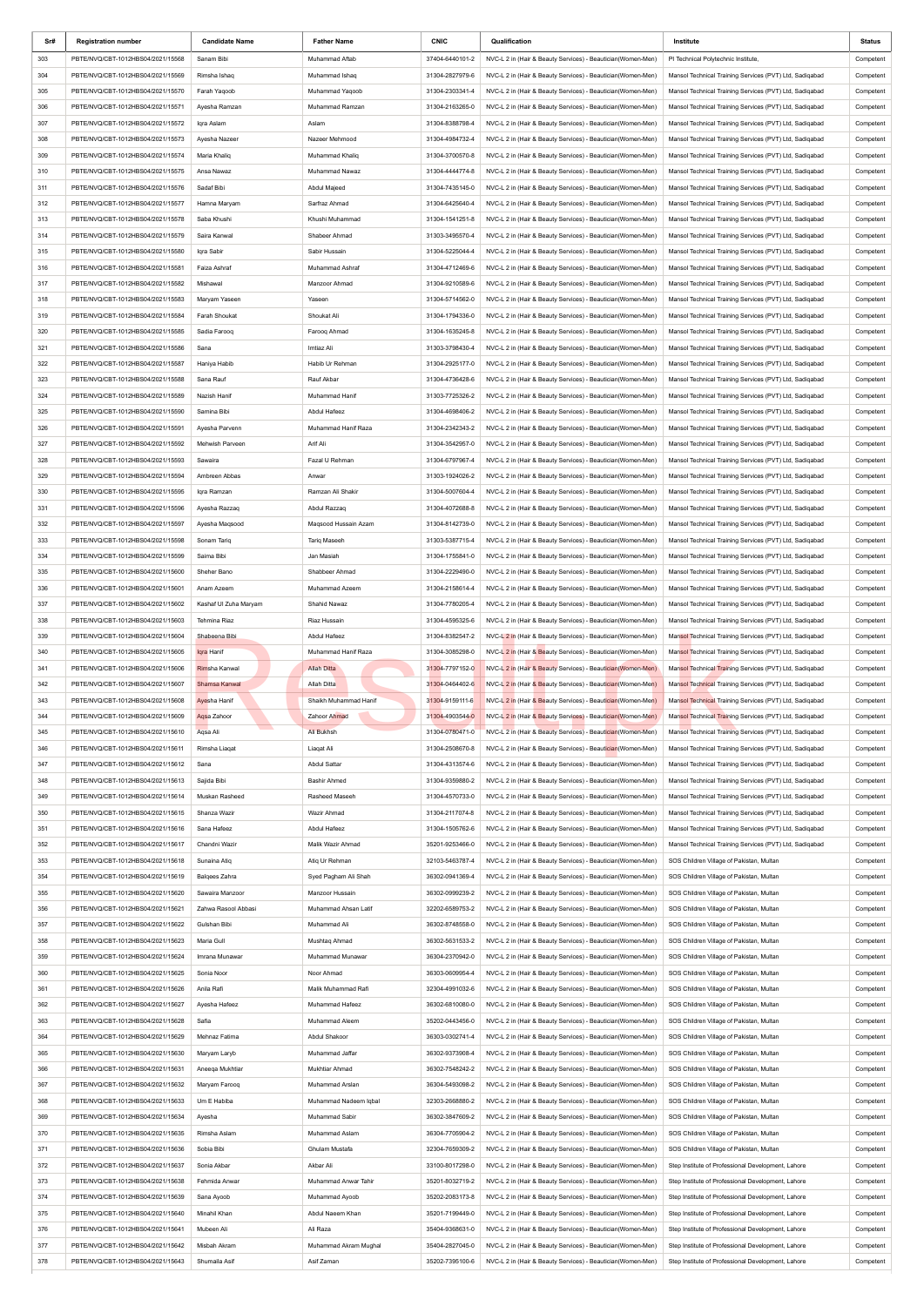| Sr# | Registration number | Candidate Name | Father Name | CNIC | Qualification | Institute | Status |
|---|---|---|---|---|---|---|---|
| 303 | PBTE/NVQ/CBT-1012HBS04/2021/15568 | Sanam Bibi | Muhammad Aftab | 37404-6440101-2 | NVC-L 2 in (Hair & Beauty Services) - Beautician(Women-Men) | PI Technical Polytechnic Institute, | Competent |
| 304 | PBTE/NVQ/CBT-1012HBS04/2021/15569 | Rimsha Ishaq | Muhammad Ishaq | 31304-2827979-6 | NVC-L 2 in (Hair & Beauty Services) - Beautician(Women-Men) | Mansol Technical Training Services (PVT) Ltd, Sadiqabad | Competent |
| 305 | PBTE/NVQ/CBT-1012HBS04/2021/15570 | Farah Yaqoob | Muhammad Yaqoob | 31304-2303341-4 | NVC-L 2 in (Hair & Beauty Services) - Beautician(Women-Men) | Mansol Technical Training Services (PVT) Ltd, Sadiqabad | Competent |
| 306 | PBTE/NVQ/CBT-1012HBS04/2021/15571 | Ayesha Ramzan | Muhammad Ramzan | 31304-2163265-0 | NVC-L 2 in (Hair & Beauty Services) - Beautician(Women-Men) | Mansol Technical Training Services (PVT) Ltd, Sadiqabad | Competent |
| 307 | PBTE/NVQ/CBT-1012HBS04/2021/15572 | Iqra Aslam | Aslam | 31304-8388798-4 | NVC-L 2 in (Hair & Beauty Services) - Beautician(Women-Men) | Mansol Technical Training Services (PVT) Ltd, Sadiqabad | Competent |
| 308 | PBTE/NVQ/CBT-1012HBS04/2021/15573 | Ayesha Nazeer | Nazeer Mehmood | 31304-4984732-4 | NVC-L 2 in (Hair & Beauty Services) - Beautician(Women-Men) | Mansol Technical Training Services (PVT) Ltd, Sadiqabad | Competent |
| 309 | PBTE/NVQ/CBT-1012HBS04/2021/15574 | Maria Khaliq | Muhammad Khaliq | 31304-3700570-8 | NVC-L 2 in (Hair & Beauty Services) - Beautician(Women-Men) | Mansol Technical Training Services (PVT) Ltd, Sadiqabad | Competent |
| 310 | PBTE/NVQ/CBT-1012HBS04/2021/15575 | Ansa Nawaz | Muhammad Nawaz | 31304-4444774-8 | NVC-L 2 in (Hair & Beauty Services) - Beautician(Women-Men) | Mansol Technical Training Services (PVT) Ltd, Sadiqabad | Competent |
| 311 | PBTE/NVQ/CBT-1012HBS04/2021/15576 | Sadaf Bibi | Abdul Majeed | 31304-7435145-0 | NVC-L 2 in (Hair & Beauty Services) - Beautician(Women-Men) | Mansol Technical Training Services (PVT) Ltd, Sadiqabad | Competent |
| 312 | PBTE/NVQ/CBT-1012HBS04/2021/15577 | Hamna Maryam | Sarfraz Ahmad | 31304-6425640-4 | NVC-L 2 in (Hair & Beauty Services) - Beautician(Women-Men) | Mansol Technical Training Services (PVT) Ltd, Sadiqabad | Competent |
| 313 | PBTE/NVQ/CBT-1012HBS04/2021/15578 | Saba Khushi | Khushi Muhammad | 31304-1541251-8 | NVC-L 2 in (Hair & Beauty Services) - Beautician(Women-Men) | Mansol Technical Training Services (PVT) Ltd, Sadiqabad | Competent |
| 314 | PBTE/NVQ/CBT-1012HBS04/2021/15579 | Saira Kanwal | Shabeer Ahmad | 31303-3495570-4 | NVC-L 2 in (Hair & Beauty Services) - Beautician(Women-Men) | Mansol Technical Training Services (PVT) Ltd, Sadiqabad | Competent |
| 315 | PBTE/NVQ/CBT-1012HBS04/2021/15580 | Iqra Sabir | Sabir Hussain | 31304-5225044-4 | NVC-L 2 in (Hair & Beauty Services) - Beautician(Women-Men) | Mansol Technical Training Services (PVT) Ltd, Sadiqabad | Competent |
| 316 | PBTE/NVQ/CBT-1012HBS04/2021/15581 | Faiza Ashraf | Muhammad Ashraf | 31304-4712469-6 | NVC-L 2 in (Hair & Beauty Services) - Beautician(Women-Men) | Mansol Technical Training Services (PVT) Ltd, Sadiqabad | Competent |
| 317 | PBTE/NVQ/CBT-1012HBS04/2021/15582 | Mishawal | Manzoor Ahmad | 31304-9210589-6 | NVC-L 2 in (Hair & Beauty Services) - Beautician(Women-Men) | Mansol Technical Training Services (PVT) Ltd, Sadiqabad | Competent |
| 318 | PBTE/NVQ/CBT-1012HBS04/2021/15583 | Maryam Yaseen | Yaseen | 31304-5714562-0 | NVC-L 2 in (Hair & Beauty Services) - Beautician(Women-Men) | Mansol Technical Training Services (PVT) Ltd, Sadiqabad | Competent |
| 319 | PBTE/NVQ/CBT-1012HBS04/2021/15584 | Farah Shoukat | Shoukat Ali | 31304-1794336-0 | NVC-L 2 in (Hair & Beauty Services) - Beautician(Women-Men) | Mansol Technical Training Services (PVT) Ltd, Sadiqabad | Competent |
| 320 | PBTE/NVQ/CBT-1012HBS04/2021/15585 | Sadia Farooq | Farooq Ahmad | 31304-1635245-8 | NVC-L 2 in (Hair & Beauty Services) - Beautician(Women-Men) | Mansol Technical Training Services (PVT) Ltd, Sadiqabad | Competent |
| 321 | PBTE/NVQ/CBT-1012HBS04/2021/15586 | Sana | Imtiaz Ali | 31303-3798430-4 | NVC-L 2 in (Hair & Beauty Services) - Beautician(Women-Men) | Mansol Technical Training Services (PVT) Ltd, Sadiqabad | Competent |
| 322 | PBTE/NVQ/CBT-1012HBS04/2021/15587 | Haniya Habib | Habib Ur Rehman | 31304-2925177-0 | NVC-L 2 in (Hair & Beauty Services) - Beautician(Women-Men) | Mansol Technical Training Services (PVT) Ltd, Sadiqabad | Competent |
| 323 | PBTE/NVQ/CBT-1012HBS04/2021/15588 | Sana Rauf | Rauf Akbar | 31304-4736428-6 | NVC-L 2 in (Hair & Beauty Services) - Beautician(Women-Men) | Mansol Technical Training Services (PVT) Ltd, Sadiqabad | Competent |
| 324 | PBTE/NVQ/CBT-1012HBS04/2021/15589 | Nazish Hanif | Muhammad Hanif | 31303-7725326-2 | NVC-L 2 in (Hair & Beauty Services) - Beautician(Women-Men) | Mansol Technical Training Services (PVT) Ltd, Sadiqabad | Competent |
| 325 | PBTE/NVQ/CBT-1012HBS04/2021/15590 | Samina Bibi | Abdul Hafeez | 31304-4698406-2 | NVC-L 2 in (Hair & Beauty Services) - Beautician(Women-Men) | Mansol Technical Training Services (PVT) Ltd, Sadiqabad | Competent |
| 326 | PBTE/NVQ/CBT-1012HBS04/2021/15591 | Ayesha Parvenn | Muhammad Hanif Raza | 31304-2342343-2 | NVC-L 2 in (Hair & Beauty Services) - Beautician(Women-Men) | Mansol Technical Training Services (PVT) Ltd, Sadiqabad | Competent |
| 327 | PBTE/NVQ/CBT-1012HBS04/2021/15592 | Mehwish Parveen | Arif Ali | 31304-3542957-0 | NVC-L 2 in (Hair & Beauty Services) - Beautician(Women-Men) | Mansol Technical Training Services (PVT) Ltd, Sadiqabad | Competent |
| 328 | PBTE/NVQ/CBT-1012HBS04/2021/15593 | Sawaira | Fazal U Rehman | 31304-6797967-4 | NVC-L 2 in (Hair & Beauty Services) - Beautician(Women-Men) | Mansol Technical Training Services (PVT) Ltd, Sadiqabad | Competent |
| 329 | PBTE/NVQ/CBT-1012HBS04/2021/15594 | Ambreen Abbas | Anwar | 31303-1924026-2 | NVC-L 2 in (Hair & Beauty Services) - Beautician(Women-Men) | Mansol Technical Training Services (PVT) Ltd, Sadiqabad | Competent |
| 330 | PBTE/NVQ/CBT-1012HBS04/2021/15595 | Iqra Ramzan | Ramzan Ali Shakir | 31304-5007604-4 | NVC-L 2 in (Hair & Beauty Services) - Beautician(Women-Men) | Mansol Technical Training Services (PVT) Ltd, Sadiqabad | Competent |
| 331 | PBTE/NVQ/CBT-1012HBS04/2021/15596 | Ayesha Razzaq | Abdul Razzaq | 31304-4072688-8 | NVC-L 2 in (Hair & Beauty Services) - Beautician(Women-Men) | Mansol Technical Training Services (PVT) Ltd, Sadiqabad | Competent |
| 332 | PBTE/NVQ/CBT-1012HBS04/2021/15597 | Ayesha Maqsood | Maqsood Hussain Azam | 31304-8142739-0 | NVC-L 2 in (Hair & Beauty Services) - Beautician(Women-Men) | Mansol Technical Training Services (PVT) Ltd, Sadiqabad | Competent |
| 333 | PBTE/NVQ/CBT-1012HBS04/2021/15598 | Sonam Tariq | Tariq Maseeh | 31303-5387715-4 | NVC-L 2 in (Hair & Beauty Services) - Beautician(Women-Men) | Mansol Technical Training Services (PVT) Ltd, Sadiqabad | Competent |
| 334 | PBTE/NVQ/CBT-1012HBS04/2021/15599 | Saima Bibi | Jan Masiah | 31304-1755841-0 | NVC-L 2 in (Hair & Beauty Services) - Beautician(Women-Men) | Mansol Technical Training Services (PVT) Ltd, Sadiqabad | Competent |
| 335 | PBTE/NVQ/CBT-1012HBS04/2021/15600 | Sheher Bano | Shabbeer Ahmad | 31304-2229490-0 | NVC-L 2 in (Hair & Beauty Services) - Beautician(Women-Men) | Mansol Technical Training Services (PVT) Ltd, Sadiqabad | Competent |
| 336 | PBTE/NVQ/CBT-1012HBS04/2021/15601 | Anam Azeem | Muhammad Azeem | 31304-2158614-4 | NVC-L 2 in (Hair & Beauty Services) - Beautician(Women-Men) | Mansol Technical Training Services (PVT) Ltd, Sadiqabad | Competent |
| 337 | PBTE/NVQ/CBT-1012HBS04/2021/15602 | Kashaf Ul Zuha Maryam | Shahid Nawaz | 31304-7780205-4 | NVC-L 2 in (Hair & Beauty Services) - Beautician(Women-Men) | Mansol Technical Training Services (PVT) Ltd, Sadiqabad | Competent |
| 338 | PBTE/NVQ/CBT-1012HBS04/2021/15603 | Tehmina Riaz | Riaz Hussain | 31304-4595325-6 | NVC-L 2 in (Hair & Beauty Services) - Beautician(Women-Men) | Mansol Technical Training Services (PVT) Ltd, Sadiqabad | Competent |
| 339 | PBTE/NVQ/CBT-1012HBS04/2021/15604 | Shabeena Bibi | Abdul Hafeez | 31304-8382547-2 | NVC-L 2 in (Hair & Beauty Services) - Beautician(Women-Men) | Mansol Technical Training Services (PVT) Ltd, Sadiqabad | Competent |
| 340 | PBTE/NVQ/CBT-1012HBS04/2021/15605 | Iqra Hanif | Muhammad Hanif Raza | 31304-3085298-0 | NVC-L 2 in (Hair & Beauty Services) - Beautician(Women-Men) | Mansol Technical Training Services (PVT) Ltd, Sadiqabad | Competent |
| 341 | PBTE/NVQ/CBT-1012HBS04/2021/15606 | Rimsha Kanwal | Allah Ditta | 31304-7797152-0 | NVC-L 2 in (Hair & Beauty Services) - Beautician(Women-Men) | Mansol Technical Training Services (PVT) Ltd, Sadiqabad | Competent |
| 342 | PBTE/NVQ/CBT-1012HBS04/2021/15607 | Shamsa Kanwal | Allah Ditta | 31304-0464402-6 | NVC-L 2 in (Hair & Beauty Services) - Beautician(Women-Men) | Mansol Technical Training Services (PVT) Ltd, Sadiqabad | Competent |
| 343 | PBTE/NVQ/CBT-1012HBS04/2021/15608 | Ayesha Hanif | Shaikh Muhammad Hanif | 31304-9159111-6 | NVC-L 2 in (Hair & Beauty Services) - Beautician(Women-Men) | Mansol Technical Training Services (PVT) Ltd, Sadiqabad | Competent |
| 344 | PBTE/NVQ/CBT-1012HBS04/2021/15609 | Aqsa Zahoor | Zahoor Ahmad | 31304-4903544-0 | NVC-L 2 in (Hair & Beauty Services) - Beautician(Women-Men) | Mansol Technical Training Services (PVT) Ltd, Sadiqabad | Competent |
| 345 | PBTE/NVQ/CBT-1012HBS04/2021/15610 | Aqsa Ali | Ali Bukhsh | 31304-0780471-0 | NVC-L 2 in (Hair & Beauty Services) - Beautician(Women-Men) | Mansol Technical Training Services (PVT) Ltd, Sadiqabad | Competent |
| 346 | PBTE/NVQ/CBT-1012HBS04/2021/15611 | Rimsha Liaqat | Liaqat Ali | 31304-2508670-8 | NVC-L 2 in (Hair & Beauty Services) - Beautician(Women-Men) | Mansol Technical Training Services (PVT) Ltd, Sadiqabad | Competent |
| 347 | PBTE/NVQ/CBT-1012HBS04/2021/15612 | Sana | Abdul Sattar | 31304-4313574-6 | NVC-L 2 in (Hair & Beauty Services) - Beautician(Women-Men) | Mansol Technical Training Services (PVT) Ltd, Sadiqabad | Competent |
| 348 | PBTE/NVQ/CBT-1012HBS04/2021/15613 | Sajida Bibi | Bashir Ahmed | 31304-9359880-2 | NVC-L 2 in (Hair & Beauty Services) - Beautician(Women-Men) | Mansol Technical Training Services (PVT) Ltd, Sadiqabad | Competent |
| 349 | PBTE/NVQ/CBT-1012HBS04/2021/15614 | Muskan Rasheed | Rasheed Maseeh | 31304-4570733-0 | NVC-L 2 in (Hair & Beauty Services) - Beautician(Women-Men) | Mansol Technical Training Services (PVT) Ltd, Sadiqabad | Competent |
| 350 | PBTE/NVQ/CBT-1012HBS04/2021/15615 | Shanza Wazir | Wazir Ahmad | 31304-2117074-8 | NVC-L 2 in (Hair & Beauty Services) - Beautician(Women-Men) | Mansol Technical Training Services (PVT) Ltd, Sadiqabad | Competent |
| 351 | PBTE/NVQ/CBT-1012HBS04/2021/15616 | Sana Hafeez | Abdul Hafeez | 31304-1505762-6 | NVC-L 2 in (Hair & Beauty Services) - Beautician(Women-Men) | Mansol Technical Training Services (PVT) Ltd, Sadiqabad | Competent |
| 352 | PBTE/NVQ/CBT-1012HBS04/2021/15617 | Chandni Wazir | Malik Wazir Ahmad | 35201-9253466-0 | NVC-L 2 in (Hair & Beauty Services) - Beautician(Women-Men) | Mansol Technical Training Services (PVT) Ltd, Sadiqabad | Competent |
| 353 | PBTE/NVQ/CBT-1012HBS04/2021/15618 | Sunaina Atiq | Atiq Ur Rehman | 32103-5463787-4 | NVC-L 2 in (Hair & Beauty Services) - Beautician(Women-Men) | SOS Children Village of Pakistan, Multan | Competent |
| 354 | PBTE/NVQ/CBT-1012HBS04/2021/15619 | Balqees Zahra | Syed Pagham Ali Shah | 36302-0941369-4 | NVC-L 2 in (Hair & Beauty Services) - Beautician(Women-Men) | SOS Children Village of Pakistan, Multan | Competent |
| 355 | PBTE/NVQ/CBT-1012HBS04/2021/15620 | Sawaira Manzoor | Manzoor Hussain | 36302-0999239-2 | NVC-L 2 in (Hair & Beauty Services) - Beautician(Women-Men) | SOS Children Village of Pakistan, Multan | Competent |
| 356 | PBTE/NVQ/CBT-1012HBS04/2021/15621 | Zahwa Rasool Abbasi | Muhammad Ahsan Latif | 32202-6589753-2 | NVC-L 2 in (Hair & Beauty Services) - Beautician(Women-Men) | SOS Children Village of Pakistan, Multan | Competent |
| 357 | PBTE/NVQ/CBT-1012HBS04/2021/15622 | Gulshan Bibi | Muhammad Ali | 36302-8748558-0 | NVC-L 2 in (Hair & Beauty Services) - Beautician(Women-Men) | SOS Children Village of Pakistan, Multan | Competent |
| 358 | PBTE/NVQ/CBT-1012HBS04/2021/15623 | Maria Gull | Mushtaq Ahmad | 36302-5631533-2 | NVC-L 2 in (Hair & Beauty Services) - Beautician(Women-Men) | SOS Children Village of Pakistan, Multan | Competent |
| 359 | PBTE/NVQ/CBT-1012HBS04/2021/15624 | Imrana Munawar | Muhammad Munawar | 36304-2370942-0 | NVC-L 2 in (Hair & Beauty Services) - Beautician(Women-Men) | SOS Children Village of Pakistan, Multan | Competent |
| 360 | PBTE/NVQ/CBT-1012HBS04/2021/15625 | Sonia Noor | Noor Ahmad | 36303-0609954-4 | NVC-L 2 in (Hair & Beauty Services) - Beautician(Women-Men) | SOS Children Village of Pakistan, Multan | Competent |
| 361 | PBTE/NVQ/CBT-1012HBS04/2021/15626 | Anila Rafi | Malik Muhammad Rafi | 32304-4991032-6 | NVC-L 2 in (Hair & Beauty Services) - Beautician(Women-Men) | SOS Children Village of Pakistan, Multan | Competent |
| 362 | PBTE/NVQ/CBT-1012HBS04/2021/15627 | Ayesha Hafeez | Muhammad Hafeez | 36302-6810080-0 | NVC-L 2 in (Hair & Beauty Services) - Beautician(Women-Men) | SOS Children Village of Pakistan, Multan | Competent |
| 363 | PBTE/NVQ/CBT-1012HBS04/2021/15628 | Safia | Muhammad Aleem | 35202-0443456-0 | NVC-L 2 in (Hair & Beauty Services) - Beautician(Women-Men) | SOS Children Village of Pakistan, Multan | Competent |
| 364 | PBTE/NVQ/CBT-1012HBS04/2021/15629 | Mehnaz Fatima | Abdul Shakoor | 36303-0302741-4 | NVC-L 2 in (Hair & Beauty Services) - Beautician(Women-Men) | SOS Children Village of Pakistan, Multan | Competent |
| 365 | PBTE/NVQ/CBT-1012HBS04/2021/15630 | Maryam Laryb | Muhammad Jaffar | 36302-9373908-4 | NVC-L 2 in (Hair & Beauty Services) - Beautician(Women-Men) | SOS Children Village of Pakistan, Multan | Competent |
| 366 | PBTE/NVQ/CBT-1012HBS04/2021/15631 | Aneeqa Mukhtiar | Mukhtiar Ahmad | 36302-7548242-2 | NVC-L 2 in (Hair & Beauty Services) - Beautician(Women-Men) | SOS Children Village of Pakistan, Multan | Competent |
| 367 | PBTE/NVQ/CBT-1012HBS04/2021/15632 | Maryam Farooq | Muhammad Arslan | 36304-5493098-2 | NVC-L 2 in (Hair & Beauty Services) - Beautician(Women-Men) | SOS Children Village of Pakistan, Multan | Competent |
| 368 | PBTE/NVQ/CBT-1012HBS04/2021/15633 | Um E Habiba | Muhammad Nadeem Iqbal | 32303-2668880-2 | NVC-L 2 in (Hair & Beauty Services) - Beautician(Women-Men) | SOS Children Village of Pakistan, Multan | Competent |
| 369 | PBTE/NVQ/CBT-1012HBS04/2021/15634 | Ayesha | Muhammad Sabir | 36302-3847609-2 | NVC-L 2 in (Hair & Beauty Services) - Beautician(Women-Men) | SOS Children Village of Pakistan, Multan | Competent |
| 370 | PBTE/NVQ/CBT-1012HBS04/2021/15635 | Rimsha Aslam | Muhammad Aslam | 36304-7705904-2 | NVC-L 2 in (Hair & Beauty Services) - Beautician(Women-Men) | SOS Children Village of Pakistan, Multan | Competent |
| 371 | PBTE/NVQ/CBT-1012HBS04/2021/15636 | Sobia Bibi | Ghulam Mustafa | 32304-7659309-2 | NVC-L 2 in (Hair & Beauty Services) - Beautician(Women-Men) | SOS Children Village of Pakistan, Multan | Competent |
| 372 | PBTE/NVQ/CBT-1012HBS04/2021/15637 | Sonia Akbar | Akbar Ali | 33100-8017298-0 | NVC-L 2 in (Hair & Beauty Services) - Beautician(Women-Men) | Step Institute of Professional Development, Lahore | Competent |
| 373 | PBTE/NVQ/CBT-1012HBS04/2021/15638 | Fehmida Anwar | Muhammad Anwar Tahir | 35201-8032719-2 | NVC-L 2 in (Hair & Beauty Services) - Beautician(Women-Men) | Step Institute of Professional Development, Lahore | Competent |
| 374 | PBTE/NVQ/CBT-1012HBS04/2021/15639 | Sana Ayoob | Muhammad Ayoob | 35202-2083173-8 | NVC-L 2 in (Hair & Beauty Services) - Beautician(Women-Men) | Step Institute of Professional Development, Lahore | Competent |
| 375 | PBTE/NVQ/CBT-1012HBS04/2021/15640 | Minahil Khan | Abdul Naeem Khan | 35201-7199449-0 | NVC-L 2 in (Hair & Beauty Services) - Beautician(Women-Men) | Step Institute of Professional Development, Lahore | Competent |
| 376 | PBTE/NVQ/CBT-1012HBS04/2021/15641 | Mubeen Ali | Ali Raza | 35404-9368631-0 | NVC-L 2 in (Hair & Beauty Services) - Beautician(Women-Men) | Step Institute of Professional Development, Lahore | Competent |
| 377 | PBTE/NVQ/CBT-1012HBS04/2021/15642 | Misbah Akram | Muhammad Akram Mughal | 35404-2827045-0 | NVC-L 2 in (Hair & Beauty Services) - Beautician(Women-Men) | Step Institute of Professional Development, Lahore | Competent |
| 378 | PBTE/NVQ/CBT-1012HBS04/2021/15643 | Shumaila Asif | Asif Zaman | 35202-7395100-6 | NVC-L 2 in (Hair & Beauty Services) - Beautician(Women-Men) | Step Institute of Professional Development, Lahore | Competent |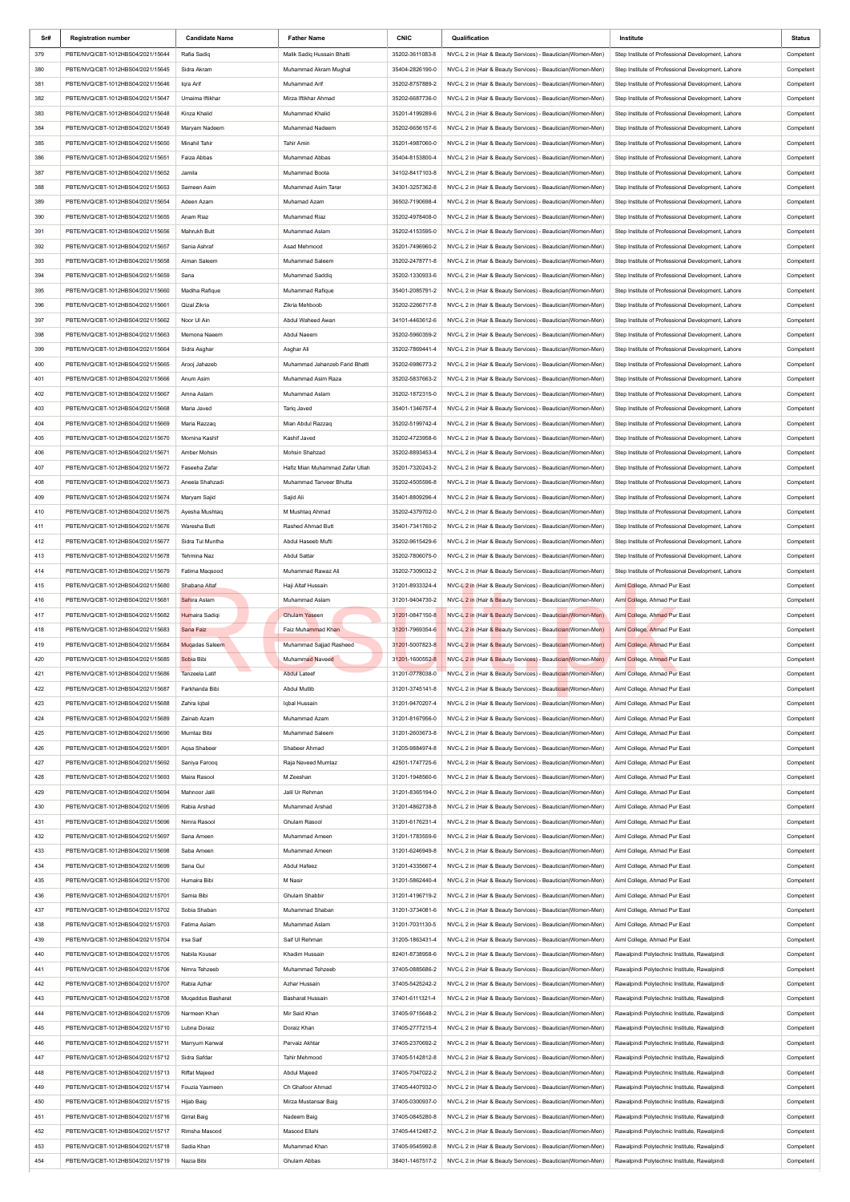| Sr# | Registration number | Candidate Name | Father Name | CNIC | Qualification | Institute | Status |
|---|---|---|---|---|---|---|---|
| 379 | PBTE/NVQ/CBT-1012HBS04/2021/15644 | Rafia Sadiq | Malik Sadiq Hussain Bhatti | 35202-3611083-8 | NVC-L 2 in (Hair & Beauty Services) - Beautician(Women-Men) | Step Institute of Professional Development, Lahore | Competent |
| 380 | PBTE/NVQ/CBT-1012HBS04/2021/15645 | Sidra Akram | Muhammad Akram Mughal | 35404-2826190-0 | NVC-L 2 in (Hair & Beauty Services) - Beautician(Women-Men) | Step Institute of Professional Development, Lahore | Competent |
| 381 | PBTE/NVQ/CBT-1012HBS04/2021/15646 | Iqra Arif | Muhammad Arif | 35202-8757889-2 | NVC-L 2 in (Hair & Beauty Services) - Beautician(Women-Men) | Step Institute of Professional Development, Lahore | Competent |
| 382 | PBTE/NVQ/CBT-1012HBS04/2021/15647 | Umaima Iftikhar | Mirza Iftikhar Ahmad | 35202-6687736-0 | NVC-L 2 in (Hair & Beauty Services) - Beautician(Women-Men) | Step Institute of Professional Development, Lahore | Competent |
| 383 | PBTE/NVQ/CBT-1012HBS04/2021/15648 | Kinza Khalid | Muhammad Khalid | 35201-4199289-6 | NVC-L 2 in (Hair & Beauty Services) - Beautician(Women-Men) | Step Institute of Professional Development, Lahore | Competent |
| 384 | PBTE/NVQ/CBT-1012HBS04/2021/15649 | Maryam Nadeem | Muhammad Nadeem | 35202-6656157-6 | NVC-L 2 in (Hair & Beauty Services) - Beautician(Women-Men) | Step Institute of Professional Development, Lahore | Competent |
| 385 | PBTE/NVQ/CBT-1012HBS04/2021/15650 | Minahil Tahir | Tahir Amin | 35201-4987060-0 | NVC-L 2 in (Hair & Beauty Services) - Beautician(Women-Men) | Step Institute of Professional Development, Lahore | Competent |
| 386 | PBTE/NVQ/CBT-1012HBS04/2021/15651 | Faiza Abbas | Muhammad Abbas | 35404-8153800-4 | NVC-L 2 in (Hair & Beauty Services) - Beautician(Women-Men) | Step Institute of Professional Development, Lahore | Competent |
| 387 | PBTE/NVQ/CBT-1012HBS04/2021/15652 | Jamila | Muhammad Boota | 34102-8417103-8 | NVC-L 2 in (Hair & Beauty Services) - Beautician(Women-Men) | Step Institute of Professional Development, Lahore | Competent |
| 388 | PBTE/NVQ/CBT-1012HBS04/2021/15653 | Sameen Asim | Muhammad Asim Tarar | 34301-3257362-8 | NVC-L 2 in (Hair & Beauty Services) - Beautician(Women-Men) | Step Institute of Professional Development, Lahore | Competent |
| 389 | PBTE/NVQ/CBT-1012HBS04/2021/15654 | Adeen Azam | Muhamad Azam | 36502-7190698-4 | NVC-L 2 in (Hair & Beauty Services) - Beautician(Women-Men) | Step Institute of Professional Development, Lahore | Competent |
| 390 | PBTE/NVQ/CBT-1012HBS04/2021/15655 | Anam Riaz | Muhammad Riaz | 35202-4978408-0 | NVC-L 2 in (Hair & Beauty Services) - Beautician(Women-Men) | Step Institute of Professional Development, Lahore | Competent |
| 391 | PBTE/NVQ/CBT-1012HBS04/2021/15656 | Mahrukh Butt | Muhammad Aslam | 35202-4153595-0 | NVC-L 2 in (Hair & Beauty Services) - Beautician(Women-Men) | Step Institute of Professional Development, Lahore | Competent |
| 392 | PBTE/NVQ/CBT-1012HBS04/2021/15657 | Sania Ashraf | Asad Mehmood | 35201-7496960-2 | NVC-L 2 in (Hair & Beauty Services) - Beautician(Women-Men) | Step Institute of Professional Development, Lahore | Competent |
| 393 | PBTE/NVQ/CBT-1012HBS04/2021/15658 | Aiman Saleem | Muhammad Saleem | 35202-2478771-8 | NVC-L 2 in (Hair & Beauty Services) - Beautician(Women-Men) | Step Institute of Professional Development, Lahore | Competent |
| 394 | PBTE/NVQ/CBT-1012HBS04/2021/15659 | Sana | Muhammad Saddiq | 35202-1330933-6 | NVC-L 2 in (Hair & Beauty Services) - Beautician(Women-Men) | Step Institute of Professional Development, Lahore | Competent |
| 395 | PBTE/NVQ/CBT-1012HBS04/2021/15660 | Madiha Rafique | Muhammad Rafique | 35401-2085791-2 | NVC-L 2 in (Hair & Beauty Services) - Beautician(Women-Men) | Step Institute of Professional Development, Lahore | Competent |
| 396 | PBTE/NVQ/CBT-1012HBS04/2021/15661 | Qizal Zikria | Zikria Mehboob | 35202-2266717-8 | NVC-L 2 in (Hair & Beauty Services) - Beautician(Women-Men) | Step Institute of Professional Development, Lahore | Competent |
| 397 | PBTE/NVQ/CBT-1012HBS04/2021/15662 | Noor Ul Ain | Abdul Waheed Awan | 34101-4463612-6 | NVC-L 2 in (Hair & Beauty Services) - Beautician(Women-Men) | Step Institute of Professional Development, Lahore | Competent |
| 398 | PBTE/NVQ/CBT-1012HBS04/2021/15663 | Memona Naeem | Abdul Naeem | 35202-5960359-2 | NVC-L 2 in (Hair & Beauty Services) - Beautician(Women-Men) | Step Institute of Professional Development, Lahore | Competent |
| 399 | PBTE/NVQ/CBT-1012HBS04/2021/15664 | Sidra Asghar | Asghar Ali | 35202-7869441-4 | NVC-L 2 in (Hair & Beauty Services) - Beautician(Women-Men) | Step Institute of Professional Development, Lahore | Competent |
| 400 | PBTE/NVQ/CBT-1012HBS04/2021/15665 | Arooj Jahazeb | Muhammad Jahanzeb Farid Bhatti | 35202-6986773-2 | NVC-L 2 in (Hair & Beauty Services) - Beautician(Women-Men) | Step Institute of Professional Development, Lahore | Competent |
| 401 | PBTE/NVQ/CBT-1012HBS04/2021/15666 | Anum Asim | Muhammad Asim Raza | 35202-5837663-2 | NVC-L 2 in (Hair & Beauty Services) - Beautician(Women-Men) | Step Institute of Professional Development, Lahore | Competent |
| 402 | PBTE/NVQ/CBT-1012HBS04/2021/15667 | Amna Aslam | Muhammad Aslam | 35202-1872315-0 | NVC-L 2 in (Hair & Beauty Services) - Beautician(Women-Men) | Step Institute of Professional Development, Lahore | Competent |
| 403 | PBTE/NVQ/CBT-1012HBS04/2021/15668 | Maria Javed | Tariq Javed | 35401-1346757-4 | NVC-L 2 in (Hair & Beauty Services) - Beautician(Women-Men) | Step Institute of Professional Development, Lahore | Competent |
| 404 | PBTE/NVQ/CBT-1012HBS04/2021/15669 | Maria Razzaq | Mian Abdul Razzaq | 35202-5199742-4 | NVC-L 2 in (Hair & Beauty Services) - Beautician(Women-Men) | Step Institute of Professional Development, Lahore | Competent |
| 405 | PBTE/NVQ/CBT-1012HBS04/2021/15670 | Momina Kashif | Kashif Javed | 35202-4723958-6 | NVC-L 2 in (Hair & Beauty Services) - Beautician(Women-Men) | Step Institute of Professional Development, Lahore | Competent |
| 406 | PBTE/NVQ/CBT-1012HBS04/2021/15671 | Amber Mohsin | Mohsin Shahzad | 35202-8893453-4 | NVC-L 2 in (Hair & Beauty Services) - Beautician(Women-Men) | Step Institute of Professional Development, Lahore | Competent |
| 407 | PBTE/NVQ/CBT-1012HBS04/2021/15672 | Faseeha Zafar | Hafiz Mian Muhammad Zafar Ullah | 35201-7320243-2 | NVC-L 2 in (Hair & Beauty Services) - Beautician(Women-Men) | Step Institute of Professional Development, Lahore | Competent |
| 408 | PBTE/NVQ/CBT-1012HBS04/2021/15673 | Aneela Shahzadi | Muhammad Tanveer Bhutta | 35202-4505596-8 | NVC-L 2 in (Hair & Beauty Services) - Beautician(Women-Men) | Step Institute of Professional Development, Lahore | Competent |
| 409 | PBTE/NVQ/CBT-1012HBS04/2021/15674 | Maryam Sajid | Sajid Ali | 35401-8809296-4 | NVC-L 2 in (Hair & Beauty Services) - Beautician(Women-Men) | Step Institute of Professional Development, Lahore | Competent |
| 410 | PBTE/NVQ/CBT-1012HBS04/2021/15675 | Ayesha Mushtaq | M Mushtaq Ahmad | 35202-4379702-0 | NVC-L 2 in (Hair & Beauty Services) - Beautician(Women-Men) | Step Institute of Professional Development, Lahore | Competent |
| 411 | PBTE/NVQ/CBT-1012HBS04/2021/15676 | Waresha Butt | Rashed Ahmad Butt | 35401-7341760-2 | NVC-L 2 in (Hair & Beauty Services) - Beautician(Women-Men) | Step Institute of Professional Development, Lahore | Competent |
| 412 | PBTE/NVQ/CBT-1012HBS04/2021/15677 | Sidra Tul Muntha | Abdul Haseeb Mufti | 35202-9615429-6 | NVC-L 2 in (Hair & Beauty Services) - Beautician(Women-Men) | Step Institute of Professional Development, Lahore | Competent |
| 413 | PBTE/NVQ/CBT-1012HBS04/2021/15678 | Tehmina Naz | Abdul Sattar | 35202-7806075-0 | NVC-L 2 in (Hair & Beauty Services) - Beautician(Women-Men) | Step Institute of Professional Development, Lahore | Competent |
| 414 | PBTE/NVQ/CBT-1012HBS04/2021/15679 | Fatima Maqsood | Muhammad Rawaz Ali | 35202-7309032-2 | NVC-L 2 in (Hair & Beauty Services) - Beautician(Women-Men) | Step Institute of Professional Development, Lahore | Competent |
| 415 | PBTE/NVQ/CBT-1012HBS04/2021/15680 | Shabana Altaf | Haji Altaf Hussain | 31201-8933324-4 | NVC-L 2 in (Hair & Beauty Services) - Beautician(Women-Men) | Aiml College, Ahmad Pur East | Competent |
| 416 | PBTE/NVQ/CBT-1012HBS04/2021/15681 | Sahira Aslam | Muhammad Aslam | 31201-9404730-2 | NVC-L 2 in (Hair & Beauty Services) - Beautician(Women-Men) | Aiml College, Ahmad Pur East | Competent |
| 417 | PBTE/NVQ/CBT-1012HBS04/2021/15682 | Humaira Sadiqi | Ghulam Yaseen | 31201-0847150-8 | NVC-L 2 in (Hair & Beauty Services) - Beautician(Women-Men) | Aiml College, Ahmad Pur East | Competent |
| 418 | PBTE/NVQ/CBT-1012HBS04/2021/15683 | Sana Faiz | Faiz Muhammad Khan | 31201-7969354-6 | NVC-L 2 in (Hair & Beauty Services) - Beautician(Women-Men) | Aiml College, Ahmad Pur East | Competent |
| 419 | PBTE/NVQ/CBT-1012HBS04/2021/15684 | Muqadas Saleem | Muhammad Sajjad Rasheed | 31201-5007823-8 | NVC-L 2 in (Hair & Beauty Services) - Beautician(Women-Men) | Aiml College, Ahmad Pur East | Competent |
| 420 | PBTE/NVQ/CBT-1012HBS04/2021/15685 | Sobia Bibi | Muhammad Naveed | 31201-1600552-8 | NVC-L 2 in (Hair & Beauty Services) - Beautician(Women-Men) | Aiml College, Ahmad Pur East | Competent |
| 421 | PBTE/NVQ/CBT-1012HBS04/2021/15686 | Tanzeela Latif | Abdul Lateef | 31201-0778038-0 | NVC-L 2 in (Hair & Beauty Services) - Beautician(Women-Men) | Aiml College, Ahmad Pur East | Competent |
| 422 | PBTE/NVQ/CBT-1012HBS04/2021/15687 | Farkhanda Bibi | Abdul Mutlib | 31201-3745141-8 | NVC-L 2 in (Hair & Beauty Services) - Beautician(Women-Men) | Aiml College, Ahmad Pur East | Competent |
| 423 | PBTE/NVQ/CBT-1012HBS04/2021/15688 | Zahra Iqbal | Iqbal Hussain | 31201-9470207-4 | NVC-L 2 in (Hair & Beauty Services) - Beautician(Women-Men) | Aiml College, Ahmad Pur East | Competent |
| 424 | PBTE/NVQ/CBT-1012HBS04/2021/15689 | Zainab Azam | Muhammad Azam | 31201-8167956-0 | NVC-L 2 in (Hair & Beauty Services) - Beautician(Women-Men) | Aiml College, Ahmad Pur East | Competent |
| 425 | PBTE/NVQ/CBT-1012HBS04/2021/15690 | Mumtaz Bibi | Muhammad Saleem | 31201-2603673-8 | NVC-L 2 in (Hair & Beauty Services) - Beautician(Women-Men) | Aiml College, Ahmad Pur East | Competent |
| 426 | PBTE/NVQ/CBT-1012HBS04/2021/15691 | Aqsa Shabeer | Shabeer Ahmad | 31205-9884974-8 | NVC-L 2 in (Hair & Beauty Services) - Beautician(Women-Men) | Aiml College, Ahmad Pur East | Competent |
| 427 | PBTE/NVQ/CBT-1012HBS04/2021/15692 | Saniya Farooq | Raja Naveed Mumtaz | 42501-1747725-6 | NVC-L 2 in (Hair & Beauty Services) - Beautician(Women-Men) | Aiml College, Ahmad Pur East | Competent |
| 428 | PBTE/NVQ/CBT-1012HBS04/2021/15693 | Maira Rasool | M Zeeshan | 31201-1948560-6 | NVC-L 2 in (Hair & Beauty Services) - Beautician(Women-Men) | Aiml College, Ahmad Pur East | Competent |
| 429 | PBTE/NVQ/CBT-1012HBS04/2021/15694 | Mahnoor Jalil | Jalil Ur Rehman | 31201-8365194-0 | NVC-L 2 in (Hair & Beauty Services) - Beautician(Women-Men) | Aiml College, Ahmad Pur East | Competent |
| 430 | PBTE/NVQ/CBT-1012HBS04/2021/15695 | Rabia Arshad | Muhammad Arshad | 31201-4862738-8 | NVC-L 2 in (Hair & Beauty Services) - Beautician(Women-Men) | Aiml College, Ahmad Pur East | Competent |
| 431 | PBTE/NVQ/CBT-1012HBS04/2021/15696 | Nimra Rasool | Ghulam Rasool | 31201-6176231-4 | NVC-L 2 in (Hair & Beauty Services) - Beautician(Women-Men) | Aiml College, Ahmad Pur East | Competent |
| 432 | PBTE/NVQ/CBT-1012HBS04/2021/15697 | Sana Ameen | Muhammad Ameen | 31201-1783559-6 | NVC-L 2 in (Hair & Beauty Services) - Beautician(Women-Men) | Aiml College, Ahmad Pur East | Competent |
| 433 | PBTE/NVQ/CBT-1012HBS04/2021/15698 | Saba Ameen | Muhammad Ameen | 31201-6246949-8 | NVC-L 2 in (Hair & Beauty Services) - Beautician(Women-Men) | Aiml College, Ahmad Pur East | Competent |
| 434 | PBTE/NVQ/CBT-1012HBS04/2021/15699 | Sana Gul | Abdul Hafeez | 31201-4335667-4 | NVC-L 2 in (Hair & Beauty Services) - Beautician(Women-Men) | Aiml College, Ahmad Pur East | Competent |
| 435 | PBTE/NVQ/CBT-1012HBS04/2021/15700 | Humaira Bibi | M Nasir | 31201-5862440-4 | NVC-L 2 in (Hair & Beauty Services) - Beautician(Women-Men) | Aiml College, Ahmad Pur East | Competent |
| 436 | PBTE/NVQ/CBT-1012HBS04/2021/15701 | Samia Bibi | Ghulam Shabbir | 31201-4196719-2 | NVC-L 2 in (Hair & Beauty Services) - Beautician(Women-Men) | Aiml College, Ahmad Pur East | Competent |
| 437 | PBTE/NVQ/CBT-1012HBS04/2021/15702 | Sobia Shaban | Muhammad Shaban | 31201-3734081-6 | NVC-L 2 in (Hair & Beauty Services) - Beautician(Women-Men) | Aiml College, Ahmad Pur East | Competent |
| 438 | PBTE/NVQ/CBT-1012HBS04/2021/15703 | Fatima Aslam | Muhammad Aslam | 31201-7031130-5 | NVC-L 2 in (Hair & Beauty Services) - Beautician(Women-Men) | Aiml College, Ahmad Pur East | Competent |
| 439 | PBTE/NVQ/CBT-1012HBS04/2021/15704 | Irsa Saif | Saif Ul Rehman | 31205-1863431-4 | NVC-L 2 in (Hair & Beauty Services) - Beautician(Women-Men) | Aiml College, Ahmad Pur East | Competent |
| 440 | PBTE/NVQ/CBT-1012HBS04/2021/15705 | Nabila Kousar | Khadim Hussain | 82401-8738958-6 | NVC-L 2 in (Hair & Beauty Services) - Beautician(Women-Men) | Rawalpindi Polytechnic Institute, Rawalpindi | Competent |
| 441 | PBTE/NVQ/CBT-1012HBS04/2021/15706 | Nimra Tehzeeb | Muhammad Tehzeeb | 37405-0885686-2 | NVC-L 2 in (Hair & Beauty Services) - Beautician(Women-Men) | Rawalpindi Polytechnic Institute, Rawalpindi | Competent |
| 442 | PBTE/NVQ/CBT-1012HBS04/2021/15707 | Rabia Azhar | Azhar Hussain | 37405-5425242-2 | NVC-L 2 in (Hair & Beauty Services) - Beautician(Women-Men) | Rawalpindi Polytechnic Institute, Rawalpindi | Competent |
| 443 | PBTE/NVQ/CBT-1012HBS04/2021/15708 | Muqaddus Basharat | Basharat Hussain | 37401-6111321-4 | NVC-L 2 in (Hair & Beauty Services) - Beautician(Women-Men) | Rawalpindi Polytechnic Institute, Rawalpindi | Competent |
| 444 | PBTE/NVQ/CBT-1012HBS04/2021/15709 | Narmeen Khan | Mir Said Khan | 37405-9715648-2 | NVC-L 2 in (Hair & Beauty Services) - Beautician(Women-Men) | Rawalpindi Polytechnic Institute, Rawalpindi | Competent |
| 445 | PBTE/NVQ/CBT-1012HBS04/2021/15710 | Lubna Doraiz | Doraiz Khan | 37405-2777215-4 | NVC-L 2 in (Hair & Beauty Services) - Beautician(Women-Men) | Rawalpindi Polytechnic Institute, Rawalpindi | Competent |
| 446 | PBTE/NVQ/CBT-1012HBS04/2021/15711 | Marryum Kanwal | Pervaiz Akhtar | 37405-2370692-2 | NVC-L 2 in (Hair & Beauty Services) - Beautician(Women-Men) | Rawalpindi Polytechnic Institute, Rawalpindi | Competent |
| 447 | PBTE/NVQ/CBT-1012HBS04/2021/15712 | Sidra Safdar | Tahir Mehmood | 37405-5142812-8 | NVC-L 2 in (Hair & Beauty Services) - Beautician(Women-Men) | Rawalpindi Polytechnic Institute, Rawalpindi | Competent |
| 448 | PBTE/NVQ/CBT-1012HBS04/2021/15713 | Riffat Majeed | Abdul Majeed | 37405-7047022-2 | NVC-L 2 in (Hair & Beauty Services) - Beautician(Women-Men) | Rawalpindi Polytechnic Institute, Rawalpindi | Competent |
| 449 | PBTE/NVQ/CBT-1012HBS04/2021/15714 | Fouzia Yasmeen | Ch Ghafoor Ahmad | 37405-4407932-0 | NVC-L 2 in (Hair & Beauty Services) - Beautician(Women-Men) | Rawalpindi Polytechnic Institute, Rawalpindi | Competent |
| 450 | PBTE/NVQ/CBT-1012HBS04/2021/15715 | Hijab Baig | Mirza Mustansar Baig | 37405-0300937-0 | NVC-L 2 in (Hair & Beauty Services) - Beautician(Women-Men) | Rawalpindi Polytechnic Institute, Rawalpindi | Competent |
| 451 | PBTE/NVQ/CBT-1012HBS04/2021/15716 | Qirrat Baig | Nadeem Baig | 37405-0845280-8 | NVC-L 2 in (Hair & Beauty Services) - Beautician(Women-Men) | Rawalpindi Polytechnic Institute, Rawalpindi | Competent |
| 452 | PBTE/NVQ/CBT-1012HBS04/2021/15717 | Rimsha Masood | Masood Ellahi | 37405-4412487-2 | NVC-L 2 in (Hair & Beauty Services) - Beautician(Women-Men) | Rawalpindi Polytechnic Institute, Rawalpindi | Competent |
| 453 | PBTE/NVQ/CBT-1012HBS04/2021/15718 | Sadia Khan | Muhammad Khan | 37405-9545992-8 | NVC-L 2 in (Hair & Beauty Services) - Beautician(Women-Men) | Rawalpindi Polytechnic Institute, Rawalpindi | Competent |
| 454 | PBTE/NVQ/CBT-1012HBS04/2021/15719 | Nazia Bibi | Ghulam Abbas | 38401-1467517-2 | NVC-L 2 in (Hair & Beauty Services) - Beautician(Women-Men) | Rawalpindi Polytechnic Institute, Rawalpindi | Competent |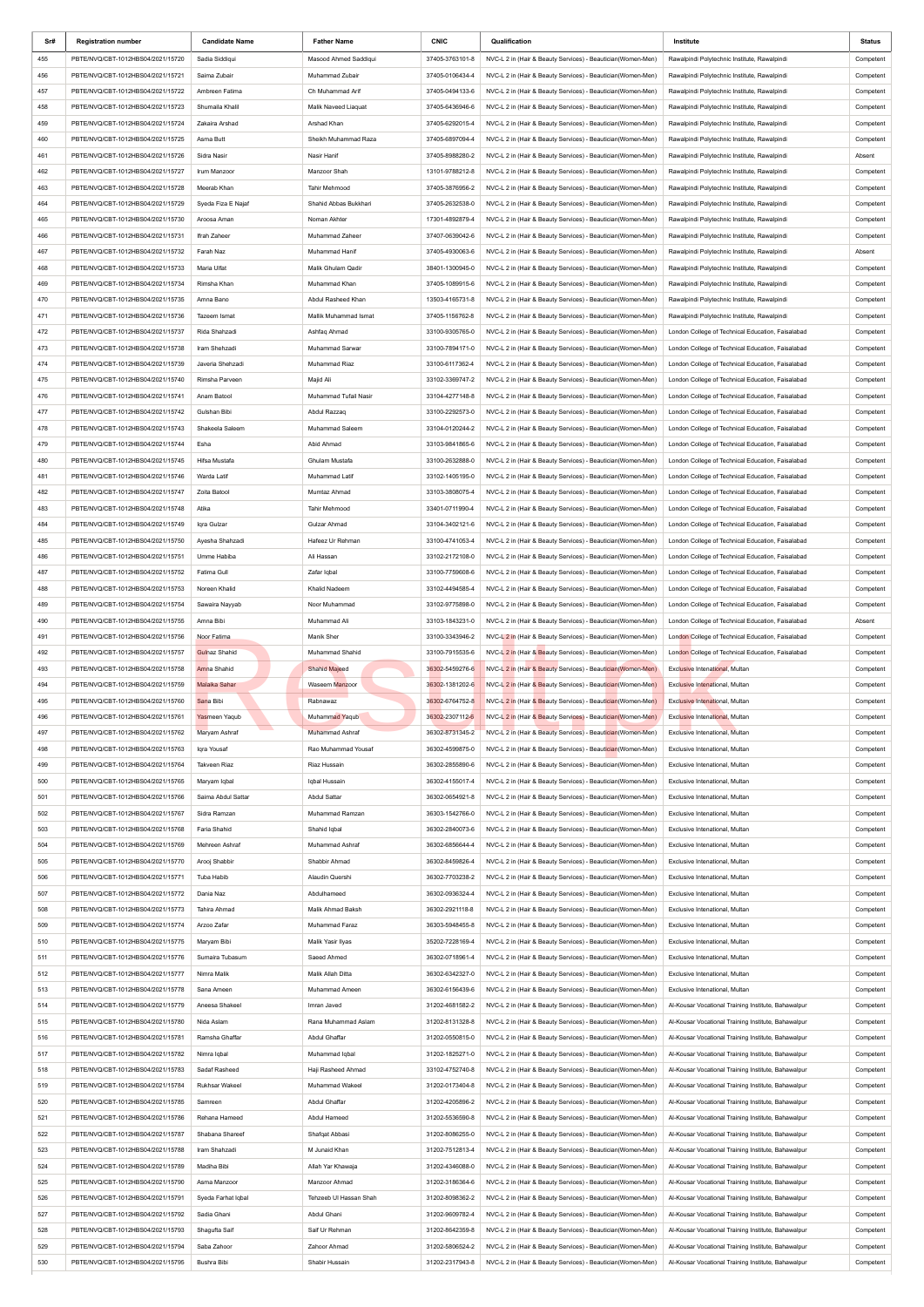| Sr# | Registration number | Candidate Name | Father Name | CNIC | Qualification | Institute | Status |
|---|---|---|---|---|---|---|---|
| 455 | PBTE/NVQ/CBT-1012HBS04/2021/15720 | Sadia Siddiqui | Masood Ahmed Saddiqui | 37405-3763101-8 | NVC-L 2 in (Hair & Beauty Services) - Beautician(Women-Men) | Rawalpindi Polytechnic Institute, Rawalpindi | Competent |
| 456 | PBTE/NVQ/CBT-1012HBS04/2021/15721 | Saima Zubair | Muhammad Zubair | 37405-0106434-4 | NVC-L 2 in (Hair & Beauty Services) - Beautician(Women-Men) | Rawalpindi Polytechnic Institute, Rawalpindi | Competent |
| 457 | PBTE/NVQ/CBT-1012HBS04/2021/15722 | Ambreen Fatima | Ch Muhammad Arif | 37405-0494133-6 | NVC-L 2 in (Hair & Beauty Services) - Beautician(Women-Men) | Rawalpindi Polytechnic Institute, Rawalpindi | Competent |
| 458 | PBTE/NVQ/CBT-1012HBS04/2021/15723 | Shumaila Khalil | Malik Naveed Liaquat | 37405-6436946-6 | NVC-L 2 in (Hair & Beauty Services) - Beautician(Women-Men) | Rawalpindi Polytechnic Institute, Rawalpindi | Competent |
| 459 | PBTE/NVQ/CBT-1012HBS04/2021/15724 | Zakaira Arshad | Arshad Khan | 37405-6292015-4 | NVC-L 2 in (Hair & Beauty Services) - Beautician(Women-Men) | Rawalpindi Polytechnic Institute, Rawalpindi | Competent |
| 460 | PBTE/NVQ/CBT-1012HBS04/2021/15725 | Asma Butt | Sheikh Muhammad Raza | 37405-6897094-4 | NVC-L 2 in (Hair & Beauty Services) - Beautician(Women-Men) | Rawalpindi Polytechnic Institute, Rawalpindi | Competent |
| 461 | PBTE/NVQ/CBT-1012HBS04/2021/15726 | Sidra Nasir | Nasir Hanif | 37405-8988280-2 | NVC-L 2 in (Hair & Beauty Services) - Beautician(Women-Men) | Rawalpindi Polytechnic Institute, Rawalpindi | Absent |
| 462 | PBTE/NVQ/CBT-1012HBS04/2021/15727 | Irum Manzoor | Manzoor Shah | 13101-9788212-8 | NVC-L 2 in (Hair & Beauty Services) - Beautician(Women-Men) | Rawalpindi Polytechnic Institute, Rawalpindi | Competent |
| 463 | PBTE/NVQ/CBT-1012HBS04/2021/15728 | Meerab Khan | Tahir Mehmood | 37405-3876956-2 | NVC-L 2 in (Hair & Beauty Services) - Beautician(Women-Men) | Rawalpindi Polytechnic Institute, Rawalpindi | Competent |
| 464 | PBTE/NVQ/CBT-1012HBS04/2021/15729 | Syeda Fiza E Najaf | Shahid Abbas Bukkhari | 37405-2632538-0 | NVC-L 2 in (Hair & Beauty Services) - Beautician(Women-Men) | Rawalpindi Polytechnic Institute, Rawalpindi | Competent |
| 465 | PBTE/NVQ/CBT-1012HBS04/2021/15730 | Aroosa Aman | Noman Akhter | 17301-4892879-4 | NVC-L 2 in (Hair & Beauty Services) - Beautician(Women-Men) | Rawalpindi Polytechnic Institute, Rawalpindi | Competent |
| 466 | PBTE/NVQ/CBT-1012HBS04/2021/15731 | Ifrah Zaheer | Muhammad Zaheer | 37407-0639042-6 | NVC-L 2 in (Hair & Beauty Services) - Beautician(Women-Men) | Rawalpindi Polytechnic Institute, Rawalpindi | Competent |
| 467 | PBTE/NVQ/CBT-1012HBS04/2021/15732 | Farah Naz | Muhammad Hanif | 37405-4930063-6 | NVC-L 2 in (Hair & Beauty Services) - Beautician(Women-Men) | Rawalpindi Polytechnic Institute, Rawalpindi | Absent |
| 468 | PBTE/NVQ/CBT-1012HBS04/2021/15733 | Maria Ulfat | Malik Ghulam Qadir | 38401-1300945-0 | NVC-L 2 in (Hair & Beauty Services) - Beautician(Women-Men) | Rawalpindi Polytechnic Institute, Rawalpindi | Competent |
| 469 | PBTE/NVQ/CBT-1012HBS04/2021/15734 | Rimsha Khan | Muhammad Khan | 37405-1089915-6 | NVC-L 2 in (Hair & Beauty Services) - Beautician(Women-Men) | Rawalpindi Polytechnic Institute, Rawalpindi | Competent |
| 470 | PBTE/NVQ/CBT-1012HBS04/2021/15735 | Amna Bano | Abdul Rasheed Khan | 13503-4165731-8 | NVC-L 2 in (Hair & Beauty Services) - Beautician(Women-Men) | Rawalpindi Polytechnic Institute, Rawalpindi | Competent |
| 471 | PBTE/NVQ/CBT-1012HBS04/2021/15736 | Tazeem Ismat | Mallk Muhammad Ismat | 37405-1156762-8 | NVC-L 2 in (Hair & Beauty Services) - Beautician(Women-Men) | Rawalpindi Polytechnic Institute, Rawalpindi | Competent |
| 472 | PBTE/NVQ/CBT-1012HBS04/2021/15737 | Rida Shahzadi | Ashfaq Ahmad | 33100-9305765-0 | NVC-L 2 in (Hair & Beauty Services) - Beautician(Women-Men) | London College of Technical Education, Faisalabad | Competent |
| 473 | PBTE/NVQ/CBT-1012HBS04/2021/15738 | Iram Shehzadi | Muhammad Sarwar | 33100-7894171-0 | NVC-L 2 in (Hair & Beauty Services) - Beautician(Women-Men) | London College of Technical Education, Faisalabad | Competent |
| 474 | PBTE/NVQ/CBT-1012HBS04/2021/15739 | Javeria Shehzadi | Muhammad Riaz | 33100-6117362-4 | NVC-L 2 in (Hair & Beauty Services) - Beautician(Women-Men) | London College of Technical Education, Faisalabad | Competent |
| 475 | PBTE/NVQ/CBT-1012HBS04/2021/15740 | Rimsha Parveen | Majid Ali | 33102-3369747-2 | NVC-L 2 in (Hair & Beauty Services) - Beautician(Women-Men) | London College of Technical Education, Faisalabad | Competent |
| 476 | PBTE/NVQ/CBT-1012HBS04/2021/15741 | Anam Batool | Muhammad Tufail Nasir | 33104-4277148-8 | NVC-L 2 in (Hair & Beauty Services) - Beautician(Women-Men) | London College of Technical Education, Faisalabad | Competent |
| 477 | PBTE/NVQ/CBT-1012HBS04/2021/15742 | Gulshan Bibi | Abdul Razzaq | 33100-2292573-0 | NVC-L 2 in (Hair & Beauty Services) - Beautician(Women-Men) | London College of Technical Education, Faisalabad | Competent |
| 478 | PBTE/NVQ/CBT-1012HBS04/2021/15743 | Shakeela Saleem | Muhammad Saleem | 33104-0120244-2 | NVC-L 2 in (Hair & Beauty Services) - Beautician(Women-Men) | London College of Technical Education, Faisalabad | Competent |
| 479 | PBTE/NVQ/CBT-1012HBS04/2021/15744 | Esha | Abid Ahmad | 33103-9841865-6 | NVC-L 2 in (Hair & Beauty Services) - Beautician(Women-Men) | London College of Technical Education, Faisalabad | Competent |
| 480 | PBTE/NVQ/CBT-1012HBS04/2021/15745 | Hifsa Mustafa | Ghulam Mustafa | 33100-2632888-0 | NVC-L 2 in (Hair & Beauty Services) - Beautician(Women-Men) | London College of Technical Education, Faisalabad | Competent |
| 481 | PBTE/NVQ/CBT-1012HBS04/2021/15746 | Warda Latif | Muhammad Latif | 33102-1405195-0 | NVC-L 2 in (Hair & Beauty Services) - Beautician(Women-Men) | London College of Technical Education, Faisalabad | Competent |
| 482 | PBTE/NVQ/CBT-1012HBS04/2021/15747 | Zoita Batool | Mumtaz Ahmad | 33103-3808075-4 | NVC-L 2 in (Hair & Beauty Services) - Beautician(Women-Men) | London College of Technical Education, Faisalabad | Competent |
| 483 | PBTE/NVQ/CBT-1012HBS04/2021/15748 | Atika | Tahir Mehmood | 33401-0711990-4 | NVC-L 2 in (Hair & Beauty Services) - Beautician(Women-Men) | London College of Technical Education, Faisalabad | Competent |
| 484 | PBTE/NVQ/CBT-1012HBS04/2021/15749 | Iqra Gulzar | Gulzar Ahmad | 33104-3402121-6 | NVC-L 2 in (Hair & Beauty Services) - Beautician(Women-Men) | London College of Technical Education, Faisalabad | Competent |
| 485 | PBTE/NVQ/CBT-1012HBS04/2021/15750 | Ayesha Shahzadi | Hafeez Ur Rehman | 33100-4741063-4 | NVC-L 2 in (Hair & Beauty Services) - Beautician(Women-Men) | London College of Technical Education, Faisalabad | Competent |
| 486 | PBTE/NVQ/CBT-1012HBS04/2021/15751 | Umme Habiba | Ali Hassan | 33102-2172108-0 | NVC-L 2 in (Hair & Beauty Services) - Beautician(Women-Men) | London College of Technical Education, Faisalabad | Competent |
| 487 | PBTE/NVQ/CBT-1012HBS04/2021/15752 | Fatima Gull | Zafar Iqbal | 33100-7759608-6 | NVC-L 2 in (Hair & Beauty Services) - Beautician(Women-Men) | London College of Technical Education, Faisalabad | Competent |
| 488 | PBTE/NVQ/CBT-1012HBS04/2021/15753 | Noreen Khalid | Khalid Nadeem | 33102-4494585-4 | NVC-L 2 in (Hair & Beauty Services) - Beautician(Women-Men) | London College of Technical Education, Faisalabad | Competent |
| 489 | PBTE/NVQ/CBT-1012HBS04/2021/15754 | Sawaira Nayyab | Noor Muhammad | 33102-9775898-0 | NVC-L 2 in (Hair & Beauty Services) - Beautician(Women-Men) | London College of Technical Education, Faisalabad | Competent |
| 490 | PBTE/NVQ/CBT-1012HBS04/2021/15755 | Amna Bibi | Muhammad Ali | 33103-1843231-0 | NVC-L 2 in (Hair & Beauty Services) - Beautician(Women-Men) | London College of Technical Education, Faisalabad | Absent |
| 491 | PBTE/NVQ/CBT-1012HBS04/2021/15756 | Noor Fatima | Manik Sher | 33100-3343946-2 | NVC-L 2 in (Hair & Beauty Services) - Beautician(Women-Men) | London College of Technical Education, Faisalabad | Competent |
| 492 | PBTE/NVQ/CBT-1012HBS04/2021/15757 | Gulnaz Shahid | Muhammad Shahid | 33100-7915535-6 | NVC-L 2 in (Hair & Beauty Services) - Beautician(Women-Men) | London College of Technical Education, Faisalabad | Competent |
| 493 | PBTE/NVQ/CBT-1012HBS04/2021/15758 | Amna Shahid | Shahid Majeed | 36302-5459276-6 | NVC-L 2 in (Hair & Beauty Services) - Beautician(Women-Men) | Exclusive Intenational, Multan | Competent |
| 494 | PBTE/NVQ/CBT-1012HBS04/2021/15759 | Malaika Sahar | Waseem Manzoor | 36302-1381202-6 | NVC-L 2 in (Hair & Beauty Services) - Beautician(Women-Men) | Exclusive Intenational, Multan | Competent |
| 495 | PBTE/NVQ/CBT-1012HBS04/2021/15760 | Sana Bibi | Rabnawaz | 36302-6764752-8 | NVC-L 2 in (Hair & Beauty Services) - Beautician(Women-Men) | Exclusive Intenational, Multan | Competent |
| 496 | PBTE/NVQ/CBT-1012HBS04/2021/15761 | Yasmeen Yaqub | Muhammad Yaqub | 36302-2307112-6 | NVC-L 2 in (Hair & Beauty Services) - Beautician(Women-Men) | Exclusive Intenational, Multan | Competent |
| 497 | PBTE/NVQ/CBT-1012HBS04/2021/15762 | Maryam Ashraf | Muhammad Ashraf | 36302-8731345-2 | NVC-L 2 in (Hair & Beauty Services) - Beautician(Women-Men) | Exclusive Intenational, Multan | Competent |
| 498 | PBTE/NVQ/CBT-1012HBS04/2021/15763 | Iqra Yousaf | Rao Muhammad Yousaf | 36302-4599875-0 | NVC-L 2 in (Hair & Beauty Services) - Beautician(Women-Men) | Exclusive Intenational, Multan | Competent |
| 499 | PBTE/NVQ/CBT-1012HBS04/2021/15764 | Takveen Riaz | Riaz Hussain | 36302-2855890-6 | NVC-L 2 in (Hair & Beauty Services) - Beautician(Women-Men) | Exclusive Intenational, Multan | Competent |
| 500 | PBTE/NVQ/CBT-1012HBS04/2021/15765 | Maryam Iqbal | Iqbal Hussain | 36302-4155017-4 | NVC-L 2 in (Hair & Beauty Services) - Beautician(Women-Men) | Exclusive Intenational, Multan | Competent |
| 501 | PBTE/NVQ/CBT-1012HBS04/2021/15766 | Saima Abdul Sattar | Abdul Sattar | 36302-0654921-8 | NVC-L 2 in (Hair & Beauty Services) - Beautician(Women-Men) | Exclusive Intenational, Multan | Competent |
| 502 | PBTE/NVQ/CBT-1012HBS04/2021/15767 | Sidra Ramzan | Muhammad Ramzan | 36303-1542766-0 | NVC-L 2 in (Hair & Beauty Services) - Beautician(Women-Men) | Exclusive Intenational, Multan | Competent |
| 503 | PBTE/NVQ/CBT-1012HBS04/2021/15768 | Faria Shahid | Shahid Iqbal | 36302-2840073-6 | NVC-L 2 in (Hair & Beauty Services) - Beautician(Women-Men) | Exclusive Intenational, Multan | Competent |
| 504 | PBTE/NVQ/CBT-1012HBS04/2021/15769 | Mehreen Ashraf | Muhammad Ashraf | 36302-6856644-4 | NVC-L 2 in (Hair & Beauty Services) - Beautician(Women-Men) | Exclusive Intenational, Multan | Competent |
| 505 | PBTE/NVQ/CBT-1012HBS04/2021/15770 | Arooj Shabbir | Shabbir Ahmad | 36302-8459826-4 | NVC-L 2 in (Hair & Beauty Services) - Beautician(Women-Men) | Exclusive Intenational, Multan | Competent |
| 506 | PBTE/NVQ/CBT-1012HBS04/2021/15771 | Tuba Habib | Alaudin Quershi | 36302-7703238-2 | NVC-L 2 in (Hair & Beauty Services) - Beautician(Women-Men) | Exclusive Intenational, Multan | Competent |
| 507 | PBTE/NVQ/CBT-1012HBS04/2021/15772 | Dania Naz | Abdulhameed | 36302-0936324-4 | NVC-L 2 in (Hair & Beauty Services) - Beautician(Women-Men) | Exclusive Intenational, Multan | Competent |
| 508 | PBTE/NVQ/CBT-1012HBS04/2021/15773 | Tahira Ahmad | Malik Ahmad Baksh | 36302-2921118-8 | NVC-L 2 in (Hair & Beauty Services) - Beautician(Women-Men) | Exclusive Intenational, Multan | Competent |
| 509 | PBTE/NVQ/CBT-1012HBS04/2021/15774 | Arzoo Zafar | Muhammad Faraz | 36303-5948455-8 | NVC-L 2 in (Hair & Beauty Services) - Beautician(Women-Men) | Exclusive Intenational, Multan | Competent |
| 510 | PBTE/NVQ/CBT-1012HBS04/2021/15775 | Maryam Bibi | Malik Yasir Ilyas | 35202-7228169-4 | NVC-L 2 in (Hair & Beauty Services) - Beautician(Women-Men) | Exclusive Intenational, Multan | Competent |
| 511 | PBTE/NVQ/CBT-1012HBS04/2021/15776 | Sumaira Tubasum | Saeed Ahmed | 36302-0718961-4 | NVC-L 2 in (Hair & Beauty Services) - Beautician(Women-Men) | Exclusive Intenational, Multan | Competent |
| 512 | PBTE/NVQ/CBT-1012HBS04/2021/15777 | Nimra Malik | Malik Allah Ditta | 36302-6342327-0 | NVC-L 2 in (Hair & Beauty Services) - Beautician(Women-Men) | Exclusive Intenational, Multan | Competent |
| 513 | PBTE/NVQ/CBT-1012HBS04/2021/15778 | Sana Ameen | Muhammad Ameen | 36302-6156439-6 | NVC-L 2 in (Hair & Beauty Services) - Beautician(Women-Men) | Exclusive Intenational, Multan | Competent |
| 514 | PBTE/NVQ/CBT-1012HBS04/2021/15779 | Aneesa Shakeel | Imran Javed | 31202-4681582-2 | NVC-L 2 in (Hair & Beauty Services) - Beautician(Women-Men) | Al-Kousar Vocational Training Institute, Bahawalpur | Competent |
| 515 | PBTE/NVQ/CBT-1012HBS04/2021/15780 | Nida Aslam | Rana Muhammad Aslam | 31202-8131328-8 | NVC-L 2 in (Hair & Beauty Services) - Beautician(Women-Men) | Al-Kousar Vocational Training Institute, Bahawalpur | Competent |
| 516 | PBTE/NVQ/CBT-1012HBS04/2021/15781 | Ramsha Ghaffar | Abdul Ghaffar | 31202-0550815-0 | NVC-L 2 in (Hair & Beauty Services) - Beautician(Women-Men) | Al-Kousar Vocational Training Institute, Bahawalpur | Competent |
| 517 | PBTE/NVQ/CBT-1012HBS04/2021/15782 | Nimra Iqbal | Muhammad Iqbal | 31202-1825271-0 | NVC-L 2 in (Hair & Beauty Services) - Beautician(Women-Men) | Al-Kousar Vocational Training Institute, Bahawalpur | Competent |
| 518 | PBTE/NVQ/CBT-1012HBS04/2021/15783 | Sadaf Rasheed | Haji Rasheed Ahmad | 33102-4752740-8 | NVC-L 2 in (Hair & Beauty Services) - Beautician(Women-Men) | Al-Kousar Vocational Training Institute, Bahawalpur | Competent |
| 519 | PBTE/NVQ/CBT-1012HBS04/2021/15784 | Rukhsar Wakeel | Muhammad Wakeel | 31202-0173404-8 | NVC-L 2 in (Hair & Beauty Services) - Beautician(Women-Men) | Al-Kousar Vocational Training Institute, Bahawalpur | Competent |
| 520 | PBTE/NVQ/CBT-1012HBS04/2021/15785 | Samreen | Abdul Ghaffar | 31202-4205896-2 | NVC-L 2 in (Hair & Beauty Services) - Beautician(Women-Men) | Al-Kousar Vocational Training Institute, Bahawalpur | Competent |
| 521 | PBTE/NVQ/CBT-1012HBS04/2021/15786 | Rehana Hameed | Abdul Hameed | 31202-5536590-8 | NVC-L 2 in (Hair & Beauty Services) - Beautician(Women-Men) | Al-Kousar Vocational Training Institute, Bahawalpur | Competent |
| 522 | PBTE/NVQ/CBT-1012HBS04/2021/15787 | Shabana Shareef | Shafqat Abbasi | 31202-8086255-0 | NVC-L 2 in (Hair & Beauty Services) - Beautician(Women-Men) | Al-Kousar Vocational Training Institute, Bahawalpur | Competent |
| 523 | PBTE/NVQ/CBT-1012HBS04/2021/15788 | Iram Shahzadi | M Junaid Khan | 31202-7512813-4 | NVC-L 2 in (Hair & Beauty Services) - Beautician(Women-Men) | Al-Kousar Vocational Training Institute, Bahawalpur | Competent |
| 524 | PBTE/NVQ/CBT-1012HBS04/2021/15789 | Madiha Bibi | Allah Yar Khawaja | 31202-4346088-0 | NVC-L 2 in (Hair & Beauty Services) - Beautician(Women-Men) | Al-Kousar Vocational Training Institute, Bahawalpur | Competent |
| 525 | PBTE/NVQ/CBT-1012HBS04/2021/15790 | Asma Manzoor | Manzoor Ahmad | 31202-3186364-6 | NVC-L 2 in (Hair & Beauty Services) - Beautician(Women-Men) | Al-Kousar Vocational Training Institute, Bahawalpur | Competent |
| 526 | PBTE/NVQ/CBT-1012HBS04/2021/15791 | Syeda Farhat Iqbal | Tehzeeb Ul Hassan Shah | 31202-8098362-2 | NVC-L 2 in (Hair & Beauty Services) - Beautician(Women-Men) | Al-Kousar Vocational Training Institute, Bahawalpur | Competent |
| 527 | PBTE/NVQ/CBT-1012HBS04/2021/15792 | Sadia Ghani | Abdul Ghani | 31202-9609782-4 | NVC-L 2 in (Hair & Beauty Services) - Beautician(Women-Men) | Al-Kousar Vocational Training Institute, Bahawalpur | Competent |
| 528 | PBTE/NVQ/CBT-1012HBS04/2021/15793 | Shagufta Saif | Saif Ur Rehman | 31202-8642359-8 | NVC-L 2 in (Hair & Beauty Services) - Beautician(Women-Men) | Al-Kousar Vocational Training Institute, Bahawalpur | Competent |
| 529 | PBTE/NVQ/CBT-1012HBS04/2021/15794 | Saba Zahoor | Zahoor Ahmad | 31202-5806524-2 | NVC-L 2 in (Hair & Beauty Services) - Beautician(Women-Men) | Al-Kousar Vocational Training Institute, Bahawalpur | Competent |
| 530 | PBTE/NVQ/CBT-1012HBS04/2021/15795 | Bushra Bibi | Shabir Hussain | 31202-2317943-8 | NVC-L 2 in (Hair & Beauty Services) - Beautician(Women-Men) | Al-Kousar Vocational Training Institute, Bahawalpur | Competent |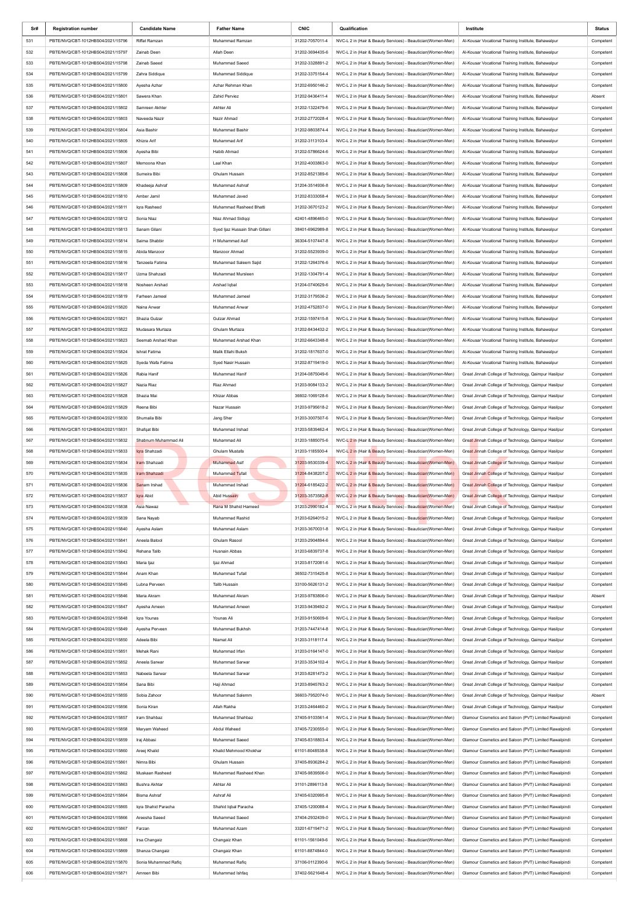| Sr# | Registration number | Candidate Name | Father Name | CNIC | Qualification | Institute | Status |
|---|---|---|---|---|---|---|---|
| 531 | PBTE/NVQ/CBT-1012HBS04/2021/15796 | Riffat Ramzan | Muhammad Ramzan | 31202-7057011-4 | NVC-L 2 in (Hair & Beauty Services) - Beautician(Women-Men) | Al-Kousar Vocational Training Institute, Bahawalpur | Competent |
| 532 | PBTE/NVQ/CBT-1012HBS04/2021/15797 | Zainab Deen | Allah Deen | 31202-3694435-6 | NVC-L 2 in (Hair & Beauty Services) - Beautician(Women-Men) | Al-Kousar Vocational Training Institute, Bahawalpur | Competent |
| 533 | PBTE/NVQ/CBT-1012HBS04/2021/15798 | Zainab Saeed | Muhammad Saeed | 31202-3328891-2 | NVC-L 2 in (Hair & Beauty Services) - Beautician(Women-Men) | Al-Kousar Vocational Training Institute, Bahawalpur | Competent |
| 534 | PBTE/NVQ/CBT-1012HBS04/2021/15799 | Zahra Siddique | Muhammad Siddique | 31202-3375154-4 | NVC-L 2 in (Hair & Beauty Services) - Beautician(Women-Men) | Al-Kousar Vocational Training Institute, Bahawalpur | Competent |
| 535 | PBTE/NVQ/CBT-1012HBS04/2021/15800 | Ayesha Azhar | Azhar Rehman Khan | 31202-6950146-2 | NVC-L 2 in (Hair & Beauty Services) - Beautician(Women-Men) | Al-Kousar Vocational Training Institute, Bahawalpur | Competent |
| 536 | PBTE/NVQ/CBT-1012HBS04/2021/15801 | Sawera Khan | Zahid Pervez | 31202-9436411-4 | NVC-L 2 in (Hair & Beauty Services) - Beautician(Women-Men) | Al-Kousar Vocational Training Institute, Bahawalpur | Absent |
| 537 | PBTE/NVQ/CBT-1012HBS04/2021/15802 | Samreen Akhter | Akhter Ali | 31202-1322479-6 | NVC-L 2 in (Hair & Beauty Services) - Beautician(Women-Men) | Al-Kousar Vocational Training Institute, Bahawalpur | Competent |
| 538 | PBTE/NVQ/CBT-1012HBS04/2021/15803 | Naveeda Nazir | Nazir Ahmad | 31202-2772028-4 | NVC-L 2 in (Hair & Beauty Services) - Beautician(Women-Men) | Al-Kousar Vocational Training Institute, Bahawalpur | Competent |
| 539 | PBTE/NVQ/CBT-1012HBS04/2021/15804 | Asia Bashir | Muhammad Bashir | 31202-9803874-4 | NVC-L 2 in (Hair & Beauty Services) - Beautician(Women-Men) | Al-Kousar Vocational Training Institute, Bahawalpur | Competent |
| 540 | PBTE/NVQ/CBT-1012HBS04/2021/15805 | Khizra Arif | Muhammad Arif | 31202-3113103-4 | NVC-L 2 in (Hair & Beauty Services) - Beautician(Women-Men) | Al-Kousar Vocational Training Institute, Bahawalpur | Competent |
| 541 | PBTE/NVQ/CBT-1012HBS04/2021/15806 | Ayesha Bibi | Habib Ahmad | 31202-5786624-6 | NVC-L 2 in (Hair & Beauty Services) - Beautician(Women-Men) | Al-Kousar Vocational Training Institute, Bahawalpur | Competent |
| 542 | PBTE/NVQ/CBT-1012HBS04/2021/15807 | Memoona Khan | Laal Khan | 31202-4003863-0 | NVC-L 2 in (Hair & Beauty Services) - Beautician(Women-Men) | Al-Kousar Vocational Training Institute, Bahawalpur | Competent |
| 543 | PBTE/NVQ/CBT-1012HBS04/2021/15808 | Sumeira Bibi | Ghulam Hussain | 31202-8521389-6 | NVC-L 2 in (Hair & Beauty Services) - Beautician(Women-Men) | Al-Kousar Vocational Training Institute, Bahawalpur | Competent |
| 544 | PBTE/NVQ/CBT-1012HBS04/2021/15809 | Khadeeja Ashraf | Muhammad Ashraf | 31204-3514936-8 | NVC-L 2 in (Hair & Beauty Services) - Beautician(Women-Men) | Al-Kousar Vocational Training Institute, Bahawalpur | Competent |
| 545 | PBTE/NVQ/CBT-1012HBS04/2021/15810 | Amber Jamil | Muhammad Javed | 31202-8333068-4 | NVC-L 2 in (Hair & Beauty Services) - Beautician(Women-Men) | Al-Kousar Vocational Training Institute, Bahawalpur | Competent |
| 546 | PBTE/NVQ/CBT-1012HBS04/2021/15811 | Iqra Rasheed | Muhammad Rasheed Bhatti | 31202-3670123-2 | NVC-L 2 in (Hair & Beauty Services) - Beautician(Women-Men) | Al-Kousar Vocational Training Institute, Bahawalpur | Competent |
| 547 | PBTE/NVQ/CBT-1012HBS04/2021/15812 | Sonia Niaz | Niaz Ahmad Sidiqqi | 42401-4896465-0 | NVC-L 2 in (Hair & Beauty Services) - Beautician(Women-Men) | Al-Kousar Vocational Training Institute, Bahawalpur | Competent |
| 548 | PBTE/NVQ/CBT-1012HBS04/2021/15813 | Sanam Gilani | Syed Ijaz Hussain Shah Gillani | 38401-6962989-8 | NVC-L 2 in (Hair & Beauty Services) - Beautician(Women-Men) | Al-Kousar Vocational Training Institute, Bahawalpur | Competent |
| 549 | PBTE/NVQ/CBT-1012HBS04/2021/15814 | Saima Shabbir | H Muhammad Asif | 36304-5107447-8 | NVC-L 2 in (Hair & Beauty Services) - Beautician(Women-Men) | Al-Kousar Vocational Training Institute, Bahawalpur | Competent |
| 550 | PBTE/NVQ/CBT-1012HBS04/2021/15815 | Abida Manzoor | Manzoor Ahmad | 31202-5523939-0 | NVC-L 2 in (Hair & Beauty Services) - Beautician(Women-Men) | Al-Kousar Vocational Training Institute, Bahawalpur | Competent |
| 551 | PBTE/NVQ/CBT-1012HBS04/2021/15816 | Tanzeela Fatima | Muhammad Saleem Sajid | 31202-1264376-6 | NVC-L 2 in (Hair & Beauty Services) - Beautician(Women-Men) | Al-Kousar Vocational Training Institute, Bahawalpur | Competent |
| 552 | PBTE/NVQ/CBT-1012HBS04/2021/15817 | Uzma Shahzadi | Muhammad Mursleen | 31202-1304791-4 | NVC-L 2 in (Hair & Beauty Services) - Beautician(Women-Men) | Al-Kousar Vocational Training Institute, Bahawalpur | Competent |
| 553 | PBTE/NVQ/CBT-1012HBS04/2021/15818 | Nosheen Arshad | Arshad Iqbal | 31204-0740629-6 | NVC-L 2 in (Hair & Beauty Services) - Beautician(Women-Men) | Al-Kousar Vocational Training Institute, Bahawalpur | Competent |
| 554 | PBTE/NVQ/CBT-1012HBS04/2021/15819 | Farheen Jameel | Muhammad Jameel | 31202-3179536-2 | NVC-L 2 in (Hair & Beauty Services) - Beautician(Women-Men) | Al-Kousar Vocational Training Institute, Bahawalpur | Competent |
| 555 | PBTE/NVQ/CBT-1012HBS04/2021/15820 | Naina Anwar | Muhammad Anwar | 31202-4752837-0 | NVC-L 2 in (Hair & Beauty Services) - Beautician(Women-Men) | Al-Kousar Vocational Training Institute, Bahawalpur | Competent |
| 556 | PBTE/NVQ/CBT-1012HBS04/2021/15821 | Shazia Gulzar | Gulzar Ahmad | 31202-1597415-8 | NVC-L 2 in (Hair & Beauty Services) - Beautician(Women-Men) | Al-Kousar Vocational Training Institute, Bahawalpur | Competent |
| 557 | PBTE/NVQ/CBT-1012HBS04/2021/15822 | Mudasara Murtaza | Ghulam Murtaza | 31202-8434432-2 | NVC-L 2 in (Hair & Beauty Services) - Beautician(Women-Men) | Al-Kousar Vocational Training Institute, Bahawalpur | Competent |
| 558 | PBTE/NVQ/CBT-1012HBS04/2021/15823 | Seemab Arshad Khan | Muhammad Arshad Khan | 31202-6643348-6 | NVC-L 2 in (Hair & Beauty Services) - Beautician(Women-Men) | Al-Kousar Vocational Training Institute, Bahawalpur | Competent |
| 559 | PBTE/NVQ/CBT-1012HBS04/2021/15824 | Ishrat Fatima | Malik Ellahi Buksh | 31202-1817637-0 | NVC-L 2 in (Hair & Beauty Services) - Beautician(Women-Men) | Al-Kousar Vocational Training Institute, Bahawalpur | Competent |
| 560 | PBTE/NVQ/CBT-1012HBS04/2021/15825 | Syeda Wafa Fatima | Syed Nasir Hussain | 31202-8719419-0 | NVC-L 2 in (Hair & Beauty Services) - Beautician(Women-Men) | Al-Kousar Vocational Training Institute, Bahawalpur | Competent |
| 561 | PBTE/NVQ/CBT-1012HBS04/2021/15826 | Rabia Hanif | Muhammad Hanif | 31204-0875049-6 | NVC-L 2 in (Hair & Beauty Services) - Beautician(Women-Men) | Great Jinnah College of Technology, Qaimpur Hasilpur | Competent |
| 562 | PBTE/NVQ/CBT-1012HBS04/2021/15827 | Nazia Riaz | Riaz Ahmad | 31203-9084133-2 | NVC-L 2 in (Hair & Beauty Services) - Beautician(Women-Men) | Great Jinnah College of Technology, Qaimpur Hasilpur | Competent |
| 563 | PBTE/NVQ/CBT-1012HBS04/2021/15828 | Shazia Mai | Khizar Abbas | 36602-1069128-6 | NVC-L 2 in (Hair & Beauty Services) - Beautician(Women-Men) | Great Jinnah College of Technology, Qaimpur Hasilpur | Competent |
| 564 | PBTE/NVQ/CBT-1012HBS04/2021/15829 | Reena Bibi | Nazar Hussain | 31203-9795618-2 | NVC-L 2 in (Hair & Beauty Services) - Beautician(Women-Men) | Great Jinnah College of Technology, Qaimpur Hasilpur | Competent |
| 565 | PBTE/NVQ/CBT-1012HBS04/2021/15830 | Shumaila Bibi | Jang Sher | 31203-3007507-6 | NVC-L 2 in (Hair & Beauty Services) - Beautician(Women-Men) | Great Jinnah College of Technology, Qaimpur Hasilpur | Competent |
| 566 | PBTE/NVQ/CBT-1012HBS04/2021/15831 | Shafqat Bibi | Muhammad Irshad | 31203-5839462-4 | NVC-L 2 in (Hair & Beauty Services) - Beautician(Women-Men) | Great Jinnah College of Technology, Qaimpur Hasilpur | Competent |
| 567 | PBTE/NVQ/CBT-1012HBS04/2021/15832 | Shabnum Muhammad Ali | Muhammad Ali | 31203-1885075-6 | NVC-L 2 in (Hair & Beauty Services) - Beautician(Women-Men) | Great Jinnah College of Technology, Qaimpur Hasilpur | Competent |
| 568 | PBTE/NVQ/CBT-1012HBS04/2021/15833 | Iqra Shahzadi | Ghulam Mustafa | 31203-1185500-4 | NVC-L 2 in (Hair & Beauty Services) - Beautician(Women-Men) | Great Jinnah College of Technology, Qaimpur Hasilpur | Competent |
| 569 | PBTE/NVQ/CBT-1012HBS04/2021/15834 | Iram Shahzadi | Muhammad Asif | 31203-9530339-4 | NVC-L 2 in (Hair & Beauty Services) - Beautician(Women-Men) | Great Jinnah College of Technology, Qaimpur Hasilpur | Competent |
| 570 | PBTE/NVQ/CBT-1012HBS04/2021/15835 | Iram Shahzadi | Muhammad Tufail | 31204-8438207-2 | NVC-L 2 in (Hair & Beauty Services) - Beautician(Women-Men) | Great Jinnah College of Technology, Qaimpur Hasilpur | Competent |
| 571 | PBTE/NVQ/CBT-1012HBS04/2021/15836 | Sanam Irshad | Muhammad Irshad | 31204-6185422-2 | NVC-L 2 in (Hair & Beauty Services) - Beautician(Women-Men) | Great Jinnah College of Technology, Qaimpur Hasilpur | Competent |
| 572 | PBTE/NVQ/CBT-1012HBS04/2021/15837 | Iqra Abid | Abid Hussain | 31203-3573582-8 | NVC-L 2 in (Hair & Beauty Services) - Beautician(Women-Men) | Great Jinnah College of Technology, Qaimpur Hasilpur | Competent |
| 573 | PBTE/NVQ/CBT-1012HBS04/2021/15838 | Asia Nawaz | Rana M Shahid Hameed | 31203-2990182-4 | NVC-L 2 in (Hair & Beauty Services) - Beautician(Women-Men) | Great Jinnah College of Technology, Qaimpur Hasilpur | Competent |
| 574 | PBTE/NVQ/CBT-1012HBS04/2021/15839 | Sana Nayab | Muhammad Rashid | 31203-6264015-2 | NVC-L 2 in (Hair & Beauty Services) - Beautician(Women-Men) | Great Jinnah College of Technology, Qaimpur Hasilpur | Competent |
| 575 | PBTE/NVQ/CBT-1012HBS04/2021/15840 | Ayesha Aslam | Muhammad Aslam | 31203-3670031-8 | NVC-L 2 in (Hair & Beauty Services) - Beautician(Women-Men) | Great Jinnah College of Technology, Qaimpur Hasilpur | Competent |
| 576 | PBTE/NVQ/CBT-1012HBS04/2021/15841 | Aneela Batool | Ghulam Rasool | 31203-2904894-6 | NVC-L 2 in (Hair & Beauty Services) - Beautician(Women-Men) | Great Jinnah College of Technology, Qaimpur Hasilpur | Competent |
| 577 | PBTE/NVQ/CBT-1012HBS04/2021/15842 | Rehana Talib | Husnain Abbas | 31203-6839737-8 | NVC-L 2 in (Hair & Beauty Services) - Beautician(Women-Men) | Great Jinnah College of Technology, Qaimpur Hasilpur | Competent |
| 578 | PBTE/NVQ/CBT-1012HBS04/2021/15843 | Maria Ijaz | Ijaz Ahmad | 31203-8172081-6 | NVC-L 2 in (Hair & Beauty Services) - Beautician(Women-Men) | Great Jinnah College of Technology, Qaimpur Hasilpur | Competent |
| 579 | PBTE/NVQ/CBT-1012HBS04/2021/15844 | Anam Khan | Muhammad Tufail | 36502-7315425-8 | NVC-L 2 in (Hair & Beauty Services) - Beautician(Women-Men) | Great Jinnah College of Technology, Qaimpur Hasilpur | Competent |
| 580 | PBTE/NVQ/CBT-1012HBS04/2021/15845 | Lubna Perveen | Talib Hussain | 33100-5626131-2 | NVC-L 2 in (Hair & Beauty Services) - Beautician(Women-Men) | Great Jinnah College of Technology, Qaimpur Hasilpur | Competent |
| 581 | PBTE/NVQ/CBT-1012HBS04/2021/15846 | Maria Akram | Muhammad Akram | 31203-9783806-0 | NVC-L 2 in (Hair & Beauty Services) - Beautician(Women-Men) | Great Jinnah College of Technology, Qaimpur Hasilpur | Absent |
| 582 | PBTE/NVQ/CBT-1012HBS04/2021/15847 | Ayesha Ameen | Muhammad Ameen | 31203-9439492-2 | NVC-L 2 in (Hair & Beauty Services) - Beautician(Women-Men) | Great Jinnah College of Technology, Qaimpur Hasilpur | Competent |
| 583 | PBTE/NVQ/CBT-1012HBS04/2021/15848 | Iqra Younas | Younas Ali | 31203-9150609-6 | NVC-L 2 in (Hair & Beauty Services) - Beautician(Women-Men) | Great Jinnah College of Technology, Qaimpur Hasilpur | Competent |
| 584 | PBTE/NVQ/CBT-1012HBS04/2021/15849 | Ayesha Perveen | Muhammad Bukhsh | 31203-7447414-8 | NVC-L 2 in (Hair & Beauty Services) - Beautician(Women-Men) | Great Jinnah College of Technology, Qaimpur Hasilpur | Competent |
| 585 | PBTE/NVQ/CBT-1012HBS04/2021/15850 | Adeela Bibi | Niamat Ali | 31203-3118117-4 | NVC-L 2 in (Hair & Beauty Services) - Beautician(Women-Men) | Great Jinnah College of Technology, Qaimpur Hasilpur | Competent |
| 586 | PBTE/NVQ/CBT-1012HBS04/2021/15851 | Mehak Rani | Muhammad Irfan | 31203-0164147-0 | NVC-L 2 in (Hair & Beauty Services) - Beautician(Women-Men) | Great Jinnah College of Technology, Qaimpur Hasilpur | Competent |
| 587 | PBTE/NVQ/CBT-1012HBS04/2021/15852 | Aneela Sarwar | Muhammad Sarwar | 31203-3534102-4 | NVC-L 2 in (Hair & Beauty Services) - Beautician(Women-Men) | Great Jinnah College of Technology, Qaimpur Hasilpur | Competent |
| 588 | PBTE/NVQ/CBT-1012HBS04/2021/15853 | Nabeela Sarwar | Muhammad Sarwar | 31203-8281473-2 | NVC-L 2 in (Hair & Beauty Services) - Beautician(Women-Men) | Great Jinnah College of Technology, Qaimpur Hasilpur | Competent |
| 589 | PBTE/NVQ/CBT-1012HBS04/2021/15854 | Sana Bibi | Haji Ahmad | 31203-8945763-2 | NVC-L 2 in (Hair & Beauty Services) - Beautician(Women-Men) | Great Jinnah College of Technology, Qaimpur Hasilpur | Competent |
| 590 | PBTE/NVQ/CBT-1012HBS04/2021/15855 | Sobia Zahoor | Muhammad Salemm | 36603-7952074-0 | NVC-L 2 in (Hair & Beauty Services) - Beautician(Women-Men) | Great Jinnah College of Technology, Qaimpur Hasilpur | Absent |
| 591 | PBTE/NVQ/CBT-1012HBS04/2021/15856 | Sonia Kiran | Allah Rakha | 31203-2464460-2 | NVC-L 2 in (Hair & Beauty Services) - Beautician(Women-Men) | Great Jinnah College of Technology, Qaimpur Hasilpur | Competent |
| 592 | PBTE/NVQ/CBT-1012HBS04/2021/15857 | Iram Shahbaz | Muhammad Shahbaz | 37405-9103561-4 | NVC-L 2 in (Hair & Beauty Services) - Beautician(Women-Men) | Glamour Cosmetics and Saloon (PVT) Limited Rawalpindi | Competent |
| 593 | PBTE/NVQ/CBT-1012HBS04/2021/15858 | Maryam Waheed | Abdul Waheed | 37405-7230555-0 | NVC-L 2 in (Hair & Beauty Services) - Beautician(Women-Men) | Glamour Cosmetics and Saloon (PVT) Limited Rawalpindi | Competent |
| 594 | PBTE/NVQ/CBT-1012HBS04/2021/15859 | Iraj Abbasi | Muhammad Saeed | 37405-8318803-4 | NVC-L 2 in (Hair & Beauty Services) - Beautician(Women-Men) | Glamour Cosmetics and Saloon (PVT) Limited Rawalpindi | Competent |
| 595 | PBTE/NVQ/CBT-1012HBS04/2021/15860 | Areej Khalid | Khalid Mehmood Khokhar | 61101-8048538-8 | NVC-L 2 in (Hair & Beauty Services) - Beautician(Women-Men) | Glamour Cosmetics and Saloon (PVT) Limited Rawalpindi | Competent |
| 596 | PBTE/NVQ/CBT-1012HBS04/2021/15861 | Nimra Bibi | Ghulam Hussain | 37405-8936284-2 | NVC-L 2 in (Hair & Beauty Services) - Beautician(Women-Men) | Glamour Cosmetics and Saloon (PVT) Limited Rawalpindi | Competent |
| 597 | PBTE/NVQ/CBT-1012HBS04/2021/15862 | Muskaan Rasheed | Muhammad Rasheed Khan | 37405-9839506-0 | NVC-L 2 in (Hair & Beauty Services) - Beautician(Women-Men) | Glamour Cosmetics and Saloon (PVT) Limited Rawalpindi | Competent |
| 598 | PBTE/NVQ/CBT-1012HBS04/2021/15863 | Bushra Akhtar | Akhtar Ali | 31101-2896113-8 | NVC-L 2 in (Hair & Beauty Services) - Beautician(Women-Men) | Glamour Cosmetics and Saloon (PVT) Limited Rawalpindi | Competent |
| 599 | PBTE/NVQ/CBT-1012HBS04/2021/15864 | Bisma Ashraf | Ashraf Ali | 37405-6320995-8 | NVC-L 2 in (Hair & Beauty Services) - Beautician(Women-Men) | Glamour Cosmetics and Saloon (PVT) Limited Rawalpindi | Competent |
| 600 | PBTE/NVQ/CBT-1012HBS04/2021/15865 | Iqra Shahid Paracha | Shahid Iqbal Paracha | 37405-1200088-4 | NVC-L 2 in (Hair & Beauty Services) - Beautician(Women-Men) | Glamour Cosmetics and Saloon (PVT) Limited Rawalpindi | Competent |
| 601 | PBTE/NVQ/CBT-1012HBS04/2021/15866 | Areesha Saeed | Muhammad Saeed | 37404-2932439-0 | NVC-L 2 in (Hair & Beauty Services) - Beautician(Women-Men) | Glamour Cosmetics and Saloon (PVT) Limited Rawalpindi | Competent |
| 602 | PBTE/NVQ/CBT-1012HBS04/2021/15867 | Farzan | Muhammad Azam | 33201-6719471-2 | NVC-L 2 in (Hair & Beauty Services) - Beautician(Women-Men) | Glamour Cosmetics and Saloon (PVT) Limited Rawalpindi | Competent |
| 603 | PBTE/NVQ/CBT-1012HBS04/2021/15868 | Irsa Changaiz | Changaiz Khan | 61101-1561049-6 | NVC-L 2 in (Hair & Beauty Services) - Beautician(Women-Men) | Glamour Cosmetics and Saloon (PVT) Limited Rawalpindi | Competent |
| 604 | PBTE/NVQ/CBT-1012HBS04/2021/15869 | Shanza Changaiz | Changaiz Khan | 61101-8874844-0 | NVC-L 2 in (Hair & Beauty Services) - Beautician(Women-Men) | Glamour Cosmetics and Saloon (PVT) Limited Rawalpindi | Competent |
| 605 | PBTE/NVQ/CBT-1012HBS04/2021/15870 | Sonia Muhammad Rafiq | Muhammad Rafiq | 37106-0112390-6 | NVC-L 2 in (Hair & Beauty Services) - Beautician(Women-Men) | Glamour Cosmetics and Saloon (PVT) Limited Rawalpindi | Competent |
| 606 | PBTE/NVQ/CBT-1012HBS04/2021/15871 | Amreen Bibi | Muhammad Ishfaq | 37402-5621648-4 | NVC-L 2 in (Hair & Beauty Services) - Beautician(Women-Men) | Glamour Cosmetics and Saloon (PVT) Limited Rawalpindi | Competent |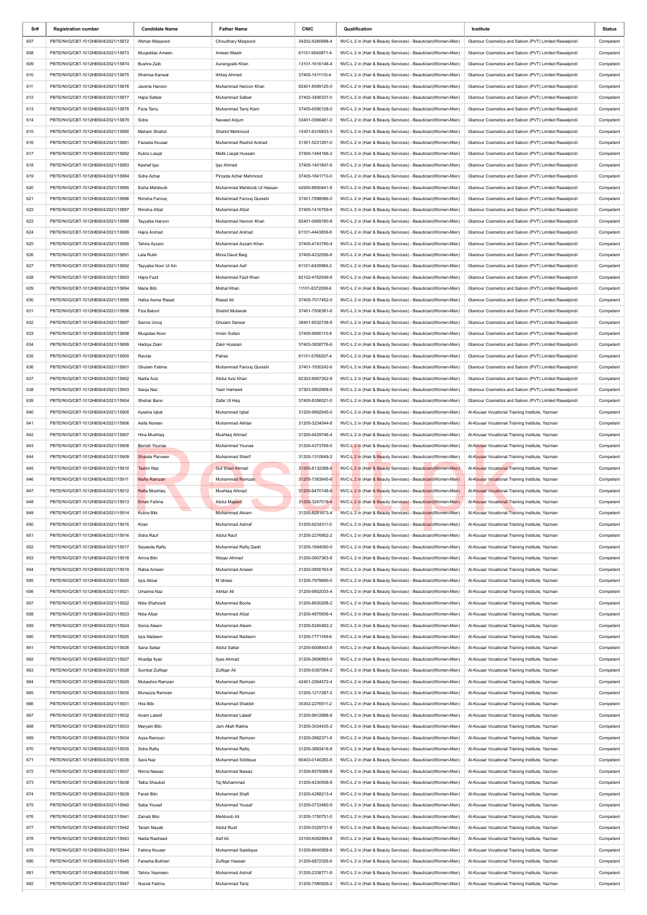| Sr# | Registration number | Candidate Name | Father Name | CNIC | Qualification | Institute | Status |
|---|---|---|---|---|---|---|---|
| 607 | PBTE/NVQ/CBT-1012HBS04/2021/15872 | Afshan Maqsood | Choudhary Maqsood | 34202-4280698-4 | NVC-L 2 in (Hair & Beauty Services) - Beautician(Women-Men) | Glamour Cosmetics and Saloon (PVT) Limited Rawalpindi | Competent |
| 608 | PBTE/NVQ/CBT-1012HBS04/2021/15873 | Muqaddas Ameen | Ameen Masih | 61101-9040871-4 | NVC-L 2 in (Hair & Beauty Services) - Beautician(Women-Men) | Glamour Cosmetics and Saloon (PVT) Limited Rawalpindi | Competent |
| 609 | PBTE/NVQ/CBT-1012HBS04/2021/15874 | Bushra Zaib | Aurangzaib Khan | 13101-1616148-4 | NVC-L 2 in (Hair & Beauty Services) - Beautician(Women-Men) | Glamour Cosmetics and Saloon (PVT) Limited Rawalpindi | Competent |
| 610 | PBTE/NVQ/CBT-1012HBS04/2021/15875 | Shamsa Kanwal | Ikhlaq Ahmed | 37405-1411110-4 | NVC-L 2 in (Hair & Beauty Services) - Beautician(Women-Men) | Glamour Cosmetics and Saloon (PVT) Limited Rawalpindi | Competent |
| 611 | PBTE/NVQ/CBT-1012HBS04/2021/15876 | Javeria Haroon | Muhammad Haroon Khan | 82401-8599125-0 | NVC-L 2 in (Hair & Beauty Services) - Beautician(Women-Men) | Glamour Cosmetics and Saloon (PVT) Limited Rawalpindi | Competent |
| 612 | PBTE/NVQ/CBT-1012HBS04/2021/15877 | Hajra Safeer | Muhammad Safeer | 37402-3490337-0 | NVC-L 2 in (Hair & Beauty Services) - Beautician(Women-Men) | Glamour Cosmetics and Saloon (PVT) Limited Rawalpindi | Competent |
| 613 | PBTE/NVQ/CBT-1012HBS04/2021/15878 | Fizra Tariq | Muhammad Tariq Kiani | 37405-6590128-0 | NVC-L 2 in (Hair & Beauty Services) - Beautician(Women-Men) | Glamour Cosmetics and Saloon (PVT) Limited Rawalpindi | Competent |
| 614 | PBTE/NVQ/CBT-1012HBS04/2021/15879 | Sidra | Naveed Anjum | 33401-0590481-0 | NVC-L 2 in (Hair & Beauty Services) - Beautician(Women-Men) | Glamour Cosmetics and Saloon (PVT) Limited Rawalpindi | Competent |
| 615 | PBTE/NVQ/CBT-1012HBS04/2021/15880 | Maham Shahid | Shahid Mehmood | 14301-6316833-3 | NVC-L 2 in (Hair & Beauty Services) - Beautician(Women-Men) | Glamour Cosmetics and Saloon (PVT) Limited Rawalpindi | Competent |
| 616 | PBTE/NVQ/CBT-1012HBS04/2021/15881 | Fazeela Kousar | Muhammad Rashid Arshad | 31301-5231291-0 | NVC-L 2 in (Hair & Beauty Services) - Beautician(Women-Men) | Glamour Cosmetics and Saloon (PVT) Limited Rawalpindi | Competent |
| 617 | PBTE/NVQ/CBT-1012HBS04/2021/15882 | Kubra Liaqat | Malik Liaqat Hussain | 37405-1464166-2 | NVC-L 2 in (Hair & Beauty Services) - Beautician(Women-Men) | Glamour Cosmetics and Saloon (PVT) Limited Rawalpindi | Competent |
| 618 | PBTE/NVQ/CBT-1012HBS04/2021/15883 | Kashaf Ijaz | Ijaz Ahmed | 37405-1401847-6 | NVC-L 2 in (Hair & Beauty Services) - Beautician(Women-Men) | Glamour Cosmetics and Saloon (PVT) Limited Rawalpindi | Competent |
| 619 | PBTE/NVQ/CBT-1012HBS04/2021/15884 | Sidra Azhar | Pirzada Azhar Mehmood | 37405-1841710-0 | NVC-L 2 in (Hair & Beauty Services) - Beautician(Women-Men) | Glamour Cosmetics and Saloon (PVT) Limited Rawalpindi | Competent |
| 620 | PBTE/NVQ/CBT-1012HBS04/2021/15885 | Eisha Mehboob | Muhammad Mehboob Ul Hassan | 42000-8850441-8 | NVC-L 2 in (Hair & Beauty Services) - Beautician(Women-Men) | Glamour Cosmetics and Saloon (PVT) Limited Rawalpindi | Competent |
| 621 | PBTE/NVQ/CBT-1012HBS04/2021/15886 | Rimsha Farooq | Muhammad Farooq Qureshi | 37401-7898086-0 | NVC-L 2 in (Hair & Beauty Services) - Beautician(Women-Men) | Glamour Cosmetics and Saloon (PVT) Limited Rawalpindi | Competent |
| 622 | PBTE/NVQ/CBT-1012HBS04/2021/15887 | Rimsha Afzal | Muhammad Afzal | 37405-1416759-6 | NVC-L 2 in (Hair & Beauty Services) - Beautician(Women-Men) | Glamour Cosmetics and Saloon (PVT) Limited Rawalpindi | Competent |
| 623 | PBTE/NVQ/CBT-1012HBS04/2021/15888 | Tayyaba Haroon | Muhammad Haroon Khan | 82401-0669180-8 | NVC-L 2 in (Hair & Beauty Services) - Beautician(Women-Men) | Glamour Cosmetics and Saloon (PVT) Limited Rawalpindi | Competent |
| 624 | PBTE/NVQ/CBT-1012HBS04/2021/15889 | Hajra Arshad | Muhammad Arshad | 61101-4443859-8 | NVC-L 2 in (Hair & Beauty Services) - Beautician(Women-Men) | Glamour Cosmetics and Saloon (PVT) Limited Rawalpindi | Competent |
| 625 | PBTE/NVQ/CBT-1012HBS04/2021/15890 | Tahira Azzam | Muhammad Azzam Khan | 37405-4743790-4 | NVC-L 2 in (Hair & Beauty Services) - Beautician(Women-Men) | Glamour Cosmetics and Saloon (PVT) Limited Rawalpindi | Competent |
| 626 | PBTE/NVQ/CBT-1012HBS04/2021/15891 | Lala Rukh | Mirza Daud Baig | 37405-4232556-6 | NVC-L 2 in (Hair & Beauty Services) - Beautician(Women-Men) | Glamour Cosmetics and Saloon (PVT) Limited Rawalpindi | Competent |
| 627 | PBTE/NVQ/CBT-1012HBS04/2021/15892 | Tayyaba Noor Ul Ain | Muhammad Asif | 61101-6439984-2 | NVC-L 2 in (Hair & Beauty Services) - Beautician(Women-Men) | Glamour Cosmetics and Saloon (PVT) Limited Rawalpindi | Competent |
| 628 | PBTE/NVQ/CBT-1012HBS04/2021/15893 | Hajra Fazil | Muhammad Fazil Khan | 82102-4762549-8 | NVC-L 2 in (Hair & Beauty Services) - Beautician(Women-Men) | Glamour Cosmetics and Saloon (PVT) Limited Rawalpindi | Competent |
| 629 | PBTE/NVQ/CBT-1012HBS04/2021/15894 | Maria Bibi | Mishal Khan | 11101-8372099-6 | NVC-L 2 in (Hair & Beauty Services) - Beautician(Women-Men) | Glamour Cosmetics and Saloon (PVT) Limited Rawalpindi | Competent |
| 630 | PBTE/NVQ/CBT-1012HBS04/2021/15895 | Hafza Asma Riasat | Riasat Ali | 37405-7017452-0 | NVC-L 2 in (Hair & Beauty Services) - Beautician(Women-Men) | Glamour Cosmetics and Saloon (PVT) Limited Rawalpindi | Competent |
| 631 | PBTE/NVQ/CBT-1012HBS04/2021/15896 | Fiza Batool | Shahid Mubarak | 37401-7506381-6 | NVC-L 2 in (Hair & Beauty Services) - Beautician(Women-Men) | Glamour Cosmetics and Saloon (PVT) Limited Rawalpindi | Competent |
| 632 | PBTE/NVQ/CBT-1012HBS04/2021/15897 | Samra Urooj | Ghulam Sarwar | 38401-9532738-8 | NVC-L 2 in (Hair & Beauty Services) - Beautician(Women-Men) | Glamour Cosmetics and Saloon (PVT) Limited Rawalpindi | Competent |
| 633 | PBTE/NVQ/CBT-1012HBS04/2021/15898 | Muqadas Noor | Imran Sultan | 37405-9900110-8 | NVC-L 2 in (Hair & Beauty Services) - Beautician(Women-Men) | Glamour Cosmetics and Saloon (PVT) Limited Rawalpindi | Competent |
| 634 | PBTE/NVQ/CBT-1012HBS04/2021/15899 | Hadiqa Zakir | Zakir Hussain | 37403-3838776-6 | NVC-L 2 in (Hair & Beauty Services) - Beautician(Women-Men) | Glamour Cosmetics and Saloon (PVT) Limited Rawalpindi | Competent |
| 635 | PBTE/NVQ/CBT-1012HBS04/2021/15900 | Ravida | Patras | 61101-5766207-4 | NVC-L 2 in (Hair & Beauty Services) - Beautician(Women-Men) | Glamour Cosmetics and Saloon (PVT) Limited Rawalpindi | Competent |
| 636 | PBTE/NVQ/CBT-1012HBS04/2021/15901 | Ghulam Fatima | Muhammad Farooq Qureshi | 37401-1930242-6 | NVC-L 2 in (Hair & Beauty Services) - Beautician(Women-Men) | Glamour Cosmetics and Saloon (PVT) Limited Rawalpindi | Competent |
| 637 | PBTE/NVQ/CBT-1012HBS04/2021/15902 | Nadia Aziz | Abdul Aziz Khan | 82303-9067262-8 | NVC-L 2 in (Hair & Beauty Services) - Beautician(Women-Men) | Glamour Cosmetics and Saloon (PVT) Limited Rawalpindi | Competent |
| 638 | PBTE/NVQ/CBT-1012HBS04/2021/15903 | Saiqa Naz | Yasir Hameed | 37303-5802908-0 | NVC-L 2 in (Hair & Beauty Services) - Beautician(Women-Men) | Glamour Cosmetics and Saloon (PVT) Limited Rawalpindi | Competent |
| 639 | PBTE/NVQ/CBT-1012HBS04/2021/15904 | Shehar Bano | Zafar Ul Haq | 37405-8356521-0 | NVC-L 2 in (Hair & Beauty Services) - Beautician(Women-Men) | Glamour Cosmetics and Saloon (PVT) Limited Rawalpindi | Competent |
| 640 | PBTE/NVQ/CBT-1012HBS04/2021/15905 | Ayesha Iqbal | Muhammad Iqbal | 31205-9992945-0 | NVC-L 2 in (Hair & Beauty Services) - Beautician(Women-Men) | Al-Kousar Vocational Training Institute, Yazman | Competent |
| 641 | PBTE/NVQ/CBT-1012HBS04/2021/15906 | Asifa Noreen | Muhammad Akhtar | 31205-3234544-8 | NVC-L 2 in (Hair & Beauty Services) - Beautician(Women-Men) | Al-Kousar Vocational Training Institute, Yazman | Competent |
| 642 | PBTE/NVQ/CBT-1012HBS04/2021/15907 | Hina Mushtaq | Mushtaq Ahmad | 31205-6429746-4 | NVC-L 2 in (Hair & Beauty Services) - Beautician(Women-Men) | Al-Kousar Vocational Training Institute, Yazman | Competent |
| 643 | PBTE/NVQ/CBT-1012HBS04/2021/15908 | Benish Younas | Muhammad Younas | 31205-4373769-0 | NVC-L 2 in (Hair & Beauty Services) - Beautician(Women-Men) | Al-Kousar Vocational Training Institute, Yazman | Competent |
| 644 | PBTE/NVQ/CBT-1012HBS04/2021/15909 | Shaista Parveen | Muhammad Sharif | 31205-1310649-2 | NVC-L 2 in (Hair & Beauty Services) - Beautician(Women-Men) | Al-Kousar Vocational Training Institute, Yazman | Competent |
| 645 | PBTE/NVQ/CBT-1012HBS04/2021/15910 | Taslim Naz | Gul Shad Ahmad | 31205-8132288-6 | NVC-L 2 in (Hair & Beauty Services) - Beautician(Women-Men) | Al-Kousar Vocational Training Institute, Yazman | Competent |
| 646 | PBTE/NVQ/CBT-1012HBS04/2021/15911 | Mafia Ramzan | Muhammad Ramzan | 31205-7383645-6 | NVC-L 2 in (Hair & Beauty Services) - Beautician(Women-Men) | Al-Kousar Vocational Training Institute, Yazman | Competent |
| 647 | PBTE/NVQ/CBT-1012HBS04/2021/15912 | Rafia Mushtaq | Mushtaq Ahmad | 31205-6470148-6 | NVC-L 2 in (Hair & Beauty Services) - Beautician(Women-Men) | Al-Kousar Vocational Training Institute, Yazman | Competent |
| 648 | PBTE/NVQ/CBT-1012HBS04/2021/15913 | Eman Fatima | Abdul Majeed | 31205-3247019-4 | NVC-L 2 in (Hair & Beauty Services) - Beautician(Women-Men) | Al-Kousar Vocational Training Institute, Yazman | Competent |
| 649 | PBTE/NVQ/CBT-1012HBS04/2021/15914 | Kubra Bibi | Muhammad Akram | 31205-8281673-4 | NVC-L 2 in (Hair & Beauty Services) - Beautician(Women-Men) | Al-Kousar Vocational Training Institute, Yazman | Competent |
| 650 | PBTE/NVQ/CBT-1012HBS04/2021/15915 | Kiran | Muhammad Ashraf | 31205-9234311-0 | NVC-L 2 in (Hair & Beauty Services) - Beautician(Women-Men) | Al-Kousar Vocational Training Institute, Yazman | Competent |
| 651 | PBTE/NVQ/CBT-1012HBS04/2021/15916 | Sidra Rauf | Abdul Rauf | 31205-2276852-2 | NVC-L 2 in (Hair & Beauty Services) - Beautician(Women-Men) | Al-Kousar Vocational Training Institute, Yazman | Competent |
| 652 | PBTE/NVQ/CBT-1012HBS04/2021/15917 | Sayeeda Rafiq | Muhammad Rafiq Qadri | 31205-1694050-0 | NVC-L 2 in (Hair & Beauty Services) - Beautician(Women-Men) | Al-Kousar Vocational Training Institute, Yazman | Competent |
| 653 | PBTE/NVQ/CBT-1012HBS04/2021/15918 | Amna Bibi | Waqar Ahmad | 31205-0607363-8 | NVC-L 2 in (Hair & Beauty Services) - Beautician(Women-Men) | Al-Kousar Vocational Training Institute, Yazman | Competent |
| 654 | PBTE/NVQ/CBT-1012HBS04/2021/15919 | Rabia Ameen | Muhammad Ameen | 31202-0850163-8 | NVC-L 2 in (Hair & Beauty Services) - Beautician(Women-Men) | Al-Kousar Vocational Training Institute, Yazman | Competent |
| 655 | PBTE/NVQ/CBT-1012HBS04/2021/15920 | Iqra Akbar | M Idrees | 31205-7979690-0 | NVC-L 2 in (Hair & Beauty Services) - Beautician(Women-Men) | Al-Kousar Vocational Training Institute, Yazman | Competent |
| 656 | PBTE/NVQ/CBT-1012HBS04/2021/15921 | Umaima Naz | Akhtar Ali | 31205-6802033-4 | NVC-L 2 in (Hair & Beauty Services) - Beautician(Women-Men) | Al-Kousar Vocational Training Institute, Yazman | Competent |
| 657 | PBTE/NVQ/CBT-1012HBS04/2021/15922 | Nida Shahzadi | Muhammad Boota | 31205-8830208-2 | NVC-L 2 in (Hair & Beauty Services) - Beautician(Women-Men) | Al-Kousar Vocational Training Institute, Yazman | Competent |
| 658 | PBTE/NVQ/CBT-1012HBS04/2021/15923 | Nida Afzal | Muhammad Afzal | 31205-4875836-4 | NVC-L 2 in (Hair & Beauty Services) - Beautician(Women-Men) | Al-Kousar Vocational Training Institute, Yazman | Competent |
| 659 | PBTE/NVQ/CBT-1012HBS04/2021/15924 | Sonia Aleem | Muhammad Aleem | 31205-5240482-2 | NVC-L 2 in (Hair & Beauty Services) - Beautician(Women-Men) | Al-Kousar Vocational Training Institute, Yazman | Competent |
| 660 | PBTE/NVQ/CBT-1012HBS04/2021/15925 | Iqra Nadeem | Muhammad Nadeem | 31205-7771169-6 | NVC-L 2 in (Hair & Beauty Services) - Beautician(Women-Men) | Al-Kousar Vocational Training Institute, Yazman | Competent |
| 661 | PBTE/NVQ/CBT-1012HBS04/2021/15926 | Sana Sattar | Abdul Sattar | 31205-6008443-8 | NVC-L 2 in (Hair & Beauty Services) - Beautician(Women-Men) | Al-Kousar Vocational Training Institute, Yazman | Competent |
| 662 | PBTE/NVQ/CBT-1012HBS04/2021/15927 | Khadija Ilyas | Ilyas Ahmad | 31205-3606893-0 | NVC-L 2 in (Hair & Beauty Services) - Beautician(Women-Men) | Al-Kousar Vocational Training Institute, Yazman | Competent |
| 663 | PBTE/NVQ/CBT-1012HBS04/2021/15928 | Sumbal Zulfiqar | Zulfiqar Ali | 31205-6397094-2 | NVC-L 2 in (Hair & Beauty Services) - Beautician(Women-Men) | Al-Kousar Vocational Training Institute, Yazman | Competent |
| 664 | PBTE/NVQ/CBT-1012HBS04/2021/15929 | Mubashra Ramzan | Muhammad Ramzan | 42401-2564572-4 | NVC-L 2 in (Hair & Beauty Services) - Beautician(Women-Men) | Al-Kousar Vocational Training Institute, Yazman | Competent |
| 665 | PBTE/NVQ/CBT-1012HBS04/2021/15930 | Munazza Ramzan | Muhammad Ramzan | 31205-1217287-2 | NVC-L 2 in (Hair & Beauty Services) - Beautician(Women-Men) | Al-Kousar Vocational Training Institute, Yazman | Competent |
| 666 | PBTE/NVQ/CBT-1012HBS04/2021/15931 | Hira Bibi | Muhammad Shabbir | 35302-2276511-2 | NVC-L 2 in (Hair & Beauty Services) - Beautician(Women-Men) | Al-Kousar Vocational Training Institute, Yazman | Competent |
| 667 | PBTE/NVQ/CBT-1012HBS04/2021/15932 | Anam Lateef | Muhammad Lateef | 31205-9912888-8 | NVC-L 2 in (Hair & Beauty Services) - Beautician(Women-Men) | Al-Kousar Vocational Training Institute, Yazman | Competent |
| 668 | PBTE/NVQ/CBT-1012HBS04/2021/15933 | Maryam Bibi | Jam Allah Rakha | 31205-3034435-2 | NVC-L 2 in (Hair & Beauty Services) - Beautician(Women-Men) | Al-Kousar Vocational Training Institute, Yazman | Competent |
| 669 | PBTE/NVQ/CBT-1012HBS04/2021/15934 | Aqsa Ramzan | Muhammad Ramzan | 31205-0882371-6 | NVC-L 2 in (Hair & Beauty Services) - Beautician(Women-Men) | Al-Kousar Vocational Training Institute, Yazman | Competent |
| 670 | PBTE/NVQ/CBT-1012HBS04/2021/15935 | Sidra Rafiq | Muhammad Rafiq | 31205-3893416-8 | NVC-L 2 in (Hair & Beauty Services) - Beautician(Women-Men) | Al-Kousar Vocational Training Institute, Yazman | Competent |
| 671 | PBTE/NVQ/CBT-1012HBS04/2021/15936 | Sara Naz | Muhammad Siddique | 90403-0140293-6 | NVC-L 2 in (Hair & Beauty Services) - Beautician(Women-Men) | Al-Kousar Vocational Training Institute, Yazman | Competent |
| 672 | PBTE/NVQ/CBT-1012HBS04/2021/15937 | Nimra Nawaz | Muhammad Nawaz | 31205-8579088-8 | NVC-L 2 in (Hair & Beauty Services) - Beautician(Women-Men) | Al-Kousar Vocational Training Institute, Yazman | Competent |
| 673 | PBTE/NVQ/CBT-1012HBS04/2021/15938 | Taiba Shaukat | Taj Muhammad | 31205-4230558-8 | NVC-L 2 in (Hair & Beauty Services) - Beautician(Women-Men) | Al-Kousar Vocational Training Institute, Yazman | Competent |
| 674 | PBTE/NVQ/CBT-1012HBS04/2021/15939 | Farah Bibi | Muhammad Shafi | 31205-4288213-4 | NVC-L 2 in (Hair & Beauty Services) - Beautician(Women-Men) | Al-Kousar Vocational Training Institute, Yazman | Competent |
| 675 | PBTE/NVQ/CBT-1012HBS04/2021/15940 | Saba Yousaf | Muhammad Yousaf | 31205-0733480-9 | NVC-L 2 in (Hair & Beauty Services) - Beautician(Women-Men) | Al-Kousar Vocational Training Institute, Yazman | Competent |
| 676 | PBTE/NVQ/CBT-1012HBS04/2021/15941 | Zainab Bibi | Mehboob Ali | 31205-1750751-0 | NVC-L 2 in (Hair & Beauty Services) - Beautician(Women-Men) | Al-Kousar Vocational Training Institute, Yazman | Competent |
| 677 | PBTE/NVQ/CBT-1012HBS04/2021/15942 | Taram Nayab | Abdul Ruaf | 31205-0329731-8 | NVC-L 2 in (Hair & Beauty Services) - Beautician(Women-Men) | Al-Kousar Vocational Training Institute, Yazman | Competent |
| 678 | PBTE/NVQ/CBT-1012HBS04/2021/15943 | Nadia Rasheed | Asif Ali | 33100-6082994-8 | NVC-L 2 in (Hair & Beauty Services) - Beautician(Women-Men) | Al-Kousar Vocational Training Institute, Yazman | Competent |
| 679 | PBTE/NVQ/CBT-1012HBS04/2021/15944 | Fatima Kouser | Muhammad Saddique | 31205-8640958-6 | NVC-L 2 in (Hair & Beauty Services) - Beautician(Women-Men) | Al-Kousar Vocational Training Institute, Yazman | Competent |
| 680 | PBTE/NVQ/CBT-1012HBS04/2021/15945 | Fareeha Bukhari | Zulfiqar Hassan | 31205-6872326-6 | NVC-L 2 in (Hair & Beauty Services) - Beautician(Women-Men) | Al-Kousar Vocational Training Institute, Yazman | Competent |
| 681 | PBTE/NVQ/CBT-1012HBS04/2021/15946 | Tahira Yasmeen | Muhammad Ashraf | 31205-2338771-8 | NVC-L 2 in (Hair & Beauty Services) - Beautician(Women-Men) | Al-Kousar Vocational Training Institute, Yazman | Competent |
| 682 | PBTE/NVQ/CBT-1012HBS04/2021/15947 | Nusrat Fatima | Muhammad Tariq | 31205-7580929-2 | NVC-L 2 in (Hair & Beauty Services) - Beautician(Women-Men) | Al-Kousar Vocational Training Institute, Yazman | Competent |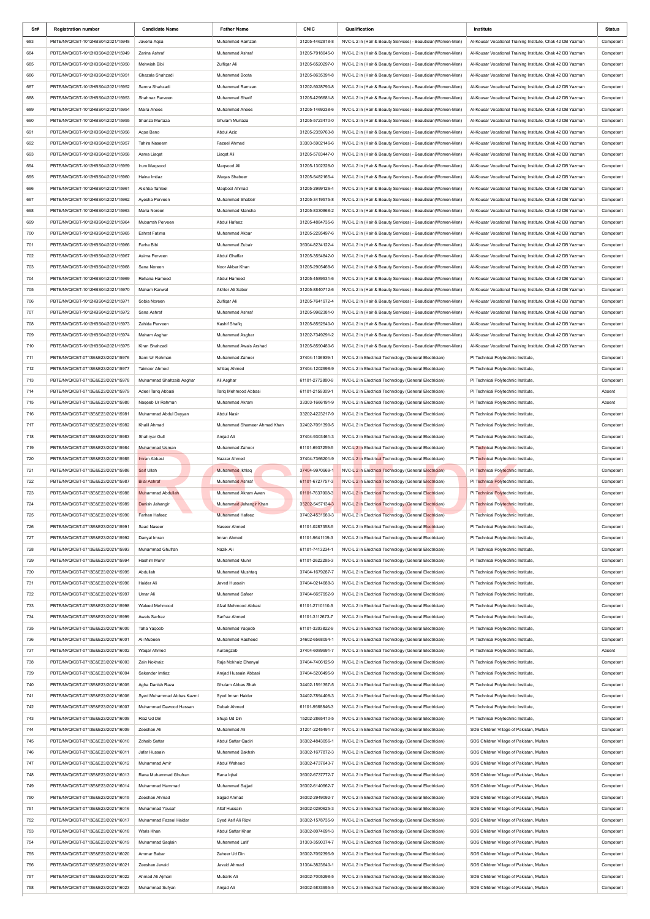| Sr# | Registration number | Candidate Name | Father Name | CNIC | Qualification | Institute | Status |
|---|---|---|---|---|---|---|---|
| 683 | PBTE/NVQ/CBT-1012HBS04/2021/15948 | Javeria Aqsa | Muhammad Ramzan | 31205-4462818-8 | NVC-L 2 in (Hair & Beauty Services) - Beautician(Women-Men) | Al-Kousar Vocational Training Institute, Chak 42 DB Yazman | Competent |
| 684 | PBTE/NVQ/CBT-1012HBS04/2021/15949 | Zarina Ashraf | Muhammad Ashraf | 31205-7918045-0 | NVC-L 2 in (Hair & Beauty Services) - Beautician(Women-Men) | Al-Kousar Vocational Training Institute, Chak 42 DB Yazman | Competent |
| 685 | PBTE/NVQ/CBT-1012HBS04/2021/15950 | Mehwish Bibi | Zulfiqar Ali | 31205-6520297-0 | NVC-L 2 in (Hair & Beauty Services) - Beautician(Women-Men) | Al-Kousar Vocational Training Institute, Chak 42 DB Yazman | Competent |
| 686 | PBTE/NVQ/CBT-1012HBS04/2021/15951 | Ghazala Shahzadi | Muhammad Boota | 31205-8635391-8 | NVC-L 2 in (Hair & Beauty Services) - Beautician(Women-Men) | Al-Kousar Vocational Training Institute, Chak 42 DB Yazman | Competent |
| 687 | PBTE/NVQ/CBT-1012HBS04/2021/15952 | Samra Shahzadi | Muhammad Ramzan | 31202-5028780-8 | NVC-L 2 in (Hair & Beauty Services) - Beautician(Women-Men) | Al-Kousar Vocational Training Institute, Chak 42 DB Yazman | Competent |
| 688 | PBTE/NVQ/CBT-1012HBS04/2021/15953 | Shahnaz Parveen | Muhammad Sharif | 31205-4296681-8 | NVC-L 2 in (Hair & Beauty Services) - Beautician(Women-Men) | Al-Kousar Vocational Training Institute, Chak 42 DB Yazman | Competent |
| 689 | PBTE/NVQ/CBT-1012HBS04/2021/15954 | Maira Anees | Muhammad Anees | 31205-1469238-6 | NVC-L 2 in (Hair & Beauty Services) - Beautician(Women-Men) | Al-Kousar Vocational Training Institute, Chak 42 DB Yazman | Competent |
| 690 | PBTE/NVQ/CBT-1012HBS04/2021/15955 | Shanza Murtaza | Ghulam Murtaza | 31205-5723470-0 | NVC-L 2 in (Hair & Beauty Services) - Beautician(Women-Men) | Al-Kousar Vocational Training Institute, Chak 42 DB Yazman | Competent |
| 691 | PBTE/NVQ/CBT-1012HBS04/2021/15956 | Aqsa Bano | Abdul Aziz | 31205-2359763-8 | NVC-L 2 in (Hair & Beauty Services) - Beautician(Women-Men) | Al-Kousar Vocational Training Institute, Chak 42 DB Yazman | Competent |
| 692 | PBTE/NVQ/CBT-1012HBS04/2021/15957 | Tahira Naseem | Fazeel Ahmad | 33303-5902146-6 | NVC-L 2 in (Hair & Beauty Services) - Beautician(Women-Men) | Al-Kousar Vocational Training Institute, Chak 42 DB Yazman | Competent |
| 693 | PBTE/NVQ/CBT-1012HBS04/2021/15958 | Asma Liaqat | Liaqat Ali | 31205-5783447-0 | NVC-L 2 in (Hair & Beauty Services) - Beautician(Women-Men) | Al-Kousar Vocational Training Institute, Chak 42 DB Yazman | Competent |
| 694 | PBTE/NVQ/CBT-1012HBS04/2021/15959 | Irum Maqsood | Maqsood Ali | 31205-1302328-0 | NVC-L 2 in (Hair & Beauty Services) - Beautician(Women-Men) | Al-Kousar Vocational Training Institute, Chak 42 DB Yazman | Competent |
| 695 | PBTE/NVQ/CBT-1012HBS04/2021/15960 | Haina Imtiaz | Waqas Shabeer | 31205-5482165-4 | NVC-L 2 in (Hair & Beauty Services) - Beautician(Women-Men) | Al-Kousar Vocational Training Institute, Chak 42 DB Yazman | Competent |
| 696 | PBTE/NVQ/CBT-1012HBS04/2021/15961 | Alishba Tahleel | Maqbool Ahmad | 31205-2999126-4 | NVC-L 2 in (Hair & Beauty Services) - Beautician(Women-Men) | Al-Kousar Vocational Training Institute, Chak 42 DB Yazman | Competent |
| 697 | PBTE/NVQ/CBT-1012HBS04/2021/15962 | Ayesha Perveen | Muhammad Shabbir | 31205-3419575-8 | NVC-L 2 in (Hair & Beauty Services) - Beautician(Women-Men) | Al-Kousar Vocational Training Institute, Chak 42 DB Yazman | Competent |
| 698 | PBTE/NVQ/CBT-1012HBS04/2021/15963 | Maria Noreen | Muhammad Mansha | 31205-8330868-2 | NVC-L 2 in (Hair & Beauty Services) - Beautician(Women-Men) | Al-Kousar Vocational Training Institute, Chak 42 DB Yazman | Competent |
| 699 | PBTE/NVQ/CBT-1012HBS04/2021/15964 | Mubarrah Perveen | Abdul Hafeez | 31205-4884735-6 | NVC-L 2 in (Hair & Beauty Services) - Beautician(Women-Men) | Al-Kousar Vocational Training Institute, Chak 42 DB Yazman | Competent |
| 700 | PBTE/NVQ/CBT-1012HBS04/2021/15965 | Eshrat Fatima | Muhammad Akbar | 31205-2295497-6 | NVC-L 2 in (Hair & Beauty Services) - Beautician(Women-Men) | Al-Kousar Vocational Training Institute, Chak 42 DB Yazman | Competent |
| 701 | PBTE/NVQ/CBT-1012HBS04/2021/15966 | Farha Bibi | Muhammad Zubair | 36304-8234122-4 | NVC-L 2 in (Hair & Beauty Services) - Beautician(Women-Men) | Al-Kousar Vocational Training Institute, Chak 42 DB Yazman | Competent |
| 702 | PBTE/NVQ/CBT-1012HBS04/2021/15967 | Asima Perveen | Abdul Ghaffar | 31205-3554842-0 | NVC-L 2 in (Hair & Beauty Services) - Beautician(Women-Men) | Al-Kousar Vocational Training Institute, Chak 42 DB Yazman | Competent |
| 703 | PBTE/NVQ/CBT-1012HBS04/2021/15968 | Sana Noreen | Noor Akbar Khan | 31205-2905468-6 | NVC-L 2 in (Hair & Beauty Services) - Beautician(Women-Men) | Al-Kousar Vocational Training Institute, Chak 42 DB Yazman | Competent |
| 704 | PBTE/NVQ/CBT-1012HBS04/2021/15969 | Rehana Hameed | Abdul Hameed | 31205-4589531-6 | NVC-L 2 in (Hair & Beauty Services) - Beautician(Women-Men) | Al-Kousar Vocational Training Institute, Chak 42 DB Yazman | Competent |
| 705 | PBTE/NVQ/CBT-1012HBS04/2021/15970 | Maham Kanwal | Akhter Ali Saber | 31205-8840712-6 | NVC-L 2 in (Hair & Beauty Services) - Beautician(Women-Men) | Al-Kousar Vocational Training Institute, Chak 42 DB Yazman | Competent |
| 706 | PBTE/NVQ/CBT-1012HBS04/2021/15971 | Sobia Noreen | Zulfiqar Ali | 31205-7641972-4 | NVC-L 2 in (Hair & Beauty Services) - Beautician(Women-Men) | Al-Kousar Vocational Training Institute, Chak 42 DB Yazman | Competent |
| 707 | PBTE/NVQ/CBT-1012HBS04/2021/15972 | Sana Ashraf | Muhammad Ashraf | 31205-9962381-0 | NVC-L 2 in (Hair & Beauty Services) - Beautician(Women-Men) | Al-Kousar Vocational Training Institute, Chak 42 DB Yazman | Competent |
| 708 | PBTE/NVQ/CBT-1012HBS04/2021/15973 | Zahida Parveen | Kashif Shafiq | 31205-8552540-0 | NVC-L 2 in (Hair & Beauty Services) - Beautician(Women-Men) | Al-Kousar Vocational Training Institute, Chak 42 DB Yazman | Competent |
| 709 | PBTE/NVQ/CBT-1012HBS04/2021/15974 | Maham Asghar | Muhammad Asghar | 31202-7349291-2 | NVC-L 2 in (Hair & Beauty Services) - Beautician(Women-Men) | Al-Kousar Vocational Training Institute, Chak 42 DB Yazman | Competent |
| 710 | PBTE/NVQ/CBT-1012HBS04/2021/15975 | Kiran Shahzadi | Muhammad Awais Arshad | 31205-8590480-6 | NVC-L 2 in (Hair & Beauty Services) - Beautician(Women-Men) | Al-Kousar Vocational Training Institute, Chak 42 DB Yazman | Competent |
| 711 | PBTE/NVQ/CBT-0713E&E23/2021/15976 | Sami Ur Rehman | Muhammad Zaheer | 37404-1136939-1 | NVC-L 2 in Electrical Technology (General Electrician) | PI Technical Polytechnic Institute, | Competent |
| 712 | PBTE/NVQ/CBT-0713E&E23/2021/15977 | Taimoor Ahmed | Ishtiaq Ahmed | 37404-1202998-9 | NVC-L 2 in Electrical Technology (General Electrician) | PI Technical Polytechnic Institute, | Competent |
| 713 | PBTE/NVQ/CBT-0713E&E23/2021/15978 | Muhammad Shahzaib Asghar | Ali Asghar | 61101-2772880-9 | NVC-L 2 in Electrical Technology (General Electrician) | PI Technical Polytechnic Institute, | Competent |
| 714 | PBTE/NVQ/CBT-0713E&E23/2021/15979 | Adeel Tariq Abbasi | Tariq Mehmood Abbasi | 61101-2159309-1 | NVC-L 2 in Electrical Technology (General Electrician) | PI Technical Polytechnic Institute, | Absent |
| 715 | PBTE/NVQ/CBT-0713E&E23/2021/15980 | Naqeeb Ur Rehman | Muhammad Akram | 33303-1666191-9 | NVC-L 2 in Electrical Technology (General Electrician) | PI Technical Polytechnic Institute, | Absent |
| 716 | PBTE/NVQ/CBT-0713E&E23/2021/15981 | Muhammad Abdul Dayyan | Abdul Nasir | 33202-4223217-9 | NVC-L 2 in Electrical Technology (General Electrician) | PI Technical Polytechnic Institute, | Competent |
| 717 | PBTE/NVQ/CBT-0713E&E23/2021/15982 | Khalil Ahmad | Muhammad Shameer Ahmad Khan | 32402-7091399-5 | NVC-L 2 in Electrical Technology (General Electrician) | PI Technical Polytechnic Institute, | Competent |
| 718 | PBTE/NVQ/CBT-0713E&E23/2021/15983 | Shahryar Gull | Amjad Ali | 37404-9303461-3 | NVC-L 2 in Electrical Technology (General Electrician) | PI Technical Polytechnic Institute, | Competent |
| 719 | PBTE/NVQ/CBT-0713E&E23/2021/15984 | Muhammad Usman | Muhammad Zahoor | 61101-6937259-5 | NVC-L 2 in Electrical Technology (General Electrician) | PI Technical Polytechnic Institute, | Competent |
| 720 | PBTE/NVQ/CBT-0713E&E23/2021/15985 | Imran Abbasi | Nazzar Ahmed | 37404-7366201-9 | NVC-L 2 in Electrical Technology (General Electrician) | PI Technical Polytechnic Institute, | Competent |
| 721 | PBTE/NVQ/CBT-0713E&E23/2021/15986 | Saif Ullah | Muhammad Ikhlaq | 37404-9970969-1 | NVC-L 2 in Electrical Technology (General Electrician) | PI Technical Polytechnic Institute, | Competent |
| 722 | PBTE/NVQ/CBT-0713E&E23/2021/15987 | Bilal Ashraf | Muhammad Ashraf | 61101-6727757-3 | NVC-L 2 in Electrical Technology (General Electrician) | PI Technical Polytechnic Institute, | Competent |
| 723 | PBTE/NVQ/CBT-0713E&E23/2021/15988 | Muhammad Abdullah | Muhammad Akram Awan | 61101-7637008-3 | NVC-L 2 in Electrical Technology (General Electrician) | PI Technical Polytechnic Institute, | Competent |
| 724 | PBTE/NVQ/CBT-0713E&E23/2021/15989 | Danish Jahangir | Muhammad Jahangir Khan | 35202-5457134-3 | NVC-L 2 in Electrical Technology (General Electrician) | PI Technical Polytechnic Institute, | Competent |
| 725 | PBTE/NVQ/CBT-0713E&E23/2021/15990 | Farhan Hafeez | Muhammad Hafeez | 37402-4531980-3 | NVC-L 2 in Electrical Technology (General Electrician) | PI Technical Polytechnic Institute, | Competent |
| 726 | PBTE/NVQ/CBT-0713E&E23/2021/15991 | Saad Naseer | Naseer Ahmed | 61101-0287358-5 | NVC-L 2 in Electrical Technology (General Electrician) | PI Technical Polytechnic Institute, | Competent |
| 727 | PBTE/NVQ/CBT-0713E&E23/2021/15992 | Danyal Imran | Imran Ahmed | 61101-9641109-3 | NVC-L 2 in Electrical Technology (General Electrician) | PI Technical Polytechnic Institute, | Competent |
| 728 | PBTE/NVQ/CBT-0713E&E23/2021/15993 | Muhammad Ghufran | Nazik Ali | 61101-7413234-1 | NVC-L 2 in Electrical Technology (General Electrician) | PI Technical Polytechnic Institute, | Competent |
| 729 | PBTE/NVQ/CBT-0713E&E23/2021/15994 | Hashim Munir | Muhammad Munir | 61101-2622285-3 | NVC-L 2 in Electrical Technology (General Electrician) | PI Technical Polytechnic Institute, | Competent |
| 730 | PBTE/NVQ/CBT-0713E&E23/2021/15995 | Abdullah | Muhammad Mushtaq | 37404-1679287-7 | NVC-L 2 in Electrical Technology (General Electrician) | PI Technical Polytechnic Institute, | Competent |
| 731 | PBTE/NVQ/CBT-0713E&E23/2021/15996 | Haider Ali | Javed Hussain | 37404-0214688-3 | NVC-L 2 in Electrical Technology (General Electrician) | PI Technical Polytechnic Institute, | Competent |
| 732 | PBTE/NVQ/CBT-0713E&E23/2021/15997 | Umar Ali | Muhammad Safeer | 37404-6657952-9 | NVC-L 2 in Electrical Technology (General Electrician) | PI Technical Polytechnic Institute, | Competent |
| 733 | PBTE/NVQ/CBT-0713E&E23/2021/15998 | Waleed Mehmood | Afzal Mehmood Abbasi | 61101-2710110-5 | NVC-L 2 in Electrical Technology (General Electrician) | PI Technical Polytechnic Institute, | Competent |
| 734 | PBTE/NVQ/CBT-0713E&E23/2021/15999 | Awais Sarfraz | Sarfraz Ahmed | 61101-3112673-7 | NVC-L 2 in Electrical Technology (General Electrician) | PI Technical Polytechnic Institute, | Competent |
| 735 | PBTE/NVQ/CBT-0713E&E23/2021/16000 | Taha Yaqoob | Muhammad Yaqoob | 61101-3203822-9 | NVC-L 2 in Electrical Technology (General Electrician) | PI Technical Polytechnic Institute, | Competent |
| 736 | PBTE/NVQ/CBT-0713E&E23/2021/16001 | Ali Mubeen | Muhammad Rasheed | 34602-6508054-1 | NVC-L 2 in Electrical Technology (General Electrician) | PI Technical Polytechnic Institute, | Competent |
| 737 | PBTE/NVQ/CBT-0713E&E23/2021/16002 | Waqar Ahmed | Aurangzeb | 37404-6089991-7 | NVC-L 2 in Electrical Technology (General Electrician) | PI Technical Polytechnic Institute, | Absent |
| 738 | PBTE/NVQ/CBT-0713E&E23/2021/16003 | Zain Nokhaiz | Raja Nokhaiz Dhanyal | 37404-7406125-9 | NVC-L 2 in Electrical Technology (General Electrician) | PI Technical Polytechnic Institute, | Competent |
| 739 | PBTE/NVQ/CBT-0713E&E23/2021/16004 | Sakander Imtiaz | Amjad Hussain Abbasi | 37404-5206495-9 | NVC-L 2 in Electrical Technology (General Electrician) | PI Technical Polytechnic Institute, | Competent |
| 740 | PBTE/NVQ/CBT-0713E&E23/2021/16005 | Agha Danish Raza | Ghulam Abbas Shah | 34402-1591357-5 | NVC-L 2 in Electrical Technology (General Electrician) | PI Technical Polytechnic Institute, | Competent |
| 741 | PBTE/NVQ/CBT-0713E&E23/2021/16006 | Syed Muhammad Abbas Kazmi | Syed Imran Haider | 34402-7894408-3 | NVC-L 2 in Electrical Technology (General Electrician) | PI Technical Polytechnic Institute, | Competent |
| 742 | PBTE/NVQ/CBT-0713E&E23/2021/16007 | Muhammad Dawood Hassan | Dubair Ahmed | 61101-9568846-3 | NVC-L 2 in Electrical Technology (General Electrician) | PI Technical Polytechnic Institute, | Competent |
| 743 | PBTE/NVQ/CBT-0713E&E23/2021/16008 | Riaz Ud Din | Shuja Ud Din | 15202-2865410-5 | NVC-L 2 in Electrical Technology (General Electrician) | PI Technical Polytechnic Institute, | Competent |
| 744 | PBTE/NVQ/CBT-0713E&E23/2021/16009 | Zeeshan Ali | Muhammad Ali | 31201-2245491-7 | NVC-L 2 in Electrical Technology (General Electrician) | SOS Children Village of Pakistan, Multan | Competent |
| 745 | PBTE/NVQ/CBT-0713E&E23/2021/16010 | Zohaib Sattar | Abdul Sattar Qadiri | 36302-4843056-1 | NVC-L 2 in Electrical Technology (General Electrician) | SOS Children Village of Pakistan, Multan | Competent |
| 746 | PBTE/NVQ/CBT-0713E&E23/2021/16011 | Jafar Hussain | Muhammad Bakhsh | 36302-1677872-3 | NVC-L 2 in Electrical Technology (General Electrician) | SOS Children Village of Pakistan, Multan | Competent |
| 747 | PBTE/NVQ/CBT-0713E&E23/2021/16012 | Muhammad Amir | Abdul Waheed | 36302-4737643-7 | NVC-L 2 in Electrical Technology (General Electrician) | SOS Children Village of Pakistan, Multan | Competent |
| 748 | PBTE/NVQ/CBT-0713E&E23/2021/16013 | Rana Muhammad Ghufran | Rana Iqbal | 36302-6737772-7 | NVC-L 2 in Electrical Technology (General Electrician) | SOS Children Village of Pakistan, Multan | Competent |
| 749 | PBTE/NVQ/CBT-0713E&E23/2021/16014 | Muhammad Hammad | Muhammad Sajjad | 36302-6140962-7 | NVC-L 2 in Electrical Technology (General Electrician) | SOS Children Village of Pakistan, Multan | Competent |
| 750 | PBTE/NVQ/CBT-0713E&E23/2021/16015 | Zeeshan Ahmad | Sajjad Ahmad | 36302-2949092-7 | NVC-L 2 in Electrical Technology (General Electrician) | SOS Children Village of Pakistan, Multan | Competent |
| 751 | PBTE/NVQ/CBT-0713E&E23/2021/16016 | Muhammad Yousaf | Altaf Hussain | 36302-0280625-3 | NVC-L 2 in Electrical Technology (General Electrician) | SOS Children Village of Pakistan, Multan | Competent |
| 752 | PBTE/NVQ/CBT-0713E&E23/2021/16017 | Muhammad Fazeel Haidar | Syed Asif Ali Rizvi | 36302-1578735-9 | NVC-L 2 in Electrical Technology (General Electrician) | SOS Children Village of Pakistan, Multan | Competent |
| 753 | PBTE/NVQ/CBT-0713E&E23/2021/16018 | Waris Khan | Abdul Sattar Khan | 36302-8074691-3 | NVC-L 2 in Electrical Technology (General Electrician) | SOS Children Village of Pakistan, Multan | Competent |
| 754 | PBTE/NVQ/CBT-0713E&E23/2021/16019 | Muhammad Saqlain | Muhammad Latif | 31303-3590374-7 | NVC-L 2 in Electrical Technology (General Electrician) | SOS Children Village of Pakistan, Multan | Competent |
| 755 | PBTE/NVQ/CBT-0713E&E23/2021/16020 | Ammar Babar | Zaheer Ud Din | 36302-7092395-9 | NVC-L 2 in Electrical Technology (General Electrician) | SOS Children Village of Pakistan, Multan | Competent |
| 756 | PBTE/NVQ/CBT-0713E&E23/2021/16021 | Zeeshan Javaid | Javaid Ahmad | 31304-3823640-1 | NVC-L 2 in Electrical Technology (General Electrician) | SOS Children Village of Pakistan, Multan | Competent |
| 757 | PBTE/NVQ/CBT-0713E&E23/2021/16022 | Ahmad Ali Ajmari | Mubarik Ali | 36302-7005298-5 | NVC-L 2 in Electrical Technology (General Electrician) | SOS Children Village of Pakistan, Multan | Competent |
| 758 | PBTE/NVQ/CBT-0713E&E23/2021/16023 | Muhammad Sufyan | Amjad Ali | 36302-5833965-5 | NVC-L 2 in Electrical Technology (General Electrician) | SOS Children Village of Pakistan, Multan | Competent |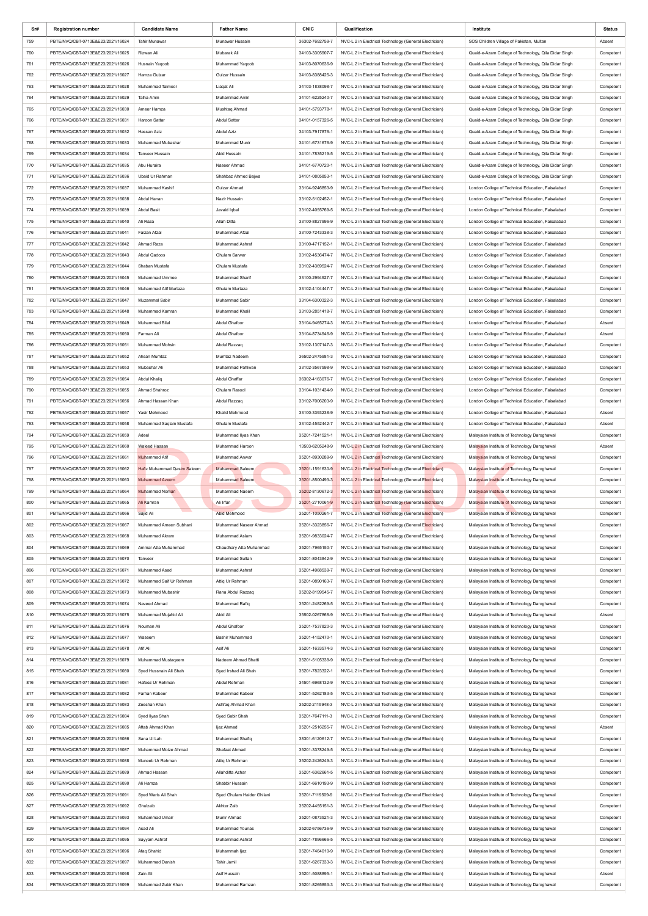| Sr# | Registration number | Candidate Name | Father Name | CNIC | Qualification | Institute | Status |
|---|---|---|---|---|---|---|---|
| 759 | PBTE/NVQ/CBT-0713E&E23/2021/16024 | Tahir Munawar | Munawar Hussain | 36302-7692759-7 | NVC-L 2 in Electrical Technology (General Electrician) | SOS Children Village of Pakistan, Multan | Absent |
| 760 | PBTE/NVQ/CBT-0713E&E23/2021/16025 | Rizwan Ali | Mubarak Ali | 34103-3305907-7 | NVC-L 2 in Electrical Technology (General Electrician) | Quaid-e-Azam College of Technology, Qila Didar Singh | Competent |
| 761 | PBTE/NVQ/CBT-0713E&E23/2021/16026 | Husnain Yaqoob | Muhammad Yaqoob | 34103-8070636-9 | NVC-L 2 in Electrical Technology (General Electrician) | Quaid-e-Azam College of Technology, Qila Didar Singh | Competent |
| 762 | PBTE/NVQ/CBT-0713E&E23/2021/16027 | Hamza Gulzar | Gulzar Hussain | 34103-8388425-3 | NVC-L 2 in Electrical Technology (General Electrician) | Quaid-e-Azam College of Technology, Qila Didar Singh | Competent |
| 763 | PBTE/NVQ/CBT-0713E&E23/2021/16028 | Muhammad Taimoor | Liaqat Ali | 34103-1838098-7 | NVC-L 2 in Electrical Technology (General Electrician) | Quaid-e-Azam College of Technology, Qila Didar Singh | Competent |
| 764 | PBTE/NVQ/CBT-0713E&E23/2021/16029 | Talha Amin | Muhammad Amin | 34101-6225240-7 | NVC-L 2 in Electrical Technology (General Electrician) | Quaid-e-Azam College of Technology, Qila Didar Singh | Competent |
| 765 | PBTE/NVQ/CBT-0713E&E23/2021/16030 | Ameer Hamza | Mushtaq Ahmad | 34101-5793778-1 | NVC-L 2 in Electrical Technology (General Electrician) | Quaid-e-Azam College of Technology, Qila Didar Singh | Competent |
| 766 | PBTE/NVQ/CBT-0713E&E23/2021/16031 | Haroon Sattar | Abdul Sattar | 34101-0157326-5 | NVC-L 2 in Electrical Technology (General Electrician) | Quaid-e-Azam College of Technology, Qila Didar Singh | Competent |
| 767 | PBTE/NVQ/CBT-0713E&E23/2021/16032 | Hassan Aziz | Abdul Aziz | 34103-7917876-1 | NVC-L 2 in Electrical Technology (General Electrician) | Quaid-e-Azam College of Technology, Qila Didar Singh | Competent |
| 768 | PBTE/NVQ/CBT-0713E&E23/2021/16033 | Muhammad Mubashar | Muhammad Munir | 34101-6731676-9 | NVC-L 2 in Electrical Technology (General Electrician) | Quaid-e-Azam College of Technology, Qila Didar Singh | Competent |
| 769 | PBTE/NVQ/CBT-0713E&E23/2021/16034 | Tanveer Hussain | Abid Hussain | 34101-7835219-5 | NVC-L 2 in Electrical Technology (General Electrician) | Quaid-e-Azam College of Technology, Qila Didar Singh | Competent |
| 770 | PBTE/NVQ/CBT-0713E&E23/2021/16035 | Abu Huraira | Naseer Ahmad | 34101-6770720-1 | NVC-L 2 in Electrical Technology (General Electrician) | Quaid-e-Azam College of Technology, Qila Didar Singh | Competent |
| 771 | PBTE/NVQ/CBT-0713E&E23/2021/16036 | Ubaid Ur Rahman | Shahbaz Ahmed Bajwa | 34101-0805863-1 | NVC-L 2 in Electrical Technology (General Electrician) | Quaid-e-Azam College of Technology, Qila Didar Singh | Competent |
| 772 | PBTE/NVQ/CBT-0713E&E23/2021/16037 | Muhammad Kashif | Gulzar Ahmad | 33104-9246853-9 | NVC-L 2 in Electrical Technology (General Electrician) | London College of Technical Education, Faisalabad | Competent |
| 773 | PBTE/NVQ/CBT-0713E&E23/2021/16038 | Abdul Hanan | Nazir Hussain | 33102-5102462-1 | NVC-L 2 in Electrical Technology (General Electrician) | London College of Technical Education, Faisalabad | Competent |
| 774 | PBTE/NVQ/CBT-0713E&E23/2021/16039 | Abdul Basit | Javaid Iqbal | 33102-4055769-5 | NVC-L 2 in Electrical Technology (General Electrician) | London College of Technical Education, Faisalabad | Competent |
| 775 | PBTE/NVQ/CBT-0713E&E23/2021/16040 | Ali Raza | Allah Ditta | 33100-8827996-9 | NVC-L 2 in Electrical Technology (General Electrician) | London College of Technical Education, Faisalabad | Competent |
| 776 | PBTE/NVQ/CBT-0713E&E23/2021/16041 | Faizan Afzal | Muhammad Afzal | 33100-7243338-3 | NVC-L 2 in Electrical Technology (General Electrician) | London College of Technical Education, Faisalabad | Competent |
| 777 | PBTE/NVQ/CBT-0713E&E23/2021/16042 | Ahmad Raza | Muhammad Ashraf | 33100-4717152-1 | NVC-L 2 in Electrical Technology (General Electrician) | London College of Technical Education, Faisalabad | Competent |
| 778 | PBTE/NVQ/CBT-0713E&E23/2021/16043 | Abdul Qadoos | Ghulam Sarwar | 33102-4536474-7 | NVC-L 2 in Electrical Technology (General Electrician) | London College of Technical Education, Faisalabad | Competent |
| 779 | PBTE/NVQ/CBT-0713E&E23/2021/16044 | Shaban Mustafa | Ghulam Mustafa | 33102-4369524-7 | NVC-L 2 in Electrical Technology (General Electrician) | London College of Technical Education, Faisalabad | Competent |
| 780 | PBTE/NVQ/CBT-0713E&E23/2021/16045 | Muhammad Ummee | Muhammad Sharif | 33100-2994927-7 | NVC-L 2 in Electrical Technology (General Electrician) | London College of Technical Education, Faisalabad | Competent |
| 781 | PBTE/NVQ/CBT-0713E&E23/2021/16046 | Muhammad Atif Murtaza | Ghulam Murtaza | 33102-4104447-7 | NVC-L 2 in Electrical Technology (General Electrician) | London College of Technical Education, Faisalabad | Competent |
| 782 | PBTE/NVQ/CBT-0713E&E23/2021/16047 | Muzammal Sabir | Muhammad Sabir | 33104-6300322-3 | NVC-L 2 in Electrical Technology (General Electrician) | London College of Technical Education, Faisalabad | Competent |
| 783 | PBTE/NVQ/CBT-0713E&E23/2021/16048 | Muhammad Kamran | Muhammad Khalil | 33103-2851418-7 | NVC-L 2 in Electrical Technology (General Electrician) | London College of Technical Education, Faisalabad | Competent |
| 784 | PBTE/NVQ/CBT-0713E&E23/2021/16049 | Muhammad Bilal | Abdul Ghafoor | 33104-9465274-3 | NVC-L 2 in Electrical Technology (General Electrician) | London College of Technical Education, Faisalabad | Absent |
| 785 | PBTE/NVQ/CBT-0713E&E23/2021/16050 | Farman Ali | Abdul Ghafoor | 33104-8734946-9 | NVC-L 2 in Electrical Technology (General Electrician) | London College of Technical Education, Faisalabad | Absent |
| 786 | PBTE/NVQ/CBT-0713E&E23/2021/16051 | Muhammad Mohsin | Abdul Razzaq | 33102-1307147-3 | NVC-L 2 in Electrical Technology (General Electrician) | London College of Technical Education, Faisalabad | Competent |
| 787 | PBTE/NVQ/CBT-0713E&E23/2021/16052 | Ahsan Mumtaz | Mumtaz Nadeem | 36502-2475981-3 | NVC-L 2 in Electrical Technology (General Electrician) | London College of Technical Education, Faisalabad | Competent |
| 788 | PBTE/NVQ/CBT-0713E&E23/2021/16053 | Mubashar Ali | Muhammad Pahlwan | 33102-3567598-9 | NVC-L 2 in Electrical Technology (General Electrician) | London College of Technical Education, Faisalabad | Competent |
| 789 | PBTE/NVQ/CBT-0713E&E23/2021/16054 | Abdul Khaliq | Abdul Ghaffar | 36302-4163076-7 | NVC-L 2 in Electrical Technology (General Electrician) | London College of Technical Education, Faisalabad | Competent |
| 790 | PBTE/NVQ/CBT-0713E&E23/2021/16055 | Ahmad Shahroz | Ghulam Rasool | 33104-1031434-9 | NVC-L 2 in Electrical Technology (General Electrician) | London College of Technical Education, Faisalabad | Competent |
| 791 | PBTE/NVQ/CBT-0713E&E23/2021/16056 | Ahmad Hassan Khan | Abdul Razzaq | 33102-7006203-9 | NVC-L 2 in Electrical Technology (General Electrician) | London College of Technical Education, Faisalabad | Competent |
| 792 | PBTE/NVQ/CBT-0713E&E23/2021/16057 | Yasir Mehmood | Khalid Mehmood | 33100-3393238-9 | NVC-L 2 in Electrical Technology (General Electrician) | London College of Technical Education, Faisalabad | Absent |
| 793 | PBTE/NVQ/CBT-0713E&E23/2021/16058 | Muhammad Saqlain Mustafa | Ghulam Mustafa | 33102-4552442-7 | NVC-L 2 in Electrical Technology (General Electrician) | London College of Technical Education, Faisalabad | Absent |
| 794 | PBTE/NVQ/CBT-0713E&E23/2021/16059 | Adeel | Muhammad Ilyas Khan | 35201-7241521-1 | NVC-L 2 in Electrical Technology (General Electrician) | Malaysian Institute of Technology Daroghawal | Competent |
| 795 | PBTE/NVQ/CBT-0713E&E23/2021/16060 | Waleed Hassan | Muhammad Haroon | 13503-6205248-9 | NVC-L 2 in Electrical Technology (General Electrician) | Malaysian Institute of Technology Daroghawal | Absent |
| 796 | PBTE/NVQ/CBT-0713E&E23/2021/16061 | Muhammad Atif | Muhammad Anwar | 35201-8930289-9 | NVC-L 2 in Electrical Technology (General Electrician) | Malaysian Institute of Technology Daroghawal | Competent |
| 797 | PBTE/NVQ/CBT-0713E&E23/2021/16062 | Hafiz Muhammad Qasim Saleem | Muhammad Saleem | 35201-1591630-9 | NVC-L 2 in Electrical Technology (General Electrician) | Malaysian Institute of Technology Daroghawal | Competent |
| 798 | PBTE/NVQ/CBT-0713E&E23/2021/16063 | Muhammad Azeem | Muhammad Saleem | 35201-8500493-3 | NVC-L 2 in Electrical Technology (General Electrician) | Malaysian Institute of Technology Daroghawal | Competent |
| 799 | PBTE/NVQ/CBT-0713E&E23/2021/16064 | Muhammad Noman | Muhammad Naeem | 35202-8130672-3 | NVC-L 2 in Electrical Technology (General Electrician) | Malaysian Institute of Technology Daroghawal | Competent |
| 800 | PBTE/NVQ/CBT-0713E&E23/2021/16065 | Ali Kamran | Ali Irfan | 35201-2710061-9 | NVC-L 2 in Electrical Technology (General Electrician) | Malaysian Institute of Technology Daroghawal | Competent |
| 801 | PBTE/NVQ/CBT-0713E&E23/2021/16066 | Sajid Ali | Abid Mehmood | 35201-1050261-7 | NVC-L 2 in Electrical Technology (General Electrician) | Malaysian Institute of Technology Daroghawal | Competent |
| 802 | PBTE/NVQ/CBT-0713E&E23/2021/16067 | Muhammad Ameen Subhani | Muhammad Naseer Ahmad | 35201-3323856-7 | NVC-L 2 in Electrical Technology (General Electrician) | Malaysian Institute of Technology Daroghawal | Competent |
| 803 | PBTE/NVQ/CBT-0713E&E23/2021/16068 | Muhammad Akram | Muhammad Aslam | 35201-9833024-7 | NVC-L 2 in Electrical Technology (General Electrician) | Malaysian Institute of Technology Daroghawal | Competent |
| 804 | PBTE/NVQ/CBT-0713E&E23/2021/16069 | Ammar Atta Muhammad | Chaudhary Atta Muhammad | 35201-7965150-7 | NVC-L 2 in Electrical Technology (General Electrician) | Malaysian Institute of Technology Daroghawal | Competent |
| 805 | PBTE/NVQ/CBT-0713E&E23/2021/16070 | Tanveer | Muhammad Sultan | 35201-8043842-9 | NVC-L 2 in Electrical Technology (General Electrician) | Malaysian Institute of Technology Daroghawal | Competent |
| 806 | PBTE/NVQ/CBT-0713E&E23/2021/16071 | Muhammad Asad | Muhammad Ashraf | 35201-4968539-7 | NVC-L 2 in Electrical Technology (General Electrician) | Malaysian Institute of Technology Daroghawal | Competent |
| 807 | PBTE/NVQ/CBT-0713E&E23/2021/16072 | Muhammad Saif Ur Rehman | Attiq Ur Rehman | 35201-0890163-7 | NVC-L 2 in Electrical Technology (General Electrician) | Malaysian Institute of Technology Daroghawal | Competent |
| 808 | PBTE/NVQ/CBT-0713E&E23/2021/16073 | Muhammad Mubashir | Rana Abdul Razzaq | 35202-8199545-7 | NVC-L 2 in Electrical Technology (General Electrician) | Malaysian Institute of Technology Daroghawal | Competent |
| 809 | PBTE/NVQ/CBT-0713E&E23/2021/16074 | Naveed Ahmad | Muhammad Rafiq | 35201-2482269-5 | NVC-L 2 in Electrical Technology (General Electrician) | Malaysian Institute of Technology Daroghawal | Competent |
| 810 | PBTE/NVQ/CBT-0713E&E23/2021/16075 | Muhammad Mujahid Ali | Abid Ali | 35502-0267868-9 | NVC-L 2 in Electrical Technology (General Electrician) | Malaysian Institute of Technology Daroghawal | Absent |
| 811 | PBTE/NVQ/CBT-0713E&E23/2021/16076 | Nouman Ali | Abdul Ghafoor | 35201-7537820-3 | NVC-L 2 in Electrical Technology (General Electrician) | Malaysian Institute of Technology Daroghawal | Competent |
| 812 | PBTE/NVQ/CBT-0713E&E23/2021/16077 | Waseem | Bashir Muhammad | 35201-4152470-1 | NVC-L 2 in Electrical Technology (General Electrician) | Malaysian Institute of Technology Daroghawal | Competent |
| 813 | PBTE/NVQ/CBT-0713E&E23/2021/16078 | Atif Ali | Asif Ali | 35201-1633574-3 | NVC-L 2 in Electrical Technology (General Electrician) | Malaysian Institute of Technology Daroghawal | Competent |
| 814 | PBTE/NVQ/CBT-0713E&E23/2021/16079 | Muhammad Mustaqeem | Nadeem Ahmad Bhatti | 35201-5105338-9 | NVC-L 2 in Electrical Technology (General Electrician) | Malaysian Institute of Technology Daroghawal | Competent |
| 815 | PBTE/NVQ/CBT-0713E&E23/2021/16080 | Syed Hussnain Ali Shah | Syed Irshad Ali Shah | 35201-7823322-1 | NVC-L 2 in Electrical Technology (General Electrician) | Malaysian Institute of Technology Daroghawal | Competent |
| 816 | PBTE/NVQ/CBT-0713E&E23/2021/16081 | Hafeez Ur Rehman | Abdul Rehman | 34501-6968132-9 | NVC-L 2 in Electrical Technology (General Electrician) | Malaysian Institute of Technology Daroghawal | Competent |
| 817 | PBTE/NVQ/CBT-0713E&E23/2021/16082 | Farhan Kabeer | Muhammad Kabeer | 35201-5262183-5 | NVC-L 2 in Electrical Technology (General Electrician) | Malaysian Institute of Technology Daroghawal | Competent |
| 818 | PBTE/NVQ/CBT-0713E&E23/2021/16083 | Zeeshan Khan | Ashfaq Ahmad Khan | 35202-2115948-3 | NVC-L 2 in Electrical Technology (General Electrician) | Malaysian Institute of Technology Daroghawal | Competent |
| 819 | PBTE/NVQ/CBT-0713E&E23/2021/16084 | Syed Ilyas Shah | Syed Sabir Shah | 35201-7647111-3 | NVC-L 2 in Electrical Technology (General Electrician) | Malaysian Institute of Technology Daroghawal | Competent |
| 820 | PBTE/NVQ/CBT-0713E&E23/2021/16085 | Aftab Ahmad Khan | Ijaz Ahmad | 35201-2516255-7 | NVC-L 2 in Electrical Technology (General Electrician) | Malaysian Institute of Technology Daroghawal | Absent |
| 821 | PBTE/NVQ/CBT-0713E&E23/2021/16086 | Sana Ul Lah | Muhammad Shafiq | 38301-6120612-7 | NVC-L 2 in Electrical Technology (General Electrician) | Malaysian Institute of Technology Daroghawal | Competent |
| 822 | PBTE/NVQ/CBT-0713E&E23/2021/16087 | Muhammad Moize Ahmad | Shafaat Ahmad | 35201-3378249-5 | NVC-L 2 in Electrical Technology (General Electrician) | Malaysian Institute of Technology Daroghawal | Competent |
| 823 | PBTE/NVQ/CBT-0713E&E23/2021/16088 | Muneeb Ur Rehman | Attiq Ur Rehman | 35202-2426249-3 | NVC-L 2 in Electrical Technology (General Electrician) | Malaysian Institute of Technology Daroghawal | Competent |
| 824 | PBTE/NVQ/CBT-0713E&E23/2021/16089 | Ahmad Hassan | Allahditta Azhar | 35201-6362661-5 | NVC-L 2 in Electrical Technology (General Electrician) | Malaysian Institute of Technology Daroghawal | Competent |
| 825 | PBTE/NVQ/CBT-0713E&E23/2021/16090 | Ali Hamza | Shabbir Hussain | 35201-6610193-9 | NVC-L 2 in Electrical Technology (General Electrician) | Malaysian Institute of Technology Daroghawal | Competent |
| 826 | PBTE/NVQ/CBT-0713E&E23/2021/16091 | Syed Waris Ali Shah | Syed Ghulam Haider Ghilani | 35201-7119509-9 | NVC-L 2 in Electrical Technology (General Electrician) | Malaysian Institute of Technology Daroghawal | Competent |
| 827 | PBTE/NVQ/CBT-0713E&E23/2021/16092 | Ghulzaib | Akhter Zaib | 35202-4455151-3 | NVC-L 2 in Electrical Technology (General Electrician) | Malaysian Institute of Technology Daroghawal | Competent |
| 828 | PBTE/NVQ/CBT-0713E&E23/2021/16093 | Muhammad Umair | Munir Ahmad | 35201-0873521-3 | NVC-L 2 in Electrical Technology (General Electrician) | Malaysian Institute of Technology Daroghawal | Competent |
| 829 | PBTE/NVQ/CBT-0713E&E23/2021/16094 | Asad Ali | Muhammad Younas | 35202-6756736-9 | NVC-L 2 in Electrical Technology (General Electrician) | Malaysian Institute of Technology Daroghawal | Competent |
| 830 | PBTE/NVQ/CBT-0713E&E23/2021/16095 | Sayyam Ashraf | Muhammad Ashraf | 35201-7896666-5 | NVC-L 2 in Electrical Technology (General Electrician) | Malaysian Institute of Technology Daroghawal | Competent |
| 831 | PBTE/NVQ/CBT-0713E&E23/2021/16096 | Afaq Shahid | Muhammah Ijaz | 35201-7464010-9 | NVC-L 2 in Electrical Technology (General Electrician) | Malaysian Institute of Technology Daroghawal | Competent |
| 832 | PBTE/NVQ/CBT-0713E&E23/2021/16097 | Muhammad Danish | Tahir Jamil | 35201-6267333-3 | NVC-L 2 in Electrical Technology (General Electrician) | Malaysian Institute of Technology Daroghawal | Competent |
| 833 | PBTE/NVQ/CBT-0713E&E23/2021/16098 | Zain Ali | Asif Hussain | 35201-5088895-1 | NVC-L 2 in Electrical Technology (General Electrician) | Malaysian Institute of Technology Daroghawal | Absent |
| 834 | PBTE/NVQ/CBT-0713E&E23/2021/16099 | Muhammad Zubir Khan | Muhammad Ramzan | 35201-8265853-3 | NVC-L 2 in Electrical Technology (General Electrician) | Malaysian Institute of Technology Daroghawal | Competent |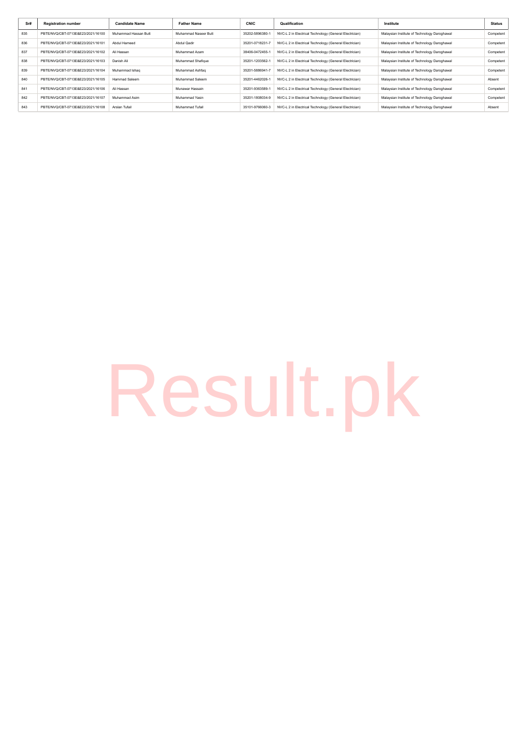| Sr# | Registration number | Candidate Name | Father Name | CNIC | Qualification | Institute | Status |
|---|---|---|---|---|---|---|---|
| 835 | PBTE/NVQ/CBT-0713E&E23/2021/16100 | Muhammad Hassan Butt | Muhammad Naseer Butt | 35202-5896380-1 | NVC-L 2 in Electrical Technology (General Electrician) | Malaysian Institute of Technology Daroghawal | Competent |
| 836 | PBTE/NVQ/CBT-0713E&E23/2021/16101 | Abdul Hameed | Abdul Qadir | 35201-0718231-7 | NVC-L 2 in Electrical Technology (General Electrician) | Malaysian Institute of Technology Daroghawal | Competent |
| 837 | PBTE/NVQ/CBT-0713E&E23/2021/16102 | Ali Hassan | Muhammad Azam | 38406-0472455-1 | NVC-L 2 in Electrical Technology (General Electrician) | Malaysian Institute of Technology Daroghawal | Competent |
| 838 | PBTE/NVQ/CBT-0713E&E23/2021/16103 | Danish Ali | Muhammad Shafique | 35201-1203562-1 | NVC-L 2 in Electrical Technology (General Electrician) | Malaysian Institute of Technology Daroghawal | Competent |
| 839 | PBTE/NVQ/CBT-0713E&E23/2021/16104 | Muhammad Ishaq | Muhammad Ashfaq | 35201-5886941-7 | NVC-L 2 in Electrical Technology (General Electrician) | Malaysian Institute of Technology Daroghawal | Competent |
| 840 | PBTE/NVQ/CBT-0713E&E23/2021/16105 | Hammad Saleem | Muhammad Saleem | 35201-4462026-1 | NVC-L 2 in Electrical Technology (General Electrician) | Malaysian Institute of Technology Daroghawal | Absent |
| 841 | PBTE/NVQ/CBT-0713E&E23/2021/16106 | Ali Hassan | Munawar Hassain | 35201-9363589-1 | NVC-L 2 in Electrical Technology (General Electrician) | Malaysian Institute of Technology Daroghawal | Competent |
| 842 | PBTE/NVQ/CBT-0713E&E23/2021/16107 | Muhammad Asim | Muhammad Yasin | 35201-1808034-9 | NVC-L 2 in Electrical Technology (General Electrician) | Malaysian Institute of Technology Daroghawal | Competent |
| 843 | PBTE/NVQ/CBT-0713E&E23/2021/16108 | Arslan Tufail | Muhammad Tufail | 35101-9766060-3 | NVC-L 2 in Electrical Technology (General Electrician) | Malaysian Institute of Technology Daroghawal | Absent |

Result.pk